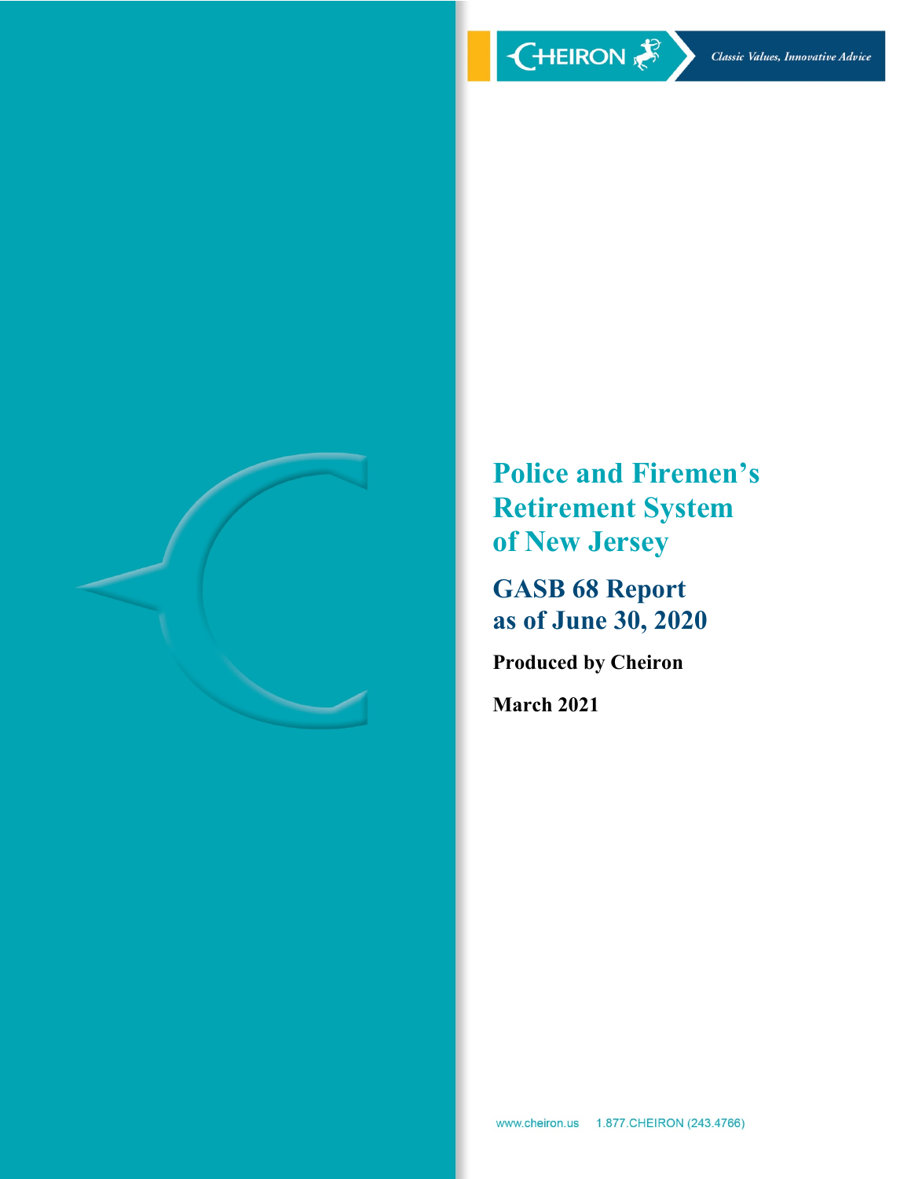CHEIRON *Classic Values, Innovative Advice*

# Police and Firemen's Retirement System of New Jersey

## GASB 68 Report as of June 30, 2020

**Produced by Cheiron**

**March 2021**

www.cheiron.us 1.877.CHEIRON (243.4766)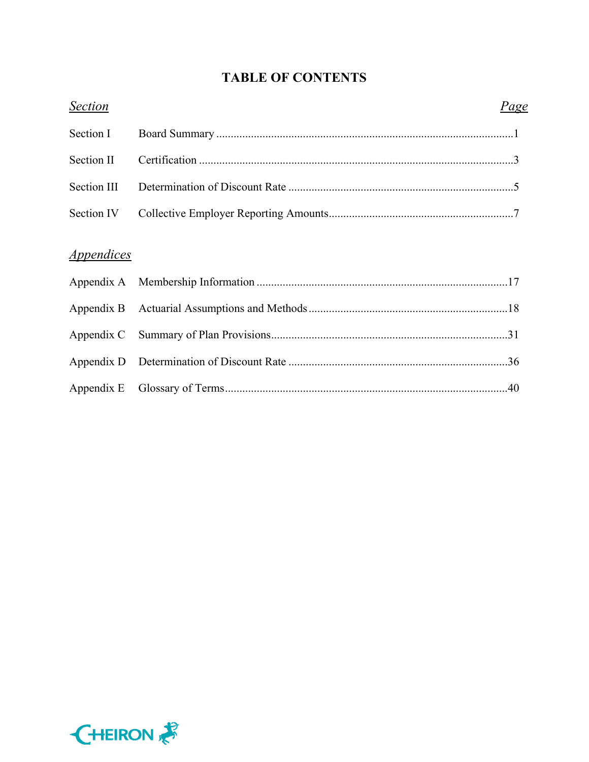# TABLE OF CONTENTS

| *Section* | | *Page* |
|---|---|---|
| Section I | Board Summary | 1 |
| Section II | Certification | 3 |
| Section III | Determination of Discount Rate | 5 |
| Section IV | Collective Employer Reporting Amounts | 7 |

| *Appendices* | | |
|---|---|---|
| Appendix A | Membership Information | 17 |
| Appendix B | Actuarial Assumptions and Methods | 18 |
| Appendix C | Summary of Plan Provisions | 31 |
| Appendix D | Determination of Discount Rate | 36 |
| Appendix E | Glossary of Terms | 40 |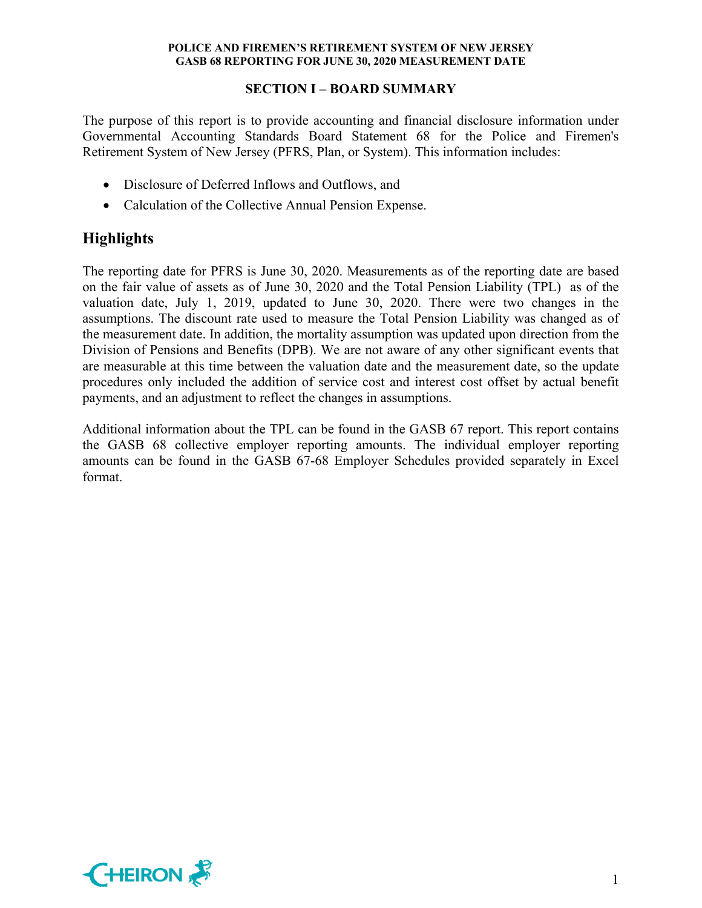## SECTION I – BOARD SUMMARY

The purpose of this report is to provide accounting and financial disclosure information under Governmental Accounting Standards Board Statement 68 for the Police and Firemen's Retirement System of New Jersey (PFRS, Plan, or System). This information includes:

- Disclosure of Deferred Inflows and Outflows, and
- Calculation of the Collective Annual Pension Expense.

## Highlights

The reporting date for PFRS is June 30, 2020. Measurements as of the reporting date are based on the fair value of assets as of June 30, 2020 and the Total Pension Liability (TPL) as of the valuation date, July 1, 2019, updated to June 30, 2020. There were two changes in the assumptions. The discount rate used to measure the Total Pension Liability was changed as of the measurement date. In addition, the mortality assumption was updated upon direction from the Division of Pensions and Benefits (DPB). We are not aware of any other significant events that are measurable at this time between the valuation date and the measurement date, so the update procedures only included the addition of service cost and interest cost offset by actual benefit payments, and an adjustment to reflect the changes in assumptions.

Additional information about the TPL can be found in the GASB 67 report. This report contains the GASB 68 collective employer reporting amounts. The individual employer reporting amounts can be found in the GASB 67-68 Employer Schedules provided separately in Excel format.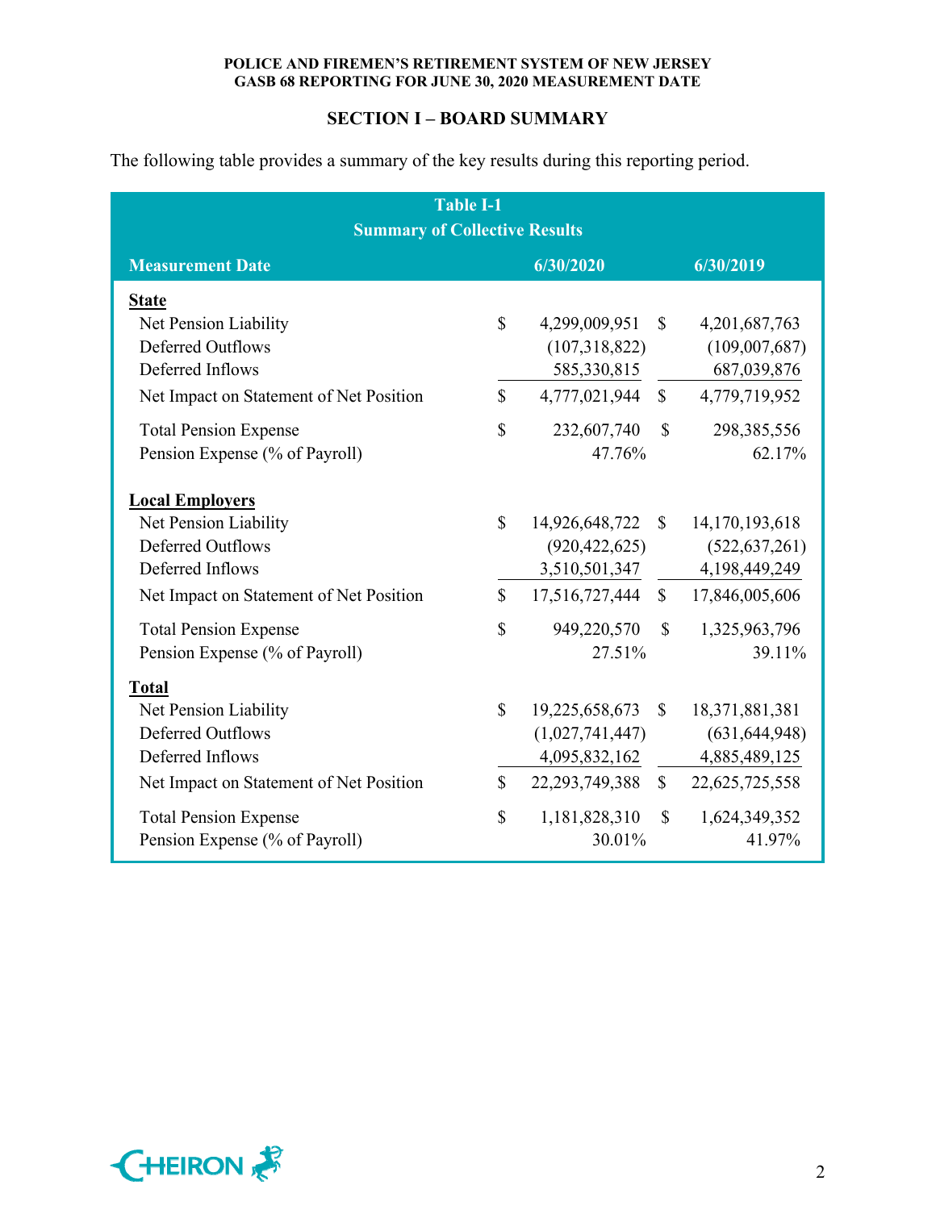## SECTION I – BOARD SUMMARY

The following table provides a summary of the key results during this reporting period.

**Table I-1**
**Summary of Collective Results**

| Measurement Date | 6/30/2020 | 6/30/2019 |
|---|---|---|
| **State** | | |
| Net Pension Liability | $ 4,299,009,951 | $ 4,201,687,763 |
| Deferred Outflows | (107,318,822) | (109,007,687) |
| Deferred Inflows | 585,330,815 | 687,039,876 |
| Net Impact on Statement of Net Position | $ 4,777,021,944 | $ 4,779,719,952 |
| Total Pension Expense | $ 232,607,740 | $ 298,385,556 |
| Pension Expense (% of Payroll) | 47.76% | 62.17% |
| **Local Employers** | | |
| Net Pension Liability | $ 14,926,648,722 | $ 14,170,193,618 |
| Deferred Outflows | (920,422,625) | (522,637,261) |
| Deferred Inflows | 3,510,501,347 | 4,198,449,249 |
| Net Impact on Statement of Net Position | $ 17,516,727,444 | $ 17,846,005,606 |
| Total Pension Expense | $ 949,220,570 | $ 1,325,963,796 |
| Pension Expense (% of Payroll) | 27.51% | 39.11% |
| **Total** | | |
| Net Pension Liability | $ 19,225,658,673 | $ 18,371,881,381 |
| Deferred Outflows | (1,027,741,447) | (631,644,948) |
| Deferred Inflows | 4,095,832,162 | 4,885,489,125 |
| Net Impact on Statement of Net Position | $ 22,293,749,388 | $ 22,625,725,558 |
| Total Pension Expense | $ 1,181,828,310 | $ 1,624,349,352 |
| Pension Expense (% of Payroll) | 30.01% | 41.97% |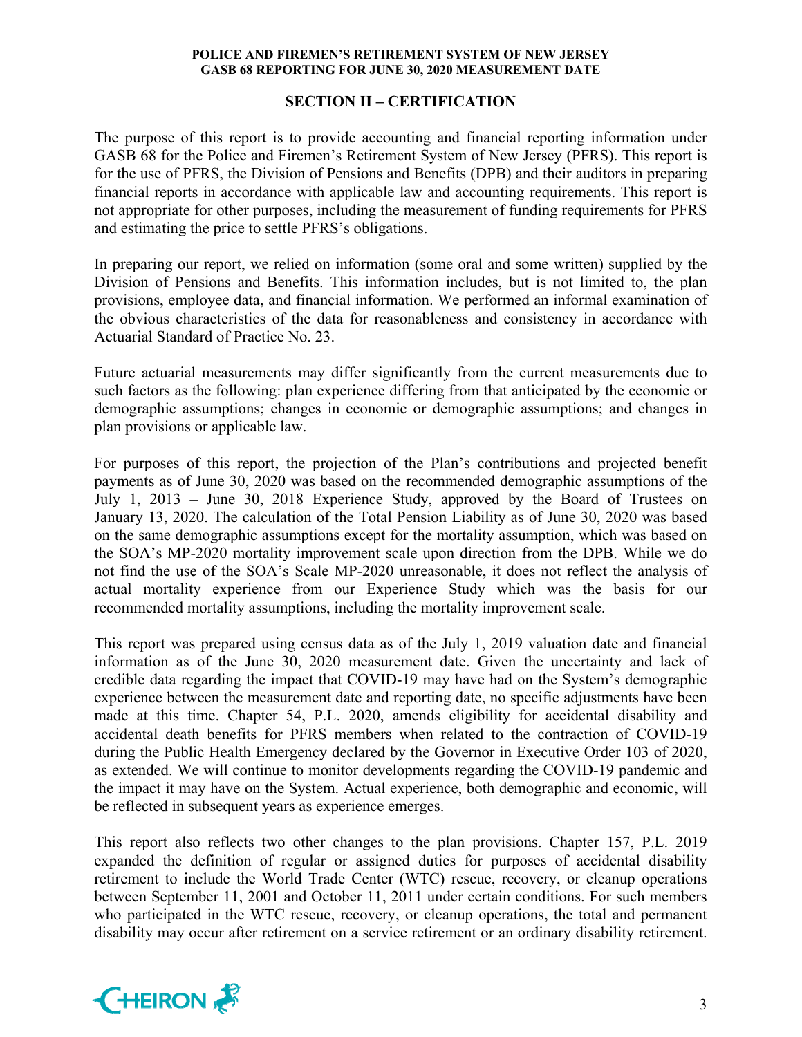## SECTION II – CERTIFICATION

The purpose of this report is to provide accounting and financial reporting information under GASB 68 for the Police and Firemen's Retirement System of New Jersey (PFRS). This report is for the use of PFRS, the Division of Pensions and Benefits (DPB) and their auditors in preparing financial reports in accordance with applicable law and accounting requirements. This report is not appropriate for other purposes, including the measurement of funding requirements for PFRS and estimating the price to settle PFRS's obligations.

In preparing our report, we relied on information (some oral and some written) supplied by the Division of Pensions and Benefits. This information includes, but is not limited to, the plan provisions, employee data, and financial information. We performed an informal examination of the obvious characteristics of the data for reasonableness and consistency in accordance with Actuarial Standard of Practice No. 23.

Future actuarial measurements may differ significantly from the current measurements due to such factors as the following: plan experience differing from that anticipated by the economic or demographic assumptions; changes in economic or demographic assumptions; and changes in plan provisions or applicable law.

For purposes of this report, the projection of the Plan's contributions and projected benefit payments as of June 30, 2020 was based on the recommended demographic assumptions of the July 1, 2013 – June 30, 2018 Experience Study, approved by the Board of Trustees on January 13, 2020. The calculation of the Total Pension Liability as of June 30, 2020 was based on the same demographic assumptions except for the mortality assumption, which was based on the SOA's MP-2020 mortality improvement scale upon direction from the DPB. While we do not find the use of the SOA's Scale MP-2020 unreasonable, it does not reflect the analysis of actual mortality experience from our Experience Study which was the basis for our recommended mortality assumptions, including the mortality improvement scale.

This report was prepared using census data as of the July 1, 2019 valuation date and financial information as of the June 30, 2020 measurement date. Given the uncertainty and lack of credible data regarding the impact that COVID-19 may have had on the System's demographic experience between the measurement date and reporting date, no specific adjustments have been made at this time. Chapter 54, P.L. 2020, amends eligibility for accidental disability and accidental death benefits for PFRS members when related to the contraction of COVID-19 during the Public Health Emergency declared by the Governor in Executive Order 103 of 2020, as extended. We will continue to monitor developments regarding the COVID-19 pandemic and the impact it may have on the System. Actual experience, both demographic and economic, will be reflected in subsequent years as experience emerges.

This report also reflects two other changes to the plan provisions. Chapter 157, P.L. 2019 expanded the definition of regular or assigned duties for purposes of accidental disability retirement to include the World Trade Center (WTC) rescue, recovery, or cleanup operations between September 11, 2001 and October 11, 2011 under certain conditions. For such members who participated in the WTC rescue, recovery, or cleanup operations, the total and permanent disability may occur after retirement on a service retirement or an ordinary disability retirement.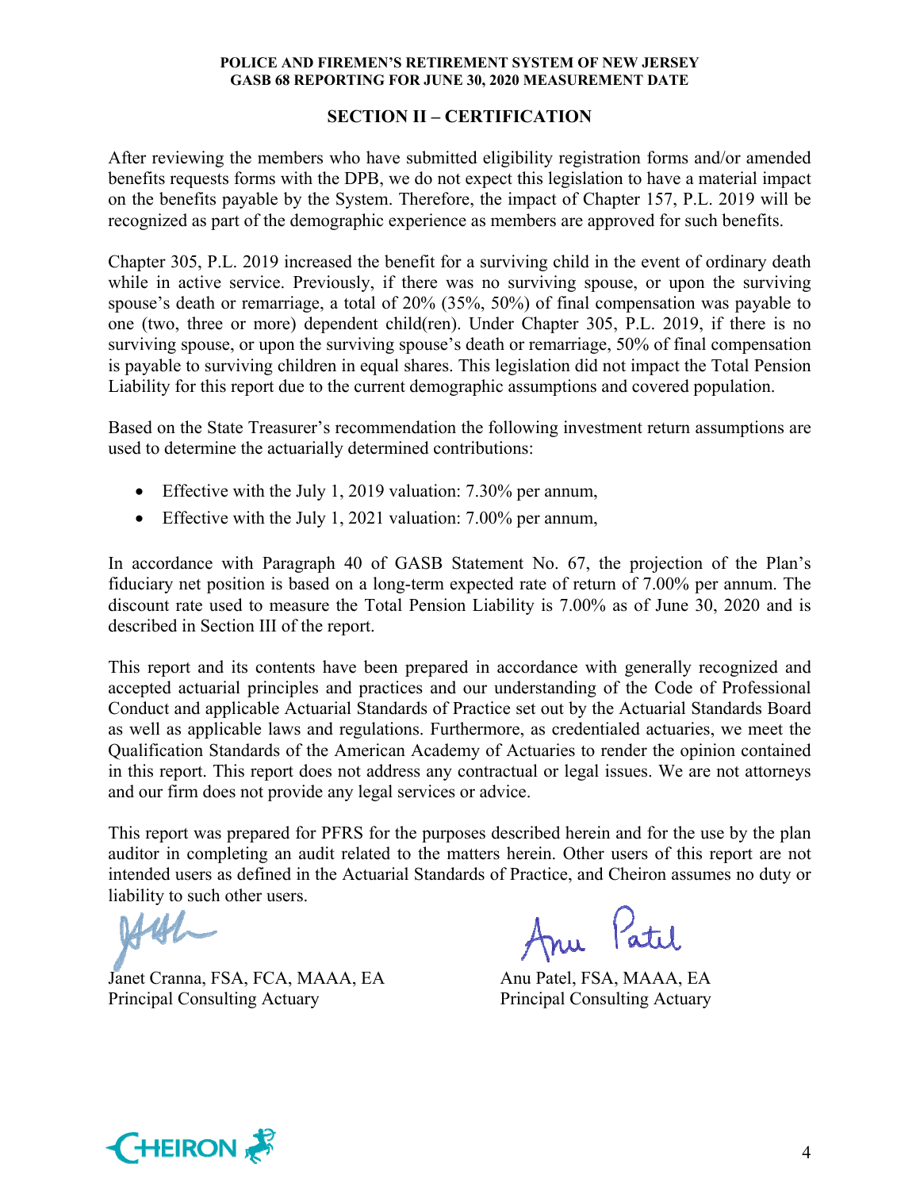## SECTION II – CERTIFICATION

After reviewing the members who have submitted eligibility registration forms and/or amended benefits requests forms with the DPB, we do not expect this legislation to have a material impact on the benefits payable by the System. Therefore, the impact of Chapter 157, P.L. 2019 will be recognized as part of the demographic experience as members are approved for such benefits.

Chapter 305, P.L. 2019 increased the benefit for a surviving child in the event of ordinary death while in active service. Previously, if there was no surviving spouse, or upon the surviving spouse's death or remarriage, a total of 20% (35%, 50%) of final compensation was payable to one (two, three or more) dependent child(ren). Under Chapter 305, P.L. 2019, if there is no surviving spouse, or upon the surviving spouse's death or remarriage, 50% of final compensation is payable to surviving children in equal shares. This legislation did not impact the Total Pension Liability for this report due to the current demographic assumptions and covered population.

Based on the State Treasurer's recommendation the following investment return assumptions are used to determine the actuarially determined contributions:

- Effective with the July 1, 2019 valuation: 7.30% per annum,
- Effective with the July 1, 2021 valuation: 7.00% per annum,

In accordance with Paragraph 40 of GASB Statement No. 67, the projection of the Plan's fiduciary net position is based on a long-term expected rate of return of 7.00% per annum. The discount rate used to measure the Total Pension Liability is 7.00% as of June 30, 2020 and is described in Section III of the report.

This report and its contents have been prepared in accordance with generally recognized and accepted actuarial principles and practices and our understanding of the Code of Professional Conduct and applicable Actuarial Standards of Practice set out by the Actuarial Standards Board as well as applicable laws and regulations. Furthermore, as credentialed actuaries, we meet the Qualification Standards of the American Academy of Actuaries to render the opinion contained in this report. This report does not address any contractual or legal issues. We are not attorneys and our firm does not provide any legal services or advice.

This report was prepared for PFRS for the purposes described herein and for the use by the plan auditor in completing an audit related to the matters herein. Other users of this report are not intended users as defined in the Actuarial Standards of Practice, and Cheiron assumes no duty or liability to such other users.

Janet Cranna, FSA, FCA, MAAA, EA
Principal Consulting Actuary

Anu Patel, FSA, MAAA, EA
Principal Consulting Actuary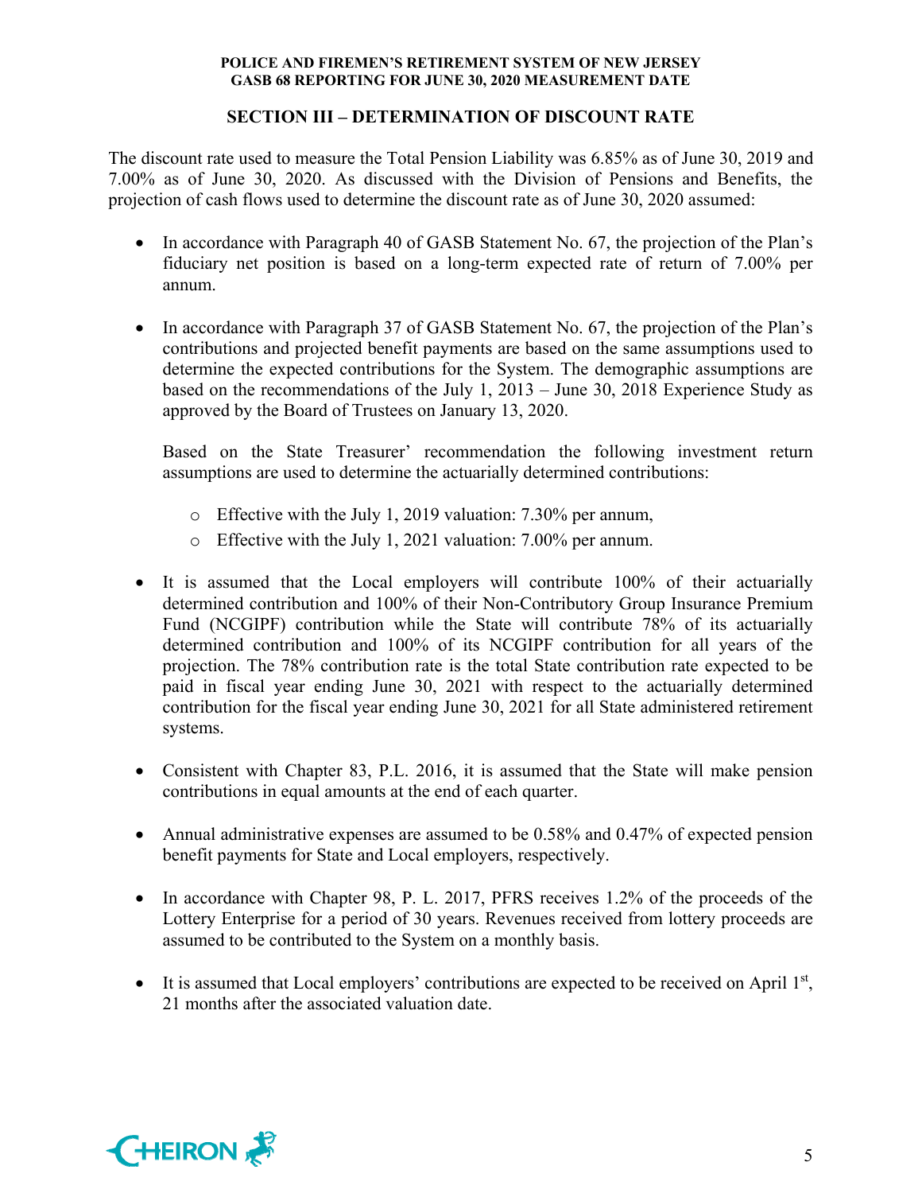## SECTION III – DETERMINATION OF DISCOUNT RATE

The discount rate used to measure the Total Pension Liability was 6.85% as of June 30, 2019 and 7.00% as of June 30, 2020. As discussed with the Division of Pensions and Benefits, the projection of cash flows used to determine the discount rate as of June 30, 2020 assumed:

- In accordance with Paragraph 40 of GASB Statement No. 67, the projection of the Plan's fiduciary net position is based on a long-term expected rate of return of 7.00% per annum.

- In accordance with Paragraph 37 of GASB Statement No. 67, the projection of the Plan's contributions and projected benefit payments are based on the same assumptions used to determine the expected contributions for the System. The demographic assumptions are based on the recommendations of the July 1, 2013 – June 30, 2018 Experience Study as approved by the Board of Trustees on January 13, 2020.

  Based on the State Treasurer' recommendation the following investment return assumptions are used to determine the actuarially determined contributions:

  - Effective with the July 1, 2019 valuation: 7.30% per annum,
  - Effective with the July 1, 2021 valuation: 7.00% per annum.

- It is assumed that the Local employers will contribute 100% of their actuarially determined contribution and 100% of their Non-Contributory Group Insurance Premium Fund (NCGIPF) contribution while the State will contribute 78% of its actuarially determined contribution and 100% of its NCGIPF contribution for all years of the projection. The 78% contribution rate is the total State contribution rate expected to be paid in fiscal year ending June 30, 2021 with respect to the actuarially determined contribution for the fiscal year ending June 30, 2021 for all State administered retirement systems.

- Consistent with Chapter 83, P.L. 2016, it is assumed that the State will make pension contributions in equal amounts at the end of each quarter.

- Annual administrative expenses are assumed to be 0.58% and 0.47% of expected pension benefit payments for State and Local employers, respectively.

- In accordance with Chapter 98, P. L. 2017, PFRS receives 1.2% of the proceeds of the Lottery Enterprise for a period of 30 years. Revenues received from lottery proceeds are assumed to be contributed to the System on a monthly basis.

- It is assumed that Local employers' contributions are expected to be received on April 1st, 21 months after the associated valuation date.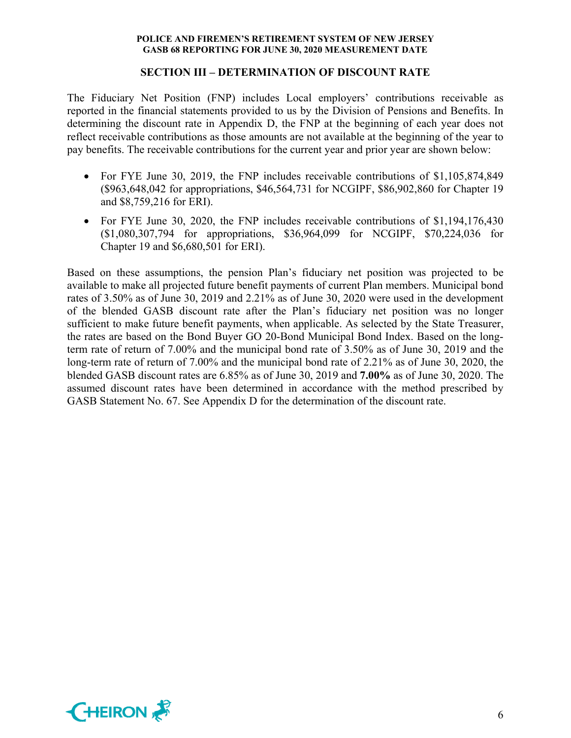## SECTION III – DETERMINATION OF DISCOUNT RATE

The Fiduciary Net Position (FNP) includes Local employers' contributions receivable as reported in the financial statements provided to us by the Division of Pensions and Benefits. In determining the discount rate in Appendix D, the FNP at the beginning of each year does not reflect receivable contributions as those amounts are not available at the beginning of the year to pay benefits. The receivable contributions for the current year and prior year are shown below:

- For FYE June 30, 2019, the FNP includes receivable contributions of $1,105,874,849 ($963,648,042 for appropriations, $46,564,731 for NCGIPF, $86,902,860 for Chapter 19 and $8,759,216 for ERI).
- For FYE June 30, 2020, the FNP includes receivable contributions of $1,194,176,430 ($1,080,307,794 for appropriations, $36,964,099 for NCGIPF, $70,224,036 for Chapter 19 and $6,680,501 for ERI).

Based on these assumptions, the pension Plan's fiduciary net position was projected to be available to make all projected future benefit payments of current Plan members. Municipal bond rates of 3.50% as of June 30, 2019 and 2.21% as of June 30, 2020 were used in the development of the blended GASB discount rate after the Plan's fiduciary net position was no longer sufficient to make future benefit payments, when applicable. As selected by the State Treasurer, the rates are based on the Bond Buyer GO 20-Bond Municipal Bond Index. Based on the long-term rate of return of 7.00% and the municipal bond rate of 3.50% as of June 30, 2019 and the long-term rate of return of 7.00% and the municipal bond rate of 2.21% as of June 30, 2020, the blended GASB discount rates are 6.85% as of June 30, 2019 and **7.00%** as of June 30, 2020. The assumed discount rates have been determined in accordance with the method prescribed by GASB Statement No. 67. See Appendix D for the determination of the discount rate.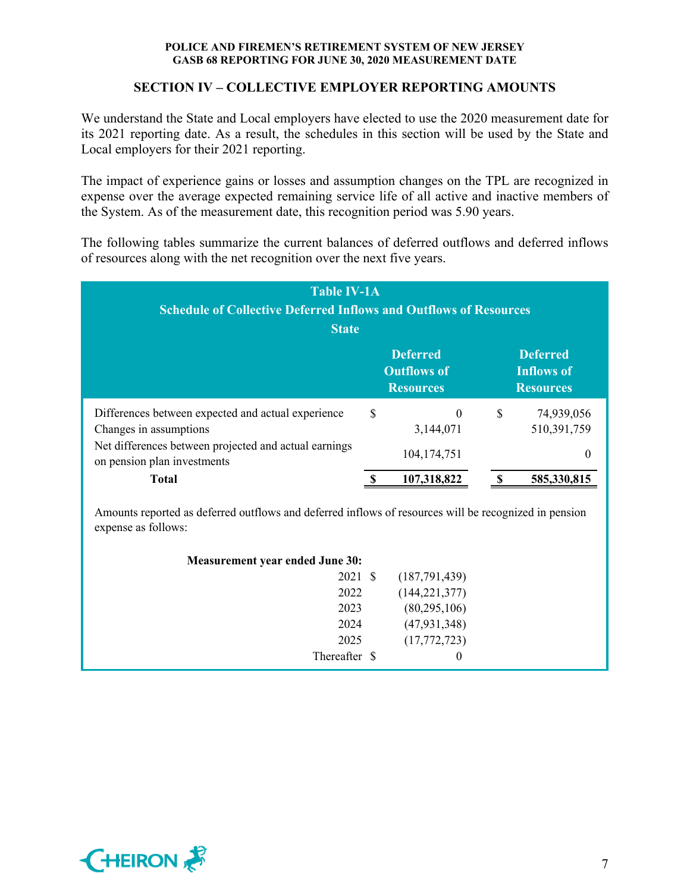## SECTION IV – COLLECTIVE EMPLOYER REPORTING AMOUNTS

We understand the State and Local employers have elected to use the 2020 measurement date for its 2021 reporting date. As a result, the schedules in this section will be used by the State and Local employers for their 2021 reporting.

The impact of experience gains or losses and assumption changes on the TPL are recognized in expense over the average expected remaining service life of all active and inactive members of the System. As of the measurement date, this recognition period was 5.90 years.

The following tables summarize the current balances of deferred outflows and deferred inflows of resources along with the net recognition over the next five years.

**Table IV-1A**
**Schedule of Collective Deferred Inflows and Outflows of Resources**
**State**

| | Deferred Outflows of Resources | Deferred Inflows of Resources |
|---|---|---|
| Differences between expected and actual experience | $ 0 | $ 74,939,056 |
| Changes in assumptions | 3,144,071 | 510,391,759 |
| Net differences between projected and actual earnings on pension plan investments | 104,174,751 | 0 |
| **Total** | **$ 107,318,822** | **$ 585,330,815** |

Amounts reported as deferred outflows and deferred inflows of resources will be recognized in pension expense as follows:

| Measurement year ended June 30: | |
|---|---|
| 2021 | $ (187,791,439) |
| 2022 | (144,221,377) |
| 2023 | (80,295,106) |
| 2024 | (47,931,348) |
| 2025 | (17,772,723) |
| Thereafter | $ 0 |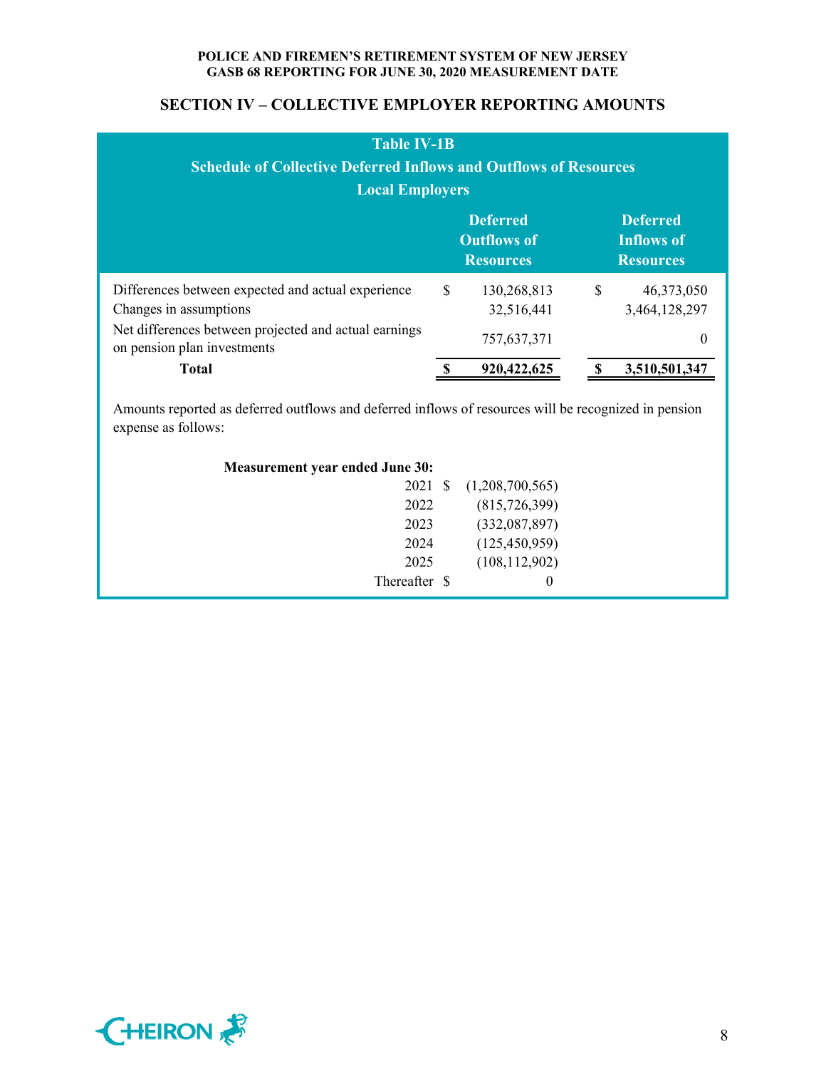## SECTION IV – COLLECTIVE EMPLOYER REPORTING AMOUNTS

**Table IV-1B**
**Schedule of Collective Deferred Inflows and Outflows of Resources**
**Local Employers**

| | Deferred Outflows of Resources | Deferred Inflows of Resources |
|---|---|---|
| Differences between expected and actual experience | $ 130,268,813 | $ 46,373,050 |
| Changes in assumptions | 32,516,441 | 3,464,128,297 |
| Net differences between projected and actual earnings on pension plan investments | 757,637,371 | 0 |
| **Total** | **$ 920,422,625** | **$ 3,510,501,347** |

Amounts reported as deferred outflows and deferred inflows of resources will be recognized in pension expense as follows:

| **Measurement year ended June 30:** | |
|---|---|
| 2021 | $ (1,208,700,565) |
| 2022 | (815,726,399) |
| 2023 | (332,087,897) |
| 2024 | (125,450,959) |
| 2025 | (108,112,902) |
| Thereafter | $ 0 |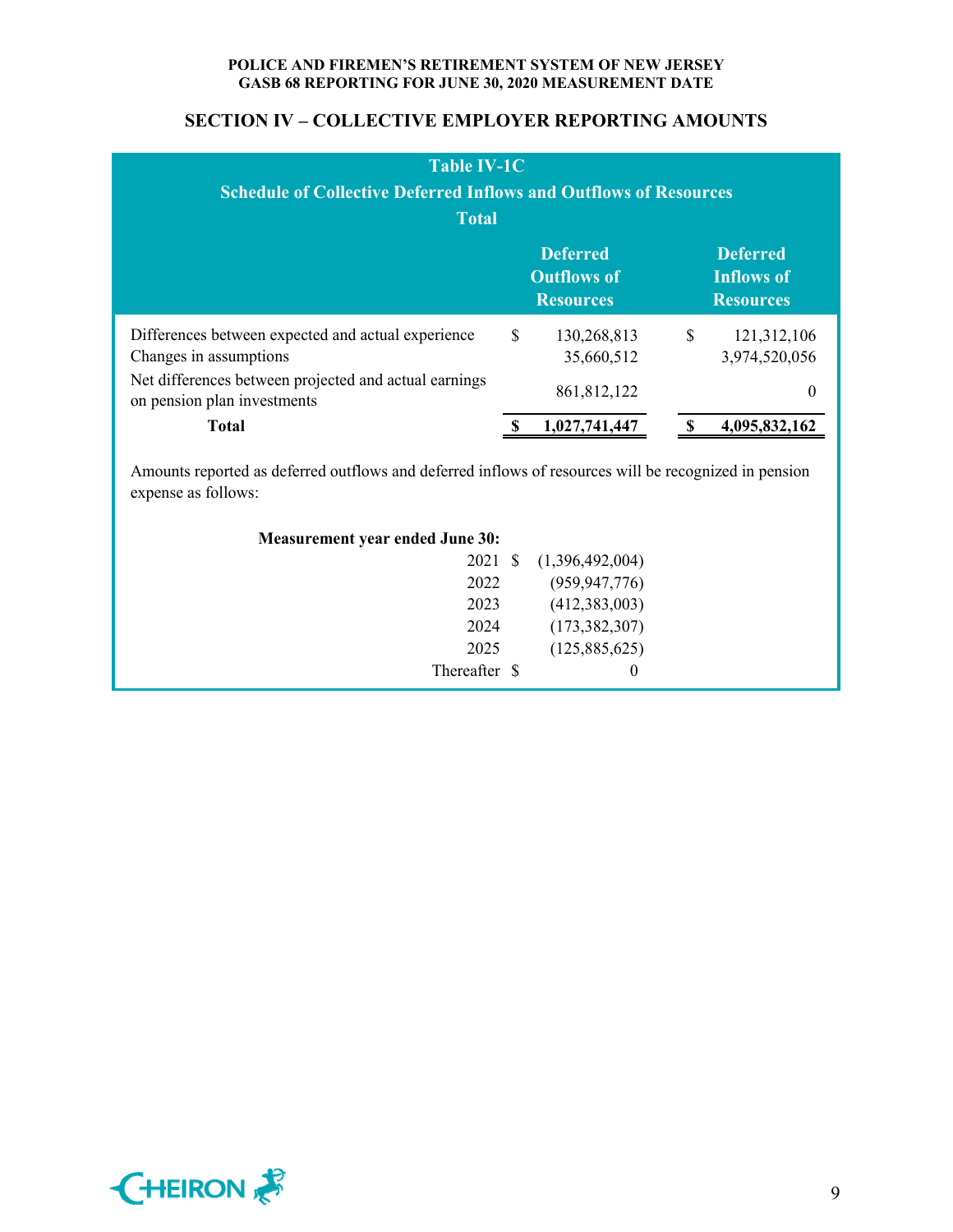## SECTION IV – COLLECTIVE EMPLOYER REPORTING AMOUNTS

**Table IV-1C**
**Schedule of Collective Deferred Inflows and Outflows of Resources**
**Total**

| | Deferred Outflows of Resources | Deferred Inflows of Resources |
|---|---|---|
| Differences between expected and actual experience | $ 130,268,813 | $ 121,312,106 |
| Changes in assumptions | 35,660,512 | 3,974,520,056 |
| Net differences between projected and actual earnings on pension plan investments | 861,812,122 | 0 |
| **Total** | **$ 1,027,741,447** | **$ 4,095,832,162** |

Amounts reported as deferred outflows and deferred inflows of resources will be recognized in pension expense as follows:

| Measurement year ended June 30: | |
|---|---|
| 2021 | $ (1,396,492,004) |
| 2022 | (959,947,776) |
| 2023 | (412,383,003) |
| 2024 | (173,382,307) |
| 2025 | (125,885,625) |
| Thereafter | $ 0 |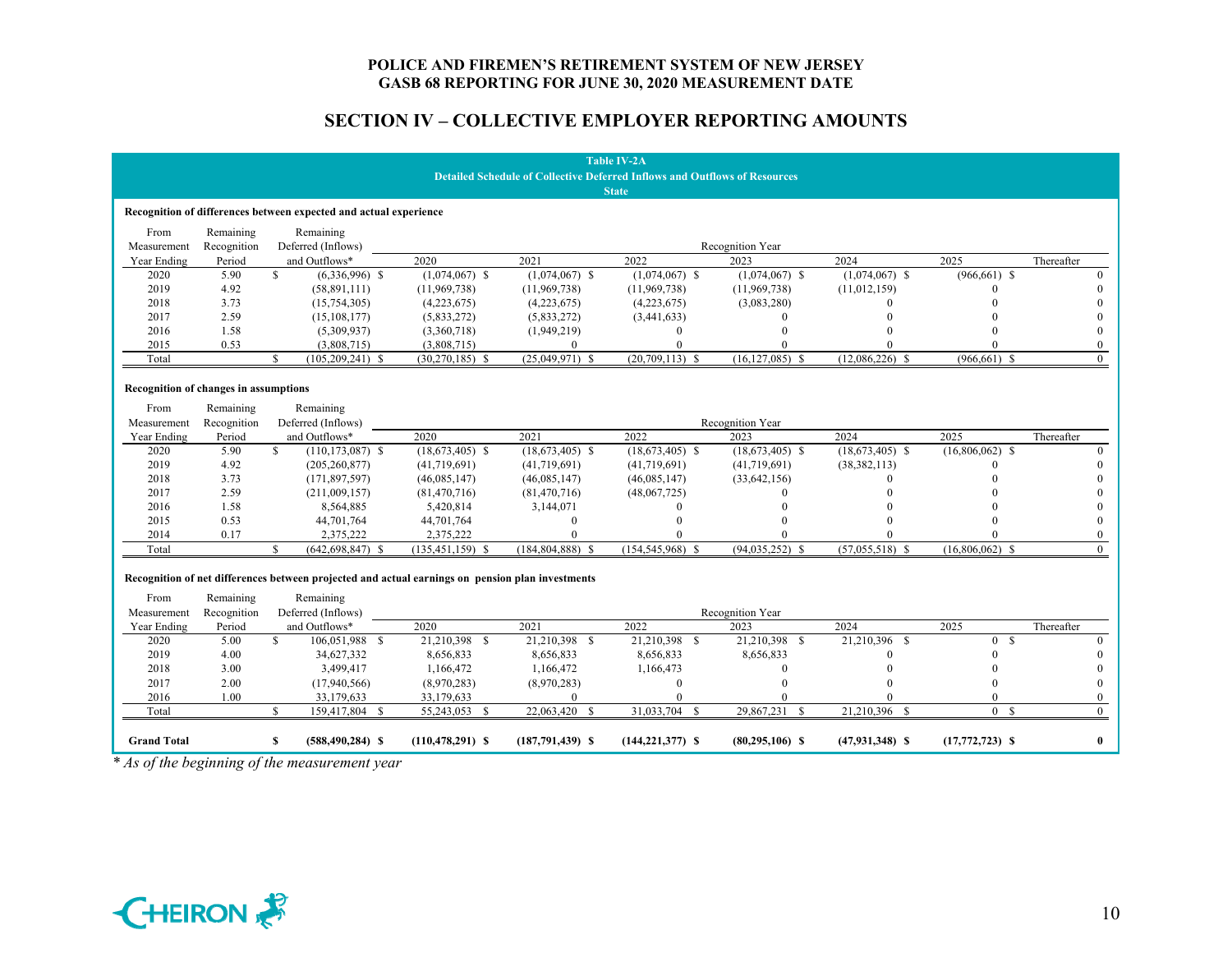## SECTION IV – COLLECTIVE EMPLOYER REPORTING AMOUNTS

**Table IV-2A**
**Detailed Schedule of Collective Deferred Inflows and Outflows of Resources**
**State**

**Recognition of differences between expected and actual experience**

| From Measurement Year Ending | Remaining Recognition Period | Remaining Deferred (Inflows) and Outflows* | 2020 | 2021 | 2022 | 2023 | 2024 | 2025 | Thereafter |
|---|---|---|---|---|---|---|---|---|---|
| 2020 | 5.90 | $ (6,336,996) | $ (1,074,067) | $ (1,074,067) | $ (1,074,067) | $ (1,074,067) | $ (1,074,067) | $ (966,661) | $ 0 |
| 2019 | 4.92 | (58,891,111) | (11,969,738) | (11,969,738) | (11,969,738) | (11,969,738) | (11,012,159) | 0 | 0 |
| 2018 | 3.73 | (15,754,305) | (4,223,675) | (4,223,675) | (4,223,675) | (3,083,280) | 0 | 0 | 0 |
| 2017 | 2.59 | (15,108,177) | (5,833,272) | (5,833,272) | (3,441,633) | 0 | 0 | 0 | 0 |
| 2016 | 1.58 | (5,309,937) | (3,360,718) | (1,949,219) | 0 | 0 | 0 | 0 | 0 |
| 2015 | 0.53 | (3,808,715) | (3,808,715) | 0 | 0 | 0 | 0 | 0 | 0 |
| Total | | $ (105,209,241) | $ (30,270,185) | $ (25,049,971) | $ (20,709,113) | $ (16,127,085) | $ (12,086,226) | $ (966,661) | $ 0 |

**Recognition of changes in assumptions**

| From Measurement Year Ending | Remaining Recognition Period | Remaining Deferred (Inflows) and Outflows* | 2020 | 2021 | 2022 | 2023 | 2024 | 2025 | Thereafter |
|---|---|---|---|---|---|---|---|---|---|
| 2020 | 5.90 | $ (110,173,087) | $ (18,673,405) | $ (18,673,405) | $ (18,673,405) | $ (18,673,405) | $ (18,673,405) | $ (16,806,062) | $ 0 |
| 2019 | 4.92 | (205,260,877) | (41,719,691) | (41,719,691) | (41,719,691) | (41,719,691) | (38,382,113) | 0 | 0 |
| 2018 | 3.73 | (171,897,597) | (46,085,147) | (46,085,147) | (46,085,147) | (33,642,156) | 0 | 0 | 0 |
| 2017 | 2.59 | (211,009,157) | (81,470,716) | (81,470,716) | (48,067,725) | 0 | 0 | 0 | 0 |
| 2016 | 1.58 | 8,564,885 | 5,420,814 | 3,144,071 | 0 | 0 | 0 | 0 | 0 |
| 2015 | 0.53 | 44,701,764 | 44,701,764 | 0 | 0 | 0 | 0 | 0 | 0 |
| 2014 | 0.17 | 2,375,222 | 2,375,222 | 0 | 0 | 0 | 0 | 0 | 0 |
| Total | | $ (642,698,847) | $ (135,451,159) | $ (184,804,888) | $ (154,545,968) | $ (94,035,252) | $ (57,055,518) | $ (16,806,062) | $ 0 |

**Recognition of net differences between projected and actual earnings on pension plan investments**

| From Measurement Year Ending | Remaining Recognition Period | Remaining Deferred (Inflows) and Outflows* | 2020 | 2021 | 2022 | 2023 | 2024 | 2025 | Thereafter |
|---|---|---|---|---|---|---|---|---|---|
| 2020 | 5.00 | $ 106,051,988 | $ 21,210,398 | $ 21,210,398 | $ 21,210,398 | $ 21,210,398 | $ 21,210,396 | $ 0 | $ 0 |
| 2019 | 4.00 | 34,627,332 | 8,656,833 | 8,656,833 | 8,656,833 | 8,656,833 | 0 | 0 | 0 |
| 2018 | 3.00 | 3,499,417 | 1,166,472 | 1,166,472 | 1,166,473 | 0 | 0 | 0 | 0 |
| 2017 | 2.00 | (17,940,566) | (8,970,283) | (8,970,283) | 0 | 0 | 0 | 0 | 0 |
| 2016 | 1.00 | 33,179,633 | 33,179,633 | 0 | 0 | 0 | 0 | 0 | 0 |
| Total | | $ 159,417,804 | $ 55,243,053 | $ 22,063,420 | $ 31,033,704 | $ 29,867,231 | $ 21,210,396 | $ 0 | $ 0 |
| **Grand Total** | | **$ (588,490,284)** | **$ (110,478,291)** | **$ (187,791,439)** | **$ (144,221,377)** | **$ (80,295,106)** | **$ (47,931,348)** | **$ (17,772,723)** | **$ 0** |

*\* As of the beginning of the measurement year*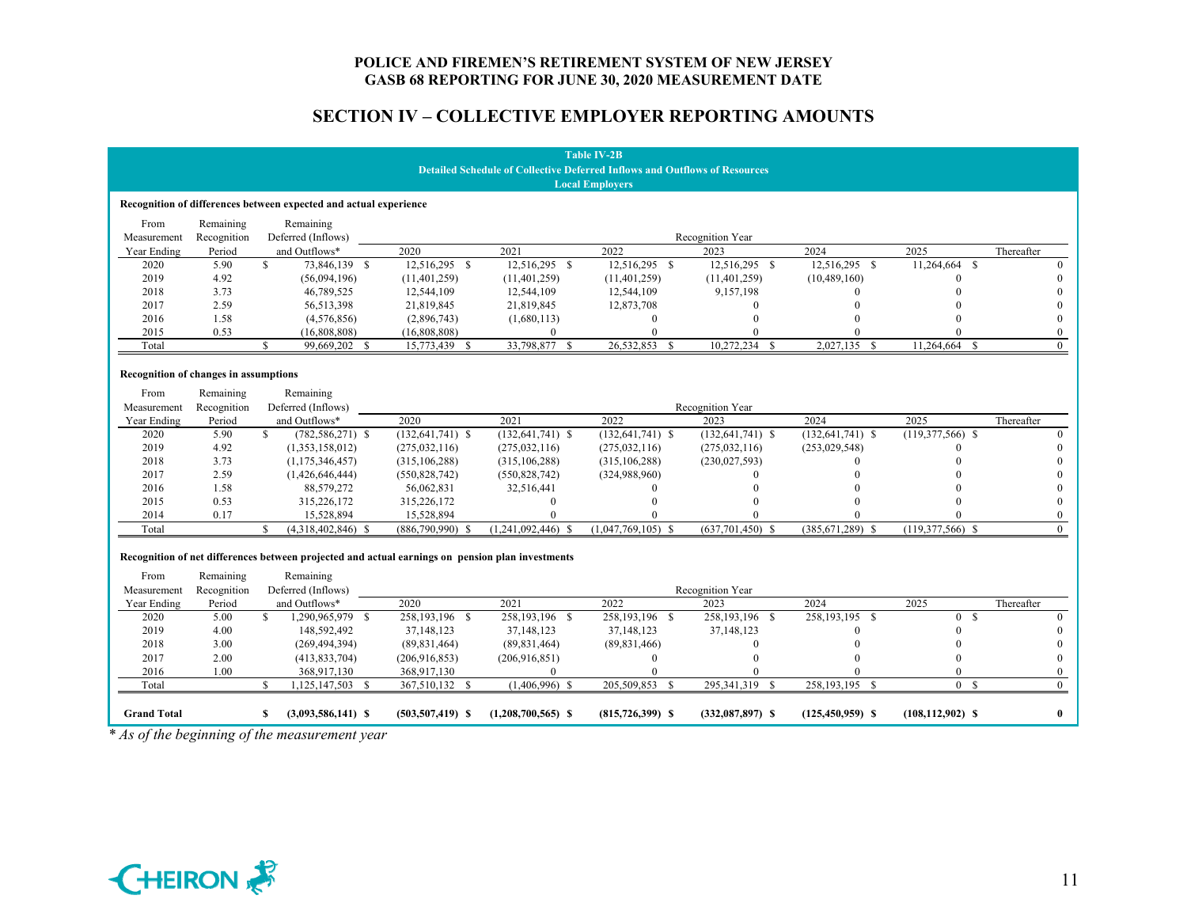# POLICE AND FIREMEN'S RETIREMENT SYSTEM OF NEW JERSEY
## GASB 68 REPORTING FOR JUNE 30, 2020 MEASUREMENT DATE

## SECTION IV – COLLECTIVE EMPLOYER REPORTING AMOUNTS

**Table IV-2B**
**Detailed Schedule of Collective Deferred Inflows and Outflows of Resources**
**Local Employers**

**Recognition of differences between expected and actual experience**

| From Measurement Year Ending | Remaining Recognition Period | Remaining Deferred (Inflows) and Outflows* | Recognition Year 2020 | 2021 | 2022 | 2023 | 2024 | 2025 | Thereafter |
|---|---|---|---|---|---|---|---|---|---|
| 2020 | 5.90 | $ 73,846,139 | $ 12,516,295 | $ 12,516,295 | $ 12,516,295 | $ 12,516,295 | $ 12,516,295 | $ 11,264,664 | $ 0 |
| 2019 | 4.92 | (56,094,196) | (11,401,259) | (11,401,259) | (11,401,259) | (11,401,259) | (10,489,160) | 0 | 0 |
| 2018 | 3.73 | 46,789,525 | 12,544,109 | 12,544,109 | 12,544,109 | 9,157,198 | 0 | 0 | 0 |
| 2017 | 2.59 | 56,513,398 | 21,819,845 | 21,819,845 | 12,873,708 | 0 | 0 | 0 | 0 |
| 2016 | 1.58 | (4,576,856) | (2,896,743) | (1,680,113) | 0 | 0 | 0 | 0 | 0 |
| 2015 | 0.53 | (16,808,808) | (16,808,808) | 0 | 0 | 0 | 0 | 0 | 0 |
| Total | | $ 99,669,202 | $ 15,773,439 | $ 33,798,877 | $ 26,532,853 | $ 10,272,234 | $ 2,027,135 | $ 11,264,664 | $ 0 |

**Recognition of changes in assumptions**

| From Measurement Year Ending | Remaining Recognition Period | Remaining Deferred (Inflows) and Outflows* | Recognition Year 2020 | 2021 | 2022 | 2023 | 2024 | 2025 | Thereafter |
|---|---|---|---|---|---|---|---|---|---|
| 2020 | 5.90 | $ (782,586,271) | $ (132,641,741) | $ (132,641,741) | $ (132,641,741) | $ (132,641,741) | $ (132,641,741) | $ (119,377,566) | $ 0 |
| 2019 | 4.92 | (1,353,158,012) | (275,032,116) | (275,032,116) | (275,032,116) | (275,032,116) | (253,029,548) | 0 | 0 |
| 2018 | 3.73 | (1,175,346,457) | (315,106,288) | (315,106,288) | (315,106,288) | (230,027,593) | 0 | 0 | 0 |
| 2017 | 2.59 | (1,426,646,444) | (550,828,742) | (550,828,742) | (324,988,960) | 0 | 0 | 0 | 0 |
| 2016 | 1.58 | 88,579,272 | 56,062,831 | 32,516,441 | 0 | 0 | 0 | 0 | 0 |
| 2015 | 0.53 | 315,226,172 | 315,226,172 | 0 | 0 | 0 | 0 | 0 | 0 |
| 2014 | 0.17 | 15,528,894 | 15,528,894 | 0 | 0 | 0 | 0 | 0 | 0 |
| Total | | $ (4,318,402,846) | $ (886,790,990) | $ (1,241,092,446) | $ (1,047,769,105) | $ (637,701,450) | $ (385,671,289) | $ (119,377,566) | $ 0 |

**Recognition of net differences between projected and actual earnings on pension plan investments**

| From Measurement Year Ending | Remaining Recognition Period | Remaining Deferred (Inflows) and Outflows* | Recognition Year 2020 | 2021 | 2022 | 2023 | 2024 | 2025 | Thereafter |
|---|---|---|---|---|---|---|---|---|---|
| 2020 | 5.00 | $ 1,290,965,979 | $ 258,193,196 | $ 258,193,196 | $ 258,193,196 | $ 258,193,196 | $ 258,193,195 | $ 0 | $ 0 |
| 2019 | 4.00 | 148,592,492 | 37,148,123 | 37,148,123 | 37,148,123 | 37,148,123 | 0 | 0 | 0 |
| 2018 | 3.00 | (269,494,394) | (89,831,464) | (89,831,464) | (89,831,466) | 0 | 0 | 0 | 0 |
| 2017 | 2.00 | (413,833,704) | (206,916,853) | (206,916,851) | 0 | 0 | 0 | 0 | 0 |
| 2016 | 1.00 | 368,917,130 | 368,917,130 | 0 | 0 | 0 | 0 | 0 | 0 |
| Total | | $ 1,125,147,503 | $ 367,510,132 | $ (1,406,996) | $ 205,509,853 | $ 295,341,319 | $ 258,193,195 | $ 0 | $ 0 |
| **Grand Total** | | **$ (3,093,586,141)** | **$ (503,507,419)** | **$ (1,208,700,565)** | **$ (815,726,399)** | **$ (332,087,897)** | **$ (125,450,959)** | **$ (108,112,902)** | **$ 0** |

*\* As of the beginning of the measurement year*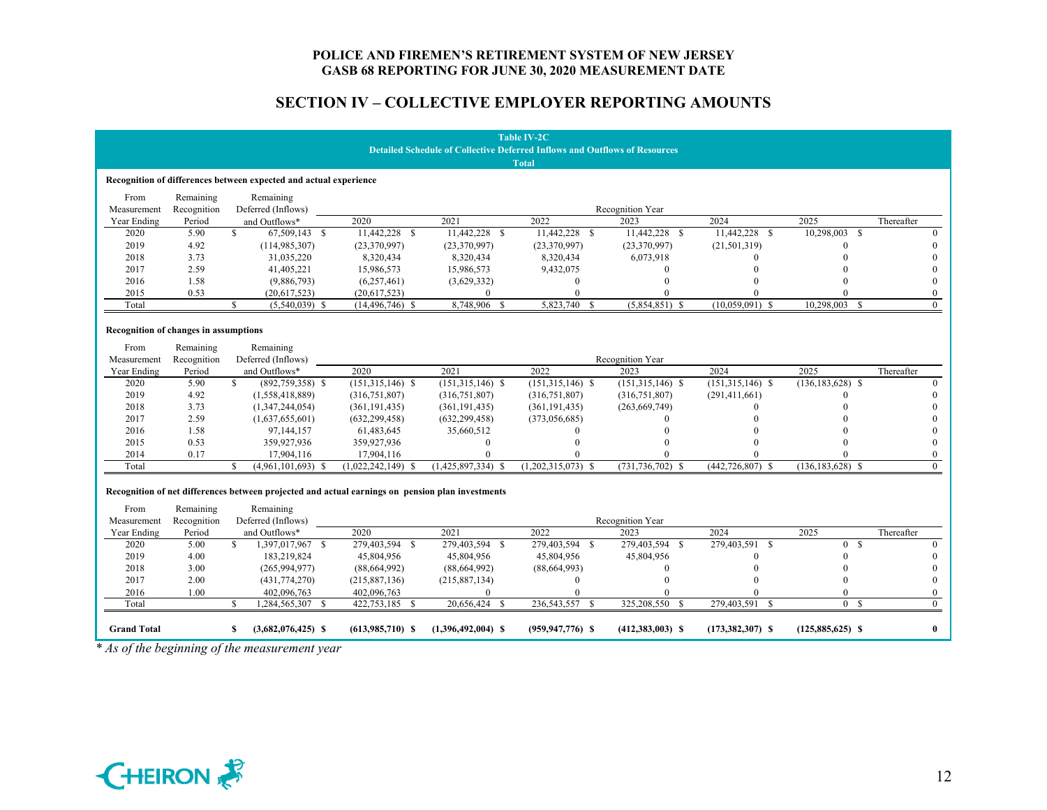# POLICE AND FIREMEN'S RETIREMENT SYSTEM OF NEW JERSEY
## GASB 68 REPORTING FOR JUNE 30, 2020 MEASUREMENT DATE

## SECTION IV – COLLECTIVE EMPLOYER REPORTING AMOUNTS

**Table IV-2C**
**Detailed Schedule of Collective Deferred Inflows and Outflows of Resources**
**Total**

**Recognition of differences between expected and actual experience**

| From Measurement Year Ending | Remaining Recognition Period | Remaining Deferred (Inflows) and Outflows* | Recognition Year 2020 | 2021 | 2022 | 2023 | 2024 | 2025 | Thereafter |
|---|---|---|---|---|---|---|---|---|---|
| 2020 | 5.90 | $ 67,509,143 | $ 11,442,228 | $ 11,442,228 | $ 11,442,228 | $ 11,442,228 | $ 11,442,228 | $ 10,298,003 | $ 0 |
| 2019 | 4.92 | (114,985,307) | (23,370,997) | (23,370,997) | (23,370,997) | (23,370,997) | (21,501,319) | 0 | 0 |
| 2018 | 3.73 | 31,035,220 | 8,320,434 | 8,320,434 | 8,320,434 | 6,073,918 | 0 | 0 | 0 |
| 2017 | 2.59 | 41,405,221 | 15,986,573 | 15,986,573 | 9,432,075 | 0 | 0 | 0 | 0 |
| 2016 | 1.58 | (9,886,793) | (6,257,461) | (3,629,332) | 0 | 0 | 0 | 0 | 0 |
| 2015 | 0.53 | (20,617,523) | (20,617,523) | 0 | 0 | 0 | 0 | 0 | 0 |
| Total | | $ (5,540,039) | $ (14,496,746) | $ 8,748,906 | $ 5,823,740 | $ (5,854,851) | $ (10,059,091) | $ 10,298,003 | $ 0 |

**Recognition of changes in assumptions**

| From Measurement Year Ending | Remaining Recognition Period | Remaining Deferred (Inflows) and Outflows* | Recognition Year 2020 | 2021 | 2022 | 2023 | 2024 | 2025 | Thereafter |
|---|---|---|---|---|---|---|---|---|---|
| 2020 | 5.90 | $ (892,759,358) | $ (151,315,146) | $ (151,315,146) | $ (151,315,146) | $ (151,315,146) | $ (151,315,146) | $ (136,183,628) | $ 0 |
| 2019 | 4.92 | (1,558,418,889) | (316,751,807) | (316,751,807) | (316,751,807) | (316,751,807) | (291,411,661) | 0 | 0 |
| 2018 | 3.73 | (1,347,244,054) | (361,191,435) | (361,191,435) | (361,191,435) | (263,669,749) | 0 | 0 | 0 |
| 2017 | 2.59 | (1,637,655,601) | (632,299,458) | (632,299,458) | (373,056,685) | 0 | 0 | 0 | 0 |
| 2016 | 1.58 | 97,144,157 | 61,483,645 | 35,660,512 | 0 | 0 | 0 | 0 | 0 |
| 2015 | 0.53 | 359,927,936 | 359,927,936 | 0 | 0 | 0 | 0 | 0 | 0 |
| 2014 | 0.17 | 17,904,116 | 17,904,116 | 0 | 0 | 0 | 0 | 0 | 0 |
| Total | | $ (4,961,101,693) | $ (1,022,242,149) | $ (1,425,897,334) | $ (1,202,315,073) | $ (731,736,702) | $ (442,726,807) | $ (136,183,628) | $ 0 |

**Recognition of net differences between projected and actual earnings on pension plan investments**

| From Measurement Year Ending | Remaining Recognition Period | Remaining Deferred (Inflows) and Outflows* | Recognition Year 2020 | 2021 | 2022 | 2023 | 2024 | 2025 | Thereafter |
|---|---|---|---|---|---|---|---|---|---|
| 2020 | 5.00 | $ 1,397,017,967 | $ 279,403,594 | $ 279,403,594 | $ 279,403,594 | $ 279,403,594 | $ 279,403,591 | $ 0 | $ 0 |
| 2019 | 4.00 | 183,219,824 | 45,804,956 | 45,804,956 | 45,804,956 | 45,804,956 | 0 | 0 | 0 |
| 2018 | 3.00 | (265,994,977) | (88,664,992) | (88,664,992) | (88,664,993) | 0 | 0 | 0 | 0 |
| 2017 | 2.00 | (431,774,270) | (215,887,136) | (215,887,134) | 0 | 0 | 0 | 0 | 0 |
| 2016 | 1.00 | 402,096,763 | 402,096,763 | 0 | 0 | 0 | 0 | 0 | 0 |
| Total | | $ 1,284,565,307 | $ 422,753,185 | $ 20,656,424 | $ 236,543,557 | $ 325,208,550 | $ 279,403,591 | $ 0 | $ 0 |
| **Grand Total** | | **$ (3,682,076,425)** | **$ (613,985,710)** | **$ (1,396,492,004)** | **$ (959,947,776)** | **$ (412,383,003)** | **$ (173,382,307)** | **$ (125,885,625)** | **$ 0** |

*\* As of the beginning of the measurement year*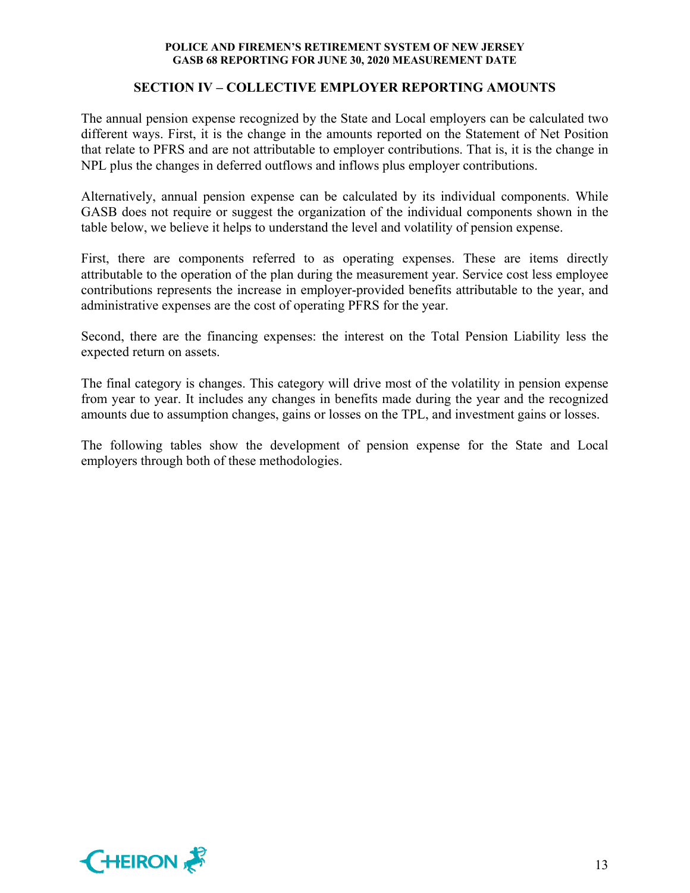## SECTION IV – COLLECTIVE EMPLOYER REPORTING AMOUNTS

The annual pension expense recognized by the State and Local employers can be calculated two different ways. First, it is the change in the amounts reported on the Statement of Net Position that relate to PFRS and are not attributable to employer contributions. That is, it is the change in NPL plus the changes in deferred outflows and inflows plus employer contributions.

Alternatively, annual pension expense can be calculated by its individual components. While GASB does not require or suggest the organization of the individual components shown in the table below, we believe it helps to understand the level and volatility of pension expense.

First, there are components referred to as operating expenses. These are items directly attributable to the operation of the plan during the measurement year. Service cost less employee contributions represents the increase in employer-provided benefits attributable to the year, and administrative expenses are the cost of operating PFRS for the year.

Second, there are the financing expenses: the interest on the Total Pension Liability less the expected return on assets.

The final category is changes. This category will drive most of the volatility in pension expense from year to year. It includes any changes in benefits made during the year and the recognized amounts due to assumption changes, gains or losses on the TPL, and investment gains or losses.

The following tables show the development of pension expense for the State and Local employers through both of these methodologies.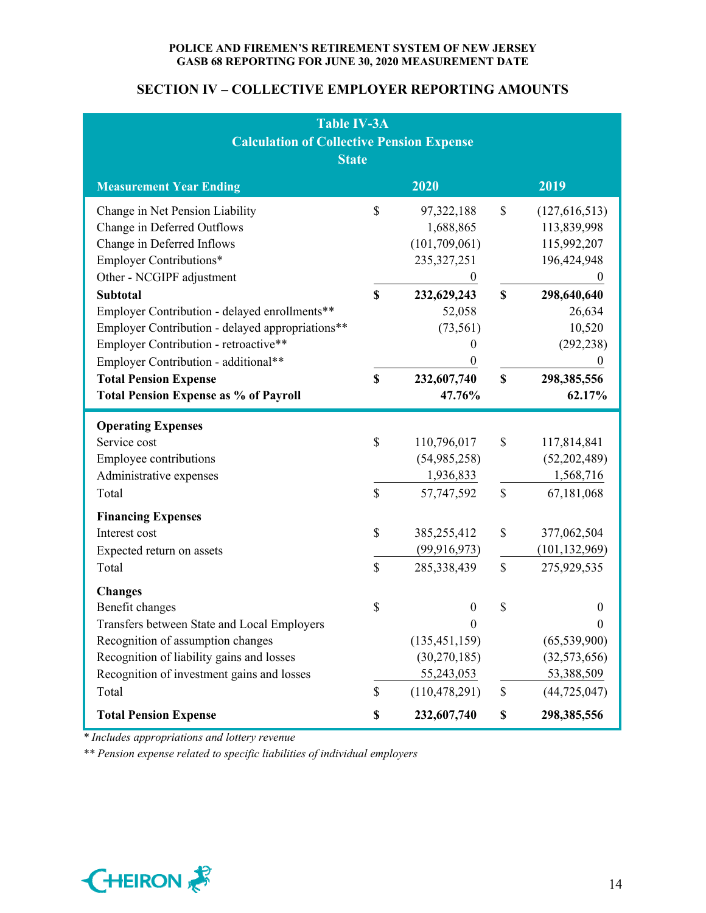**POLICE AND FIREMEN'S RETIREMENT SYSTEM OF NEW JERSEY**
**GASB 68 REPORTING FOR JUNE 30, 2020 MEASUREMENT DATE**

## SECTION IV – COLLECTIVE EMPLOYER REPORTING AMOUNTS

**Table IV-3A**
**Calculation of Collective Pension Expense**
**State**

| Measurement Year Ending | 2020 | 2019 |
|---|---|---|
| Change in Net Pension Liability | $ 97,322,188 | $ (127,616,513) |
| Change in Deferred Outflows | 1,688,865 | 113,839,998 |
| Change in Deferred Inflows | (101,709,061) | 115,992,207 |
| Employer Contributions* | 235,327,251 | 196,424,948 |
| Other - NCGIPF adjustment | 0 | 0 |
| **Subtotal** | **$ 232,629,243** | **$ 298,640,640** |
| Employer Contribution - delayed enrollments** | 52,058 | 26,634 |
| Employer Contribution - delayed appropriations** | (73,561) | 10,520 |
| Employer Contribution - retroactive** | 0 | (292,238) |
| Employer Contribution - additional** | 0 | 0 |
| **Total Pension Expense** | **$ 232,607,740** | **$ 298,385,556** |
| **Total Pension Expense as % of Payroll** | **47.76%** | **62.17%** |
| **Operating Expenses** | | |
| Service cost | $ 110,796,017 | $ 117,814,841 |
| Employee contributions | (54,985,258) | (52,202,489) |
| Administrative expenses | 1,936,833 | 1,568,716 |
| Total | $ 57,747,592 | $ 67,181,068 |
| **Financing Expenses** | | |
| Interest cost | $ 385,255,412 | $ 377,062,504 |
| Expected return on assets | (99,916,973) | (101,132,969) |
| Total | $ 285,338,439 | $ 275,929,535 |
| **Changes** | | |
| Benefit changes | $ 0 | $ 0 |
| Transfers between State and Local Employers | 0 | 0 |
| Recognition of assumption changes | (135,451,159) | (65,539,900) |
| Recognition of liability gains and losses | (30,270,185) | (32,573,656) |
| Recognition of investment gains and losses | 55,243,053 | 53,388,509 |
| Total | $ (110,478,291) | $ (44,725,047) |
| **Total Pension Expense** | **$ 232,607,740** | **$ 298,385,556** |

*\* Includes appropriations and lottery revenue*

*\*\* Pension expense related to specific liabilities of individual employers*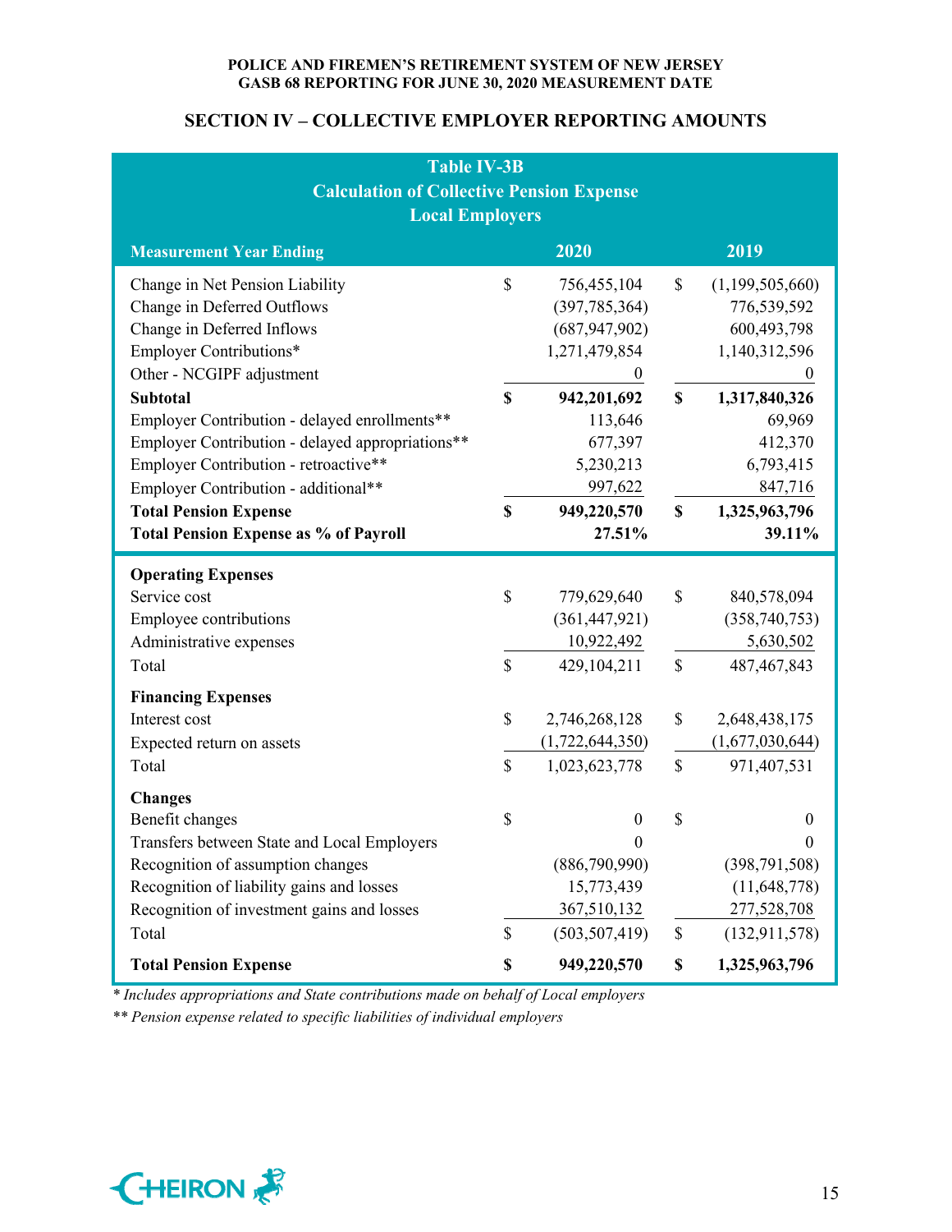## SECTION IV – COLLECTIVE EMPLOYER REPORTING AMOUNTS

**Table IV-3B**
**Calculation of Collective Pension Expense**
**Local Employers**

| Measurement Year Ending | 2020 | 2019 |
|---|---|---|
| Change in Net Pension Liability | $ 756,455,104 | $ (1,199,505,660) |
| Change in Deferred Outflows | (397,785,364) | 776,539,592 |
| Change in Deferred Inflows | (687,947,902) | 600,493,798 |
| Employer Contributions* | 1,271,479,854 | 1,140,312,596 |
| Other - NCGIPF adjustment | 0 | 0 |
| **Subtotal** | **$ 942,201,692** | **$ 1,317,840,326** |
| Employer Contribution - delayed enrollments** | 113,646 | 69,969 |
| Employer Contribution - delayed appropriations** | 677,397 | 412,370 |
| Employer Contribution - retroactive** | 5,230,213 | 6,793,415 |
| Employer Contribution - additional** | 997,622 | 847,716 |
| **Total Pension Expense** | **$ 949,220,570** | **$ 1,325,963,796** |
| **Total Pension Expense as % of Payroll** | **27.51%** | **39.11%** |
| **Operating Expenses** | | |
| Service cost | $ 779,629,640 | $ 840,578,094 |
| Employee contributions | (361,447,921) | (358,740,753) |
| Administrative expenses | 10,922,492 | 5,630,502 |
| Total | $ 429,104,211 | $ 487,467,843 |
| **Financing Expenses** | | |
| Interest cost | $ 2,746,268,128 | $ 2,648,438,175 |
| Expected return on assets | (1,722,644,350) | (1,677,030,644) |
| Total | $ 1,023,623,778 | $ 971,407,531 |
| **Changes** | | |
| Benefit changes | $ 0 | $ 0 |
| Transfers between State and Local Employers | 0 | 0 |
| Recognition of assumption changes | (886,790,990) | (398,791,508) |
| Recognition of liability gains and losses | 15,773,439 | (11,648,778) |
| Recognition of investment gains and losses | 367,510,132 | 277,528,708 |
| Total | $ (503,507,419) | $ (132,911,578) |
| **Total Pension Expense** | **$ 949,220,570** | **$ 1,325,963,796** |

*\* Includes appropriations and State contributions made on behalf of Local employers*

*\*\* Pension expense related to specific liabilities of individual employers*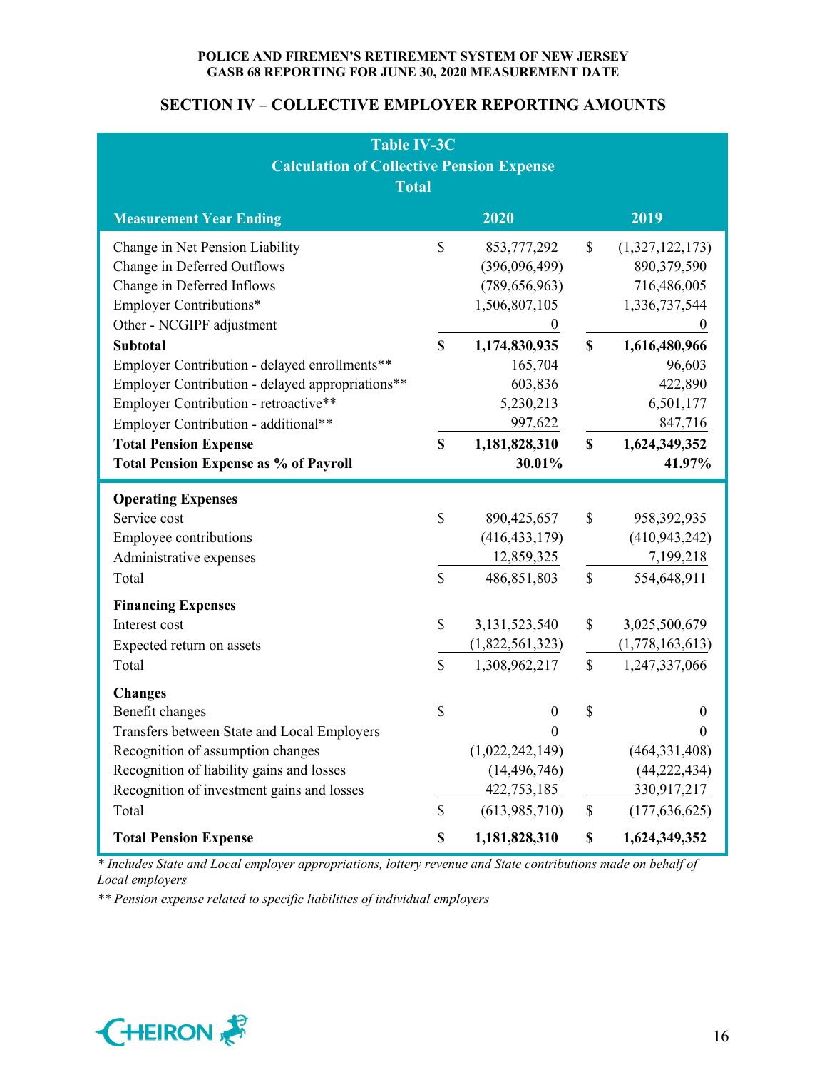POLICE AND FIREMEN'S RETIREMENT SYSTEM OF NEW JERSEY
GASB 68 REPORTING FOR JUNE 30, 2020 MEASUREMENT DATE

## SECTION IV – COLLECTIVE EMPLOYER REPORTING AMOUNTS

**Table IV-3C**
**Calculation of Collective Pension Expense**
**Total**

| Measurement Year Ending | 2020 | 2019 |
|---|---|---|
| Change in Net Pension Liability | $ 853,777,292 | $ (1,327,122,173) |
| Change in Deferred Outflows | (396,096,499) | 890,379,590 |
| Change in Deferred Inflows | (789,656,963) | 716,486,005 |
| Employer Contributions* | 1,506,807,105 | 1,336,737,544 |
| Other - NCGIPF adjustment | 0 | 0 |
| **Subtotal** | **$ 1,174,830,935** | **$ 1,616,480,966** |
| Employer Contribution - delayed enrollments** | 165,704 | 96,603 |
| Employer Contribution - delayed appropriations** | 603,836 | 422,890 |
| Employer Contribution - retroactive** | 5,230,213 | 6,501,177 |
| Employer Contribution - additional** | 997,622 | 847,716 |
| **Total Pension Expense** | **$ 1,181,828,310** | **$ 1,624,349,352** |
| **Total Pension Expense as % of Payroll** | **30.01%** | **41.97%** |
| **Operating Expenses** | | |
| Service cost | $ 890,425,657 | $ 958,392,935 |
| Employee contributions | (416,433,179) | (410,943,242) |
| Administrative expenses | 12,859,325 | 7,199,218 |
| Total | $ 486,851,803 | $ 554,648,911 |
| **Financing Expenses** | | |
| Interest cost | $ 3,131,523,540 | $ 3,025,500,679 |
| Expected return on assets | (1,822,561,323) | (1,778,163,613) |
| Total | $ 1,308,962,217 | $ 1,247,337,066 |
| **Changes** | | |
| Benefit changes | $ 0 | $ 0 |
| Transfers between State and Local Employers | 0 | 0 |
| Recognition of assumption changes | (1,022,242,149) | (464,331,408) |
| Recognition of liability gains and losses | (14,496,746) | (44,222,434) |
| Recognition of investment gains and losses | 422,753,185 | 330,917,217 |
| Total | $ (613,985,710) | $ (177,636,625) |
| **Total Pension Expense** | **$ 1,181,828,310** | **$ 1,624,349,352** |

*\* Includes State and Local employer appropriations, lottery revenue and State contributions made on behalf of Local employers*

*\*\* Pension expense related to specific liabilities of individual employers*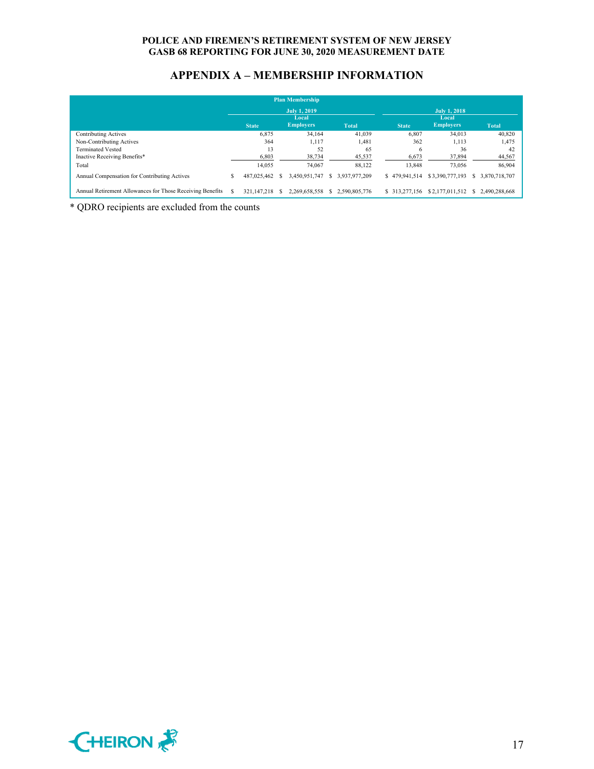# APPENDIX A – MEMBERSHIP INFORMATION

| Plan Membership | | | | | | |
|---|---|---|---|---|---|---|
| | July 1, 2019 | | | July 1, 2018 | | |
| | State | Local Employers | Total | State | Local Employers | Total |
| Contributing Actives | 6,875 | 34,164 | 41,039 | 6,807 | 34,013 | 40,820 |
| Non-Contributing Actives | 364 | 1,117 | 1,481 | 362 | 1,113 | 1,475 |
| Terminated Vested | 13 | 52 | 65 | 6 | 36 | 42 |
| Inactive Receiving Benefits* | 6,803 | 38,734 | 45,537 | 6,673 | 37,894 | 44,567 |
| Total | 14,055 | 74,067 | 88,122 | 13,848 | 73,056 | 86,904 |
| Annual Compensation for Contributing Actives | $ 487,025,462 | $ 3,450,951,747 | $ 3,937,977,209 | $ 479,941,514 | $ 3,390,777,193 | $ 3,870,718,707 |
| Annual Retirement Allowances for Those Receiving Benefits | $ 321,147,218 | $ 2,269,658,558 | $ 2,590,805,776 | $ 313,277,156 | $ 2,177,011,512 | $ 2,490,288,668 |

* QDRO recipients are excluded from the counts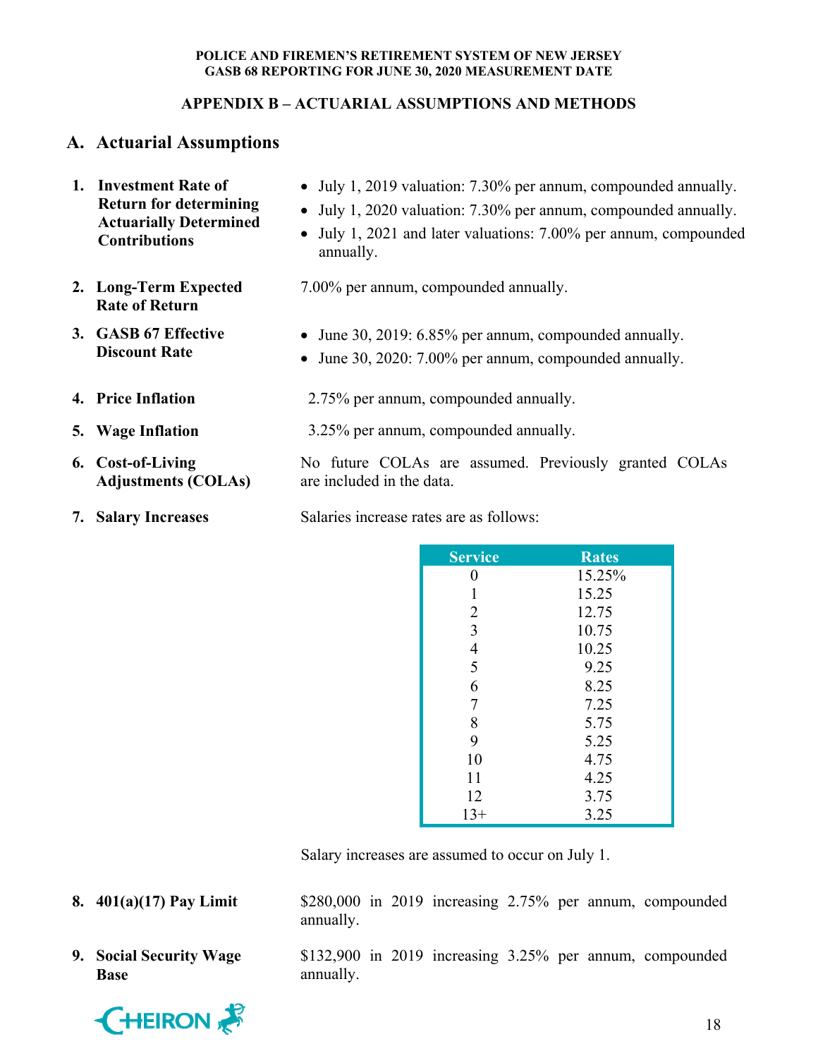## APPENDIX B – ACTUARIAL ASSUMPTIONS AND METHODS

### A. Actuarial Assumptions

1. **Investment Rate of Return for determining Actuarially Determined Contributions**
   - July 1, 2019 valuation: 7.30% per annum, compounded annually.
   - July 1, 2020 valuation: 7.30% per annum, compounded annually.
   - July 1, 2021 and later valuations: 7.00% per annum, compounded annually.

2. **Long-Term Expected Rate of Return**

   7.00% per annum, compounded annually.

3. **GASB 67 Effective Discount Rate**
   - June 30, 2019: 6.85% per annum, compounded annually.
   - June 30, 2020: 7.00% per annum, compounded annually.

4. **Price Inflation**

   2.75% per annum, compounded annually.

5. **Wage Inflation**

   3.25% per annum, compounded annually.

6. **Cost-of-Living Adjustments (COLAs)**

   No future COLAs are assumed. Previously granted COLAs are included in the data.

7. **Salary Increases**

   Salaries increase rates are as follows:

| Service | Rates |
|---|---|
| 0 | 15.25% |
| 1 | 15.25 |
| 2 | 12.75 |
| 3 | 10.75 |
| 4 | 10.25 |
| 5 | 9.25 |
| 6 | 8.25 |
| 7 | 7.25 |
| 8 | 5.75 |
| 9 | 5.25 |
| 10 | 4.75 |
| 11 | 4.25 |
| 12 | 3.75 |
| 13+ | 3.25 |

   Salary increases are assumed to occur on July 1.

8. **401(a)(17) Pay Limit**

   $280,000 in 2019 increasing 2.75% per annum, compounded annually.

9. **Social Security Wage Base**

   $132,900 in 2019 increasing 3.25% per annum, compounded annually.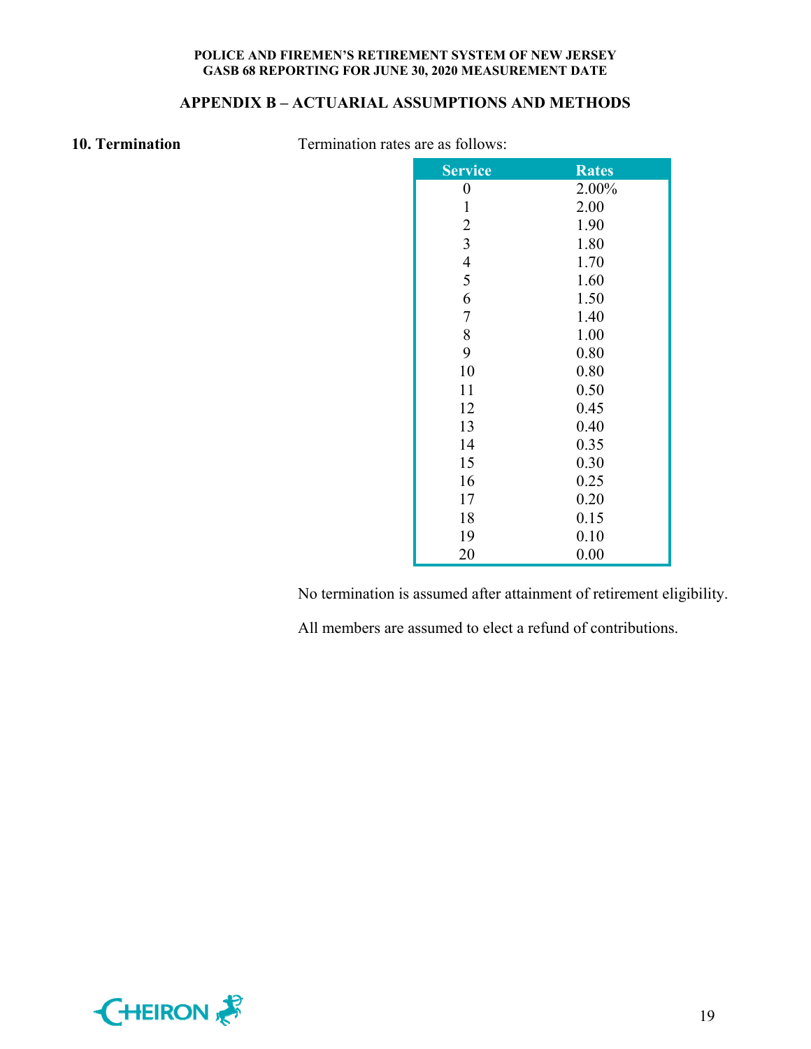## APPENDIX B – ACTUARIAL ASSUMPTIONS AND METHODS

**10. Termination**

Termination rates are as follows:

| Service | Rates |
|---|---|
| 0 | 2.00% |
| 1 | 2.00 |
| 2 | 1.90 |
| 3 | 1.80 |
| 4 | 1.70 |
| 5 | 1.60 |
| 6 | 1.50 |
| 7 | 1.40 |
| 8 | 1.00 |
| 9 | 0.80 |
| 10 | 0.80 |
| 11 | 0.50 |
| 12 | 0.45 |
| 13 | 0.40 |
| 14 | 0.35 |
| 15 | 0.30 |
| 16 | 0.25 |
| 17 | 0.20 |
| 18 | 0.15 |
| 19 | 0.10 |
| 20 | 0.00 |

No termination is assumed after attainment of retirement eligibility.

All members are assumed to elect a refund of contributions.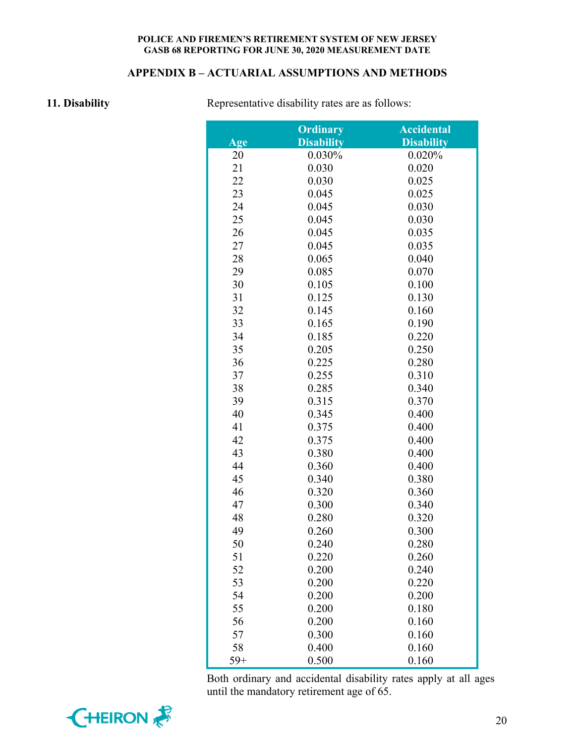## APPENDIX B – ACTUARIAL ASSUMPTIONS AND METHODS

**11. Disability**

Representative disability rates are as follows:

| Age | Ordinary Disability | Accidental Disability |
|---|---|---|
| 20 | 0.030% | 0.020% |
| 21 | 0.030 | 0.020 |
| 22 | 0.030 | 0.025 |
| 23 | 0.045 | 0.025 |
| 24 | 0.045 | 0.030 |
| 25 | 0.045 | 0.030 |
| 26 | 0.045 | 0.035 |
| 27 | 0.045 | 0.035 |
| 28 | 0.065 | 0.040 |
| 29 | 0.085 | 0.070 |
| 30 | 0.105 | 0.100 |
| 31 | 0.125 | 0.130 |
| 32 | 0.145 | 0.160 |
| 33 | 0.165 | 0.190 |
| 34 | 0.185 | 0.220 |
| 35 | 0.205 | 0.250 |
| 36 | 0.225 | 0.280 |
| 37 | 0.255 | 0.310 |
| 38 | 0.285 | 0.340 |
| 39 | 0.315 | 0.370 |
| 40 | 0.345 | 0.400 |
| 41 | 0.375 | 0.400 |
| 42 | 0.375 | 0.400 |
| 43 | 0.380 | 0.400 |
| 44 | 0.360 | 0.400 |
| 45 | 0.340 | 0.380 |
| 46 | 0.320 | 0.360 |
| 47 | 0.300 | 0.340 |
| 48 | 0.280 | 0.320 |
| 49 | 0.260 | 0.300 |
| 50 | 0.240 | 0.280 |
| 51 | 0.220 | 0.260 |
| 52 | 0.200 | 0.240 |
| 53 | 0.200 | 0.220 |
| 54 | 0.200 | 0.200 |
| 55 | 0.200 | 0.180 |
| 56 | 0.200 | 0.160 |
| 57 | 0.300 | 0.160 |
| 58 | 0.400 | 0.160 |
| 59+ | 0.500 | 0.160 |

Both ordinary and accidental disability rates apply at all ages until the mandatory retirement age of 65.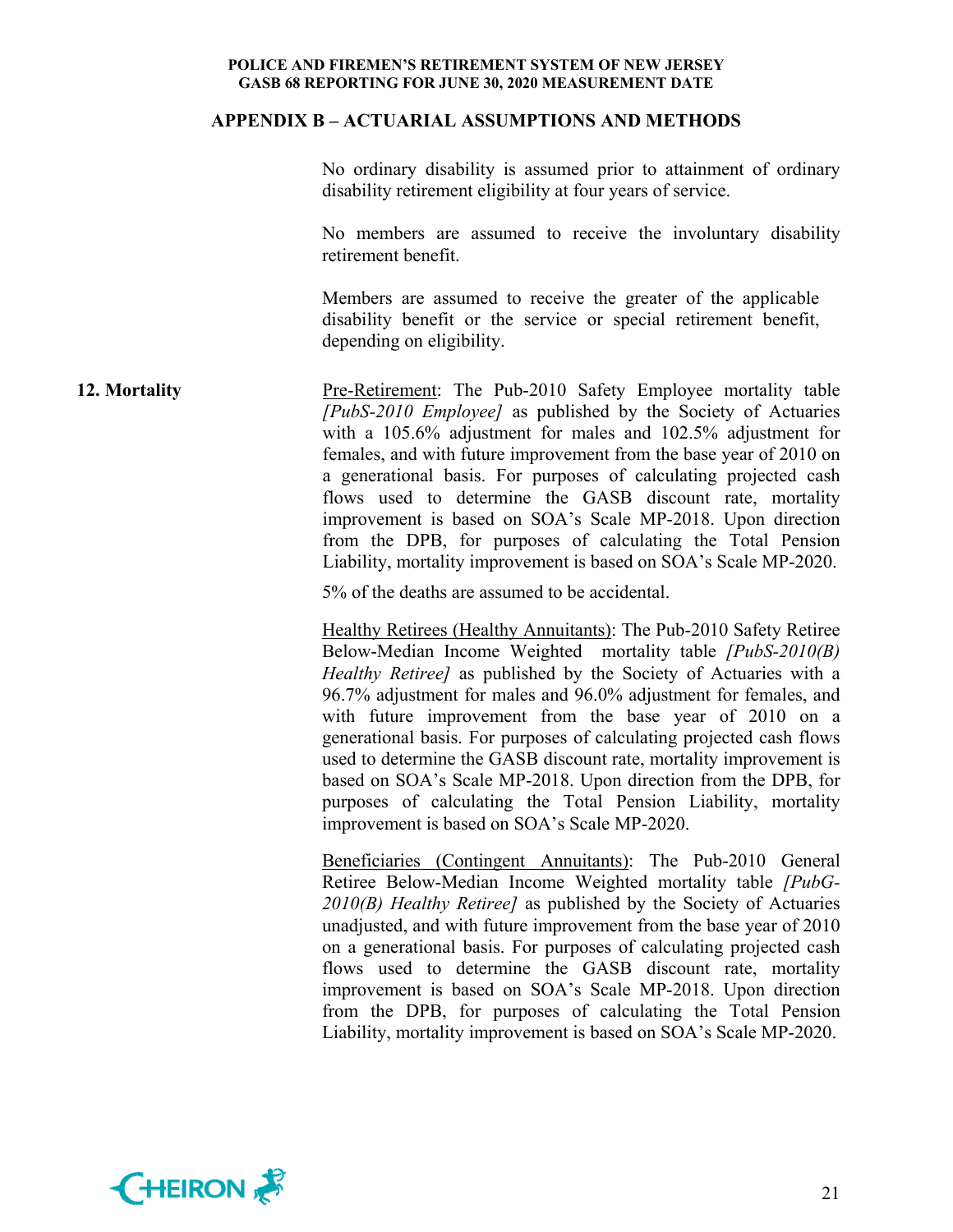## APPENDIX B – ACTUARIAL ASSUMPTIONS AND METHODS

No ordinary disability is assumed prior to attainment of ordinary disability retirement eligibility at four years of service.

No members are assumed to receive the involuntary disability retirement benefit.

Members are assumed to receive the greater of the applicable disability benefit or the service or special retirement benefit, depending on eligibility.

**12. Mortality**

Pre-Retirement: The Pub-2010 Safety Employee mortality table *[PubS-2010 Employee]* as published by the Society of Actuaries with a 105.6% adjustment for males and 102.5% adjustment for females, and with future improvement from the base year of 2010 on a generational basis. For purposes of calculating projected cash flows used to determine the GASB discount rate, mortality improvement is based on SOA's Scale MP-2018. Upon direction from the DPB, for purposes of calculating the Total Pension Liability, mortality improvement is based on SOA's Scale MP-2020.

5% of the deaths are assumed to be accidental.

Healthy Retirees (Healthy Annuitants): The Pub-2010 Safety Retiree Below-Median Income Weighted mortality table *[PubS-2010(B) Healthy Retiree]* as published by the Society of Actuaries with a 96.7% adjustment for males and 96.0% adjustment for females, and with future improvement from the base year of 2010 on a generational basis. For purposes of calculating projected cash flows used to determine the GASB discount rate, mortality improvement is based on SOA's Scale MP-2018. Upon direction from the DPB, for purposes of calculating the Total Pension Liability, mortality improvement is based on SOA's Scale MP-2020.

Beneficiaries (Contingent Annuitants): The Pub-2010 General Retiree Below-Median Income Weighted mortality table *[PubG-2010(B) Healthy Retiree]* as published by the Society of Actuaries unadjusted, and with future improvement from the base year of 2010 on a generational basis. For purposes of calculating projected cash flows used to determine the GASB discount rate, mortality improvement is based on SOA's Scale MP-2018. Upon direction from the DPB, for purposes of calculating the Total Pension Liability, mortality improvement is based on SOA's Scale MP-2020.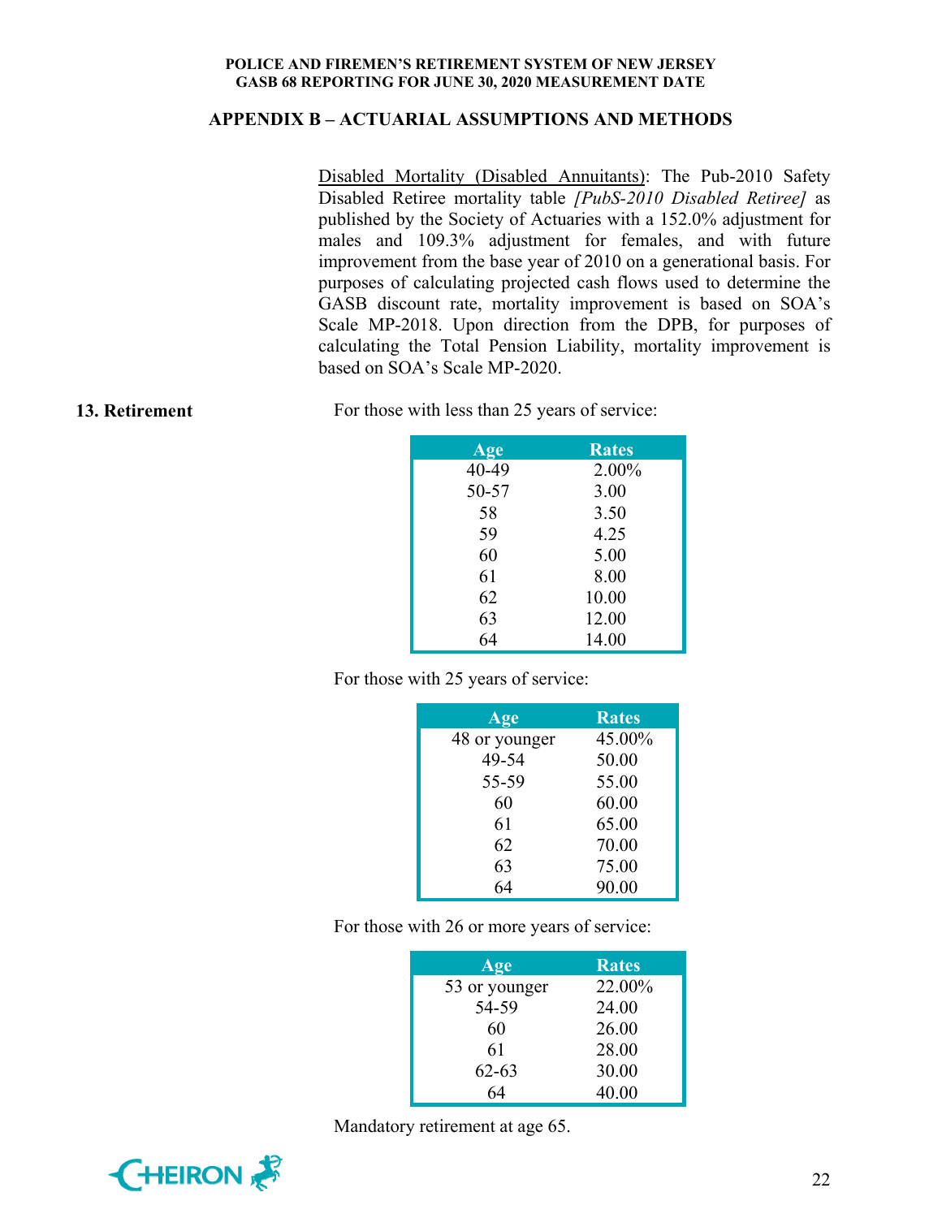<u>Disabled Mortality (Disabled Annuitants)</u>: The Pub-2010 Safety Disabled Retiree mortality table *[PubS-2010 Disabled Retiree]* as published by the Society of Actuaries with a 152.0% adjustment for males and 109.3% adjustment for females, and with future improvement from the base year of 2010 on a generational basis. For purposes of calculating projected cash flows used to determine the GASB discount rate, mortality improvement is based on SOA's Scale MP-2018. Upon direction from the DPB, for purposes of calculating the Total Pension Liability, mortality improvement is based on SOA's Scale MP-2020.

**13. Retirement**

For those with less than 25 years of service:

| Age | Rates |
|---|---|
| 40-49 | 2.00% |
| 50-57 | 3.00 |
| 58 | 3.50 |
| 59 | 4.25 |
| 60 | 5.00 |
| 61 | 8.00 |
| 62 | 10.00 |
| 63 | 12.00 |
| 64 | 14.00 |

For those with 25 years of service:

| Age | Rates |
|---|---|
| 48 or younger | 45.00% |
| 49-54 | 50.00 |
| 55-59 | 55.00 |
| 60 | 60.00 |
| 61 | 65.00 |
| 62 | 70.00 |
| 63 | 75.00 |
| 64 | 90.00 |

For those with 26 or more years of service:

| Age | Rates |
|---|---|
| 53 or younger | 22.00% |
| 54-59 | 24.00 |
| 60 | 26.00 |
| 61 | 28.00 |
| 62-63 | 30.00 |
| 64 | 40.00 |

Mandatory retirement at age 65.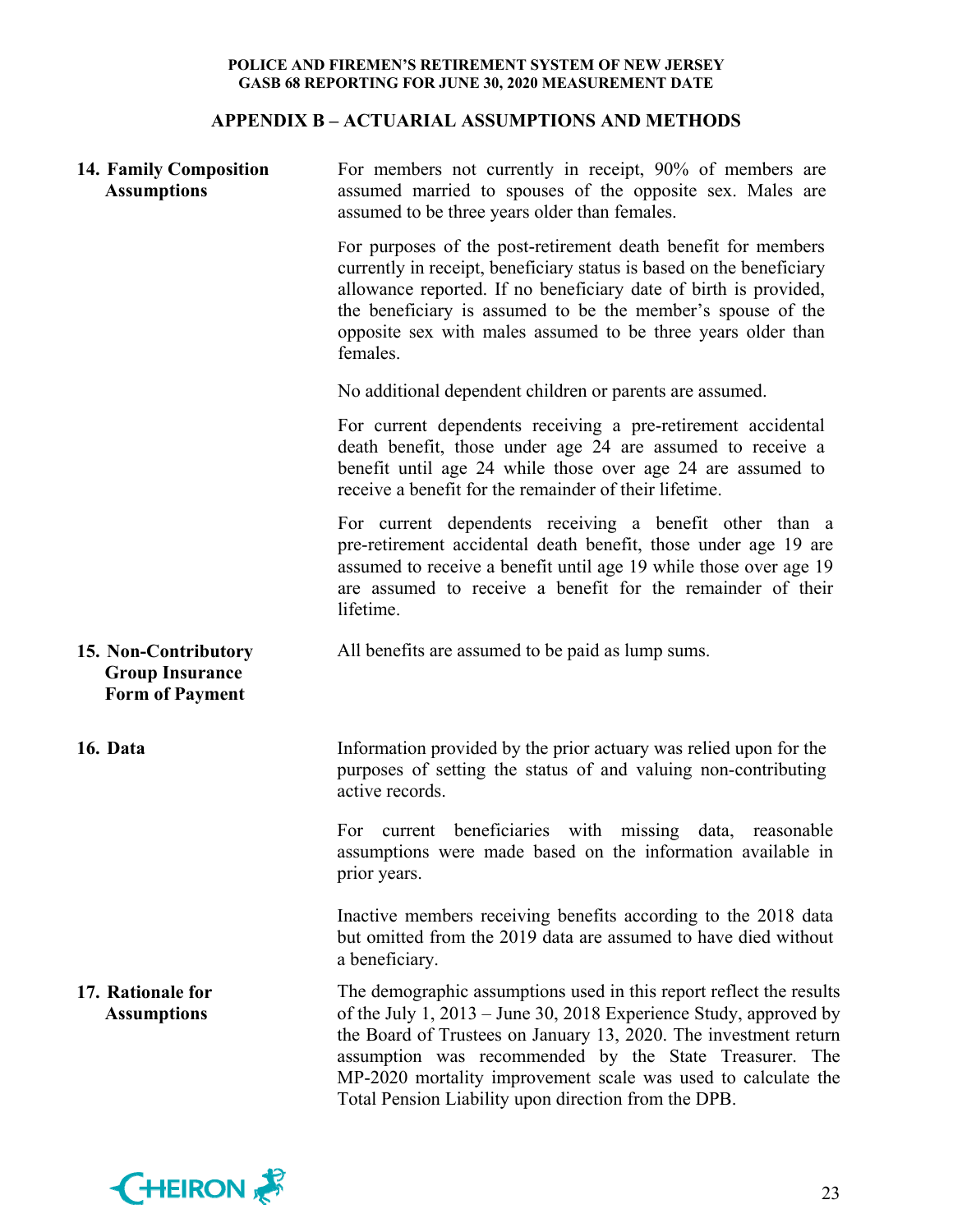## APPENDIX B – ACTUARIAL ASSUMPTIONS AND METHODS

**14. Family Composition Assumptions**

For members not currently in receipt, 90% of members are assumed married to spouses of the opposite sex. Males are assumed to be three years older than females.

For purposes of the post-retirement death benefit for members currently in receipt, beneficiary status is based on the beneficiary allowance reported. If no beneficiary date of birth is provided, the beneficiary is assumed to be the member's spouse of the opposite sex with males assumed to be three years older than females.

No additional dependent children or parents are assumed.

For current dependents receiving a pre-retirement accidental death benefit, those under age 24 are assumed to receive a benefit until age 24 while those over age 24 are assumed to receive a benefit for the remainder of their lifetime.

For current dependents receiving a benefit other than a pre-retirement accidental death benefit, those under age 19 are assumed to receive a benefit until age 19 while those over age 19 are assumed to receive a benefit for the remainder of their lifetime.

**15. Non-Contributory Group Insurance Form of Payment**

All benefits are assumed to be paid as lump sums.

**16. Data**

Information provided by the prior actuary was relied upon for the purposes of setting the status of and valuing non-contributing active records.

For current beneficiaries with missing data, reasonable assumptions were made based on the information available in prior years.

Inactive members receiving benefits according to the 2018 data but omitted from the 2019 data are assumed to have died without a beneficiary.

**17. Rationale for Assumptions**

The demographic assumptions used in this report reflect the results of the July 1, 2013 – June 30, 2018 Experience Study, approved by the Board of Trustees on January 13, 2020. The investment return assumption was recommended by the State Treasurer. The MP-2020 mortality improvement scale was used to calculate the Total Pension Liability upon direction from the DPB.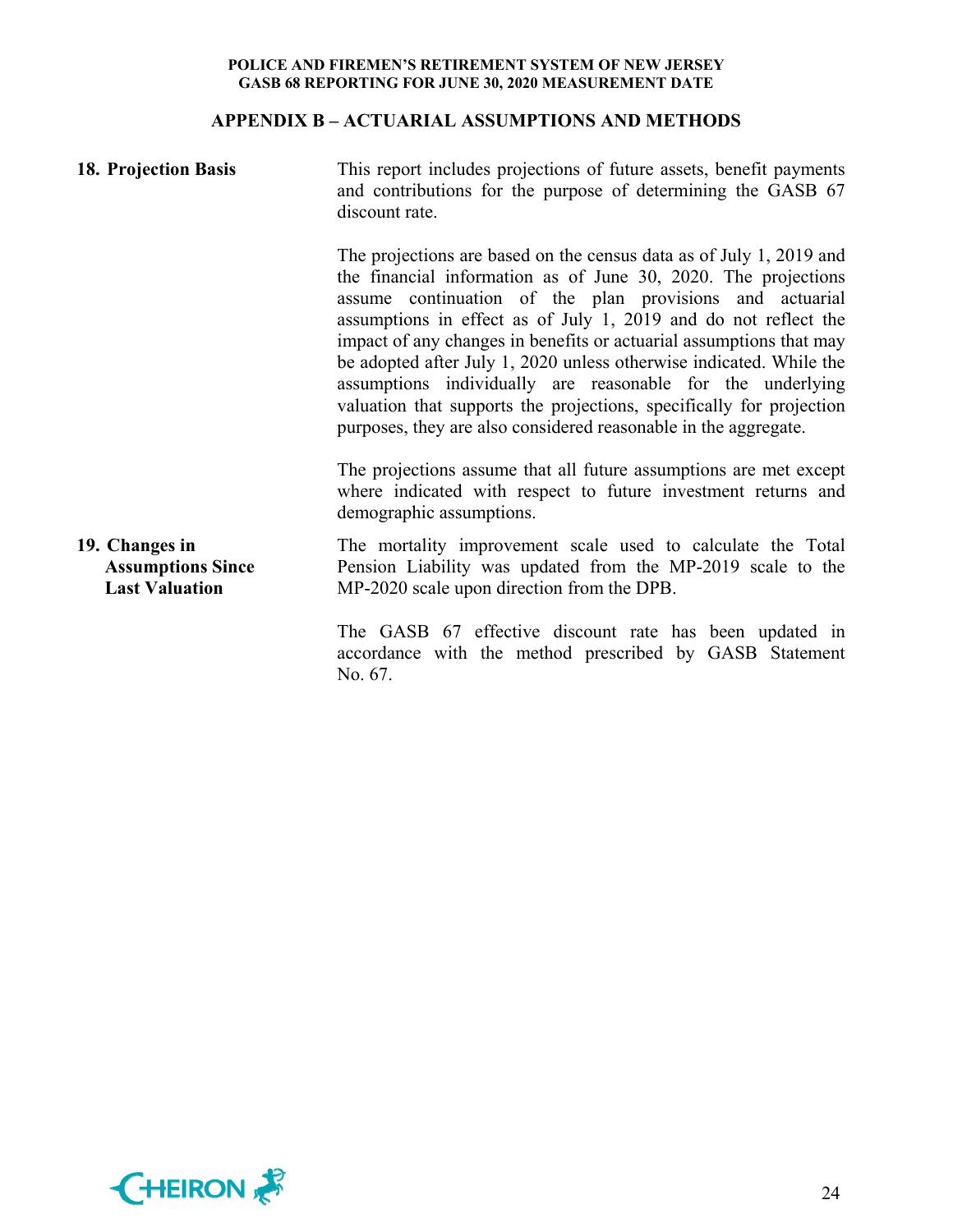## APPENDIX B – ACTUARIAL ASSUMPTIONS AND METHODS

**18. Projection Basis**

This report includes projections of future assets, benefit payments and contributions for the purpose of determining the GASB 67 discount rate.

The projections are based on the census data as of July 1, 2019 and the financial information as of June 30, 2020. The projections assume continuation of the plan provisions and actuarial assumptions in effect as of July 1, 2019 and do not reflect the impact of any changes in benefits or actuarial assumptions that may be adopted after July 1, 2020 unless otherwise indicated. While the assumptions individually are reasonable for the underlying valuation that supports the projections, specifically for projection purposes, they are also considered reasonable in the aggregate.

The projections assume that all future assumptions are met except where indicated with respect to future investment returns and demographic assumptions.

**19. Changes in Assumptions Since Last Valuation**

The mortality improvement scale used to calculate the Total Pension Liability was updated from the MP-2019 scale to the MP-2020 scale upon direction from the DPB.

The GASB 67 effective discount rate has been updated in accordance with the method prescribed by GASB Statement No. 67.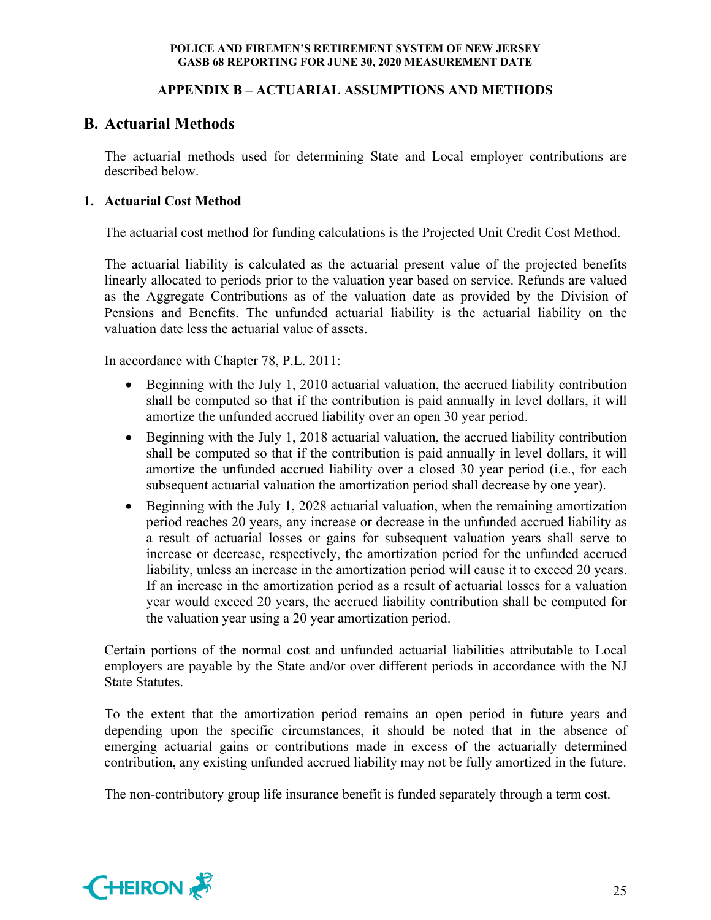## APPENDIX B – ACTUARIAL ASSUMPTIONS AND METHODS

## B. Actuarial Methods

The actuarial methods used for determining State and Local employer contributions are described below.

### 1. Actuarial Cost Method

The actuarial cost method for funding calculations is the Projected Unit Credit Cost Method.

The actuarial liability is calculated as the actuarial present value of the projected benefits linearly allocated to periods prior to the valuation year based on service. Refunds are valued as the Aggregate Contributions as of the valuation date as provided by the Division of Pensions and Benefits. The unfunded actuarial liability is the actuarial liability on the valuation date less the actuarial value of assets.

In accordance with Chapter 78, P.L. 2011:

- Beginning with the July 1, 2010 actuarial valuation, the accrued liability contribution shall be computed so that if the contribution is paid annually in level dollars, it will amortize the unfunded accrued liability over an open 30 year period.
- Beginning with the July 1, 2018 actuarial valuation, the accrued liability contribution shall be computed so that if the contribution is paid annually in level dollars, it will amortize the unfunded accrued liability over a closed 30 year period (i.e., for each subsequent actuarial valuation the amortization period shall decrease by one year).
- Beginning with the July 1, 2028 actuarial valuation, when the remaining amortization period reaches 20 years, any increase or decrease in the unfunded accrued liability as a result of actuarial losses or gains for subsequent valuation years shall serve to increase or decrease, respectively, the amortization period for the unfunded accrued liability, unless an increase in the amortization period will cause it to exceed 20 years. If an increase in the amortization period as a result of actuarial losses for a valuation year would exceed 20 years, the accrued liability contribution shall be computed for the valuation year using a 20 year amortization period.

Certain portions of the normal cost and unfunded actuarial liabilities attributable to Local employers are payable by the State and/or over different periods in accordance with the NJ State Statutes.

To the extent that the amortization period remains an open period in future years and depending upon the specific circumstances, it should be noted that in the absence of emerging actuarial gains or contributions made in excess of the actuarially determined contribution, any existing unfunded accrued liability may not be fully amortized in the future.

The non-contributory group life insurance benefit is funded separately through a term cost.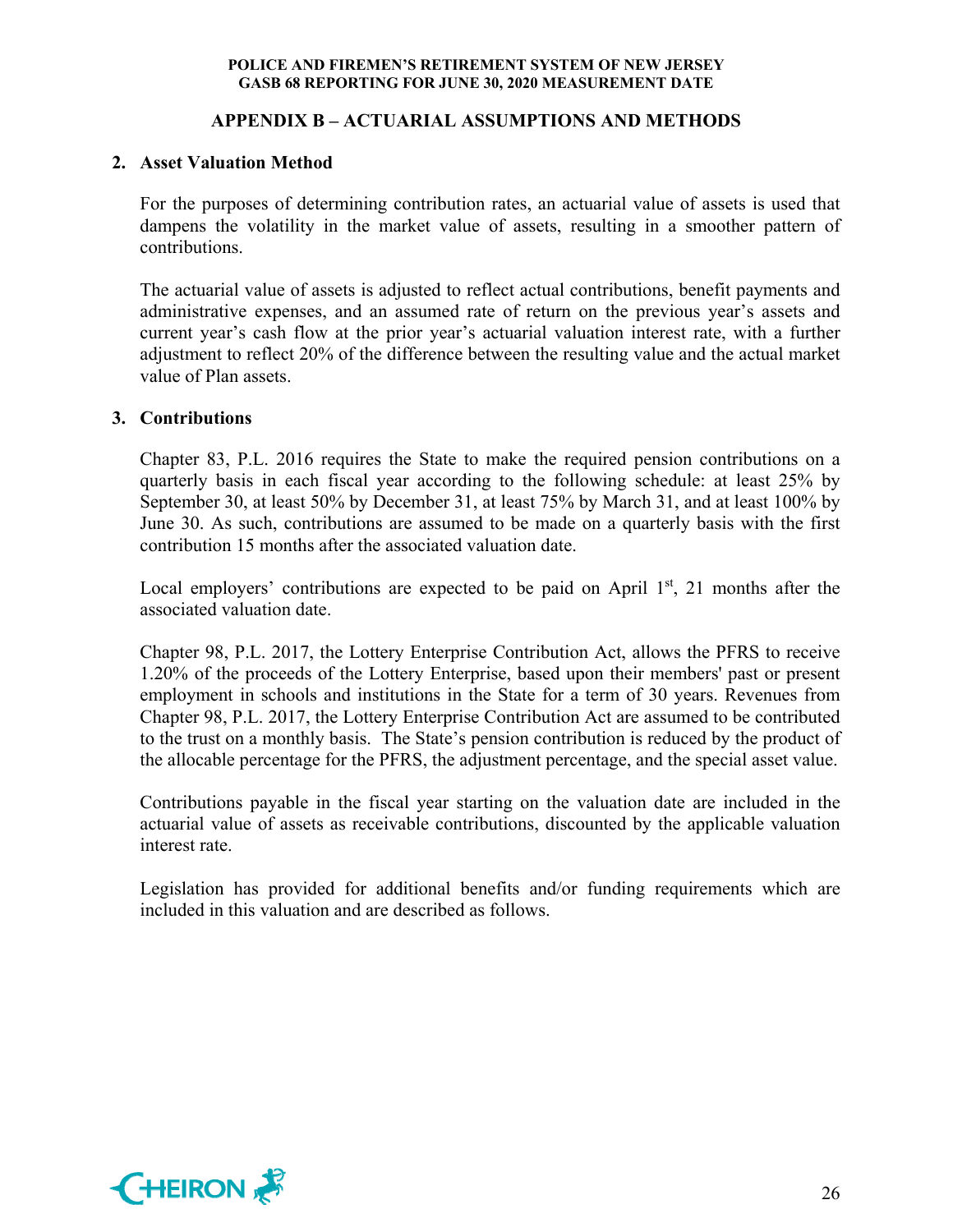## APPENDIX B – ACTUARIAL ASSUMPTIONS AND METHODS

### 2. Asset Valuation Method

For the purposes of determining contribution rates, an actuarial value of assets is used that dampens the volatility in the market value of assets, resulting in a smoother pattern of contributions.

The actuarial value of assets is adjusted to reflect actual contributions, benefit payments and administrative expenses, and an assumed rate of return on the previous year's assets and current year's cash flow at the prior year's actuarial valuation interest rate, with a further adjustment to reflect 20% of the difference between the resulting value and the actual market value of Plan assets.

### 3. Contributions

Chapter 83, P.L. 2016 requires the State to make the required pension contributions on a quarterly basis in each fiscal year according to the following schedule: at least 25% by September 30, at least 50% by December 31, at least 75% by March 31, and at least 100% by June 30. As such, contributions are assumed to be made on a quarterly basis with the first contribution 15 months after the associated valuation date.

Local employers' contributions are expected to be paid on April 1st, 21 months after the associated valuation date.

Chapter 98, P.L. 2017, the Lottery Enterprise Contribution Act, allows the PFRS to receive 1.20% of the proceeds of the Lottery Enterprise, based upon their members' past or present employment in schools and institutions in the State for a term of 30 years. Revenues from Chapter 98, P.L. 2017, the Lottery Enterprise Contribution Act are assumed to be contributed to the trust on a monthly basis. The State's pension contribution is reduced by the product of the allocable percentage for the PFRS, the adjustment percentage, and the special asset value.

Contributions payable in the fiscal year starting on the valuation date are included in the actuarial value of assets as receivable contributions, discounted by the applicable valuation interest rate.

Legislation has provided for additional benefits and/or funding requirements which are included in this valuation and are described as follows.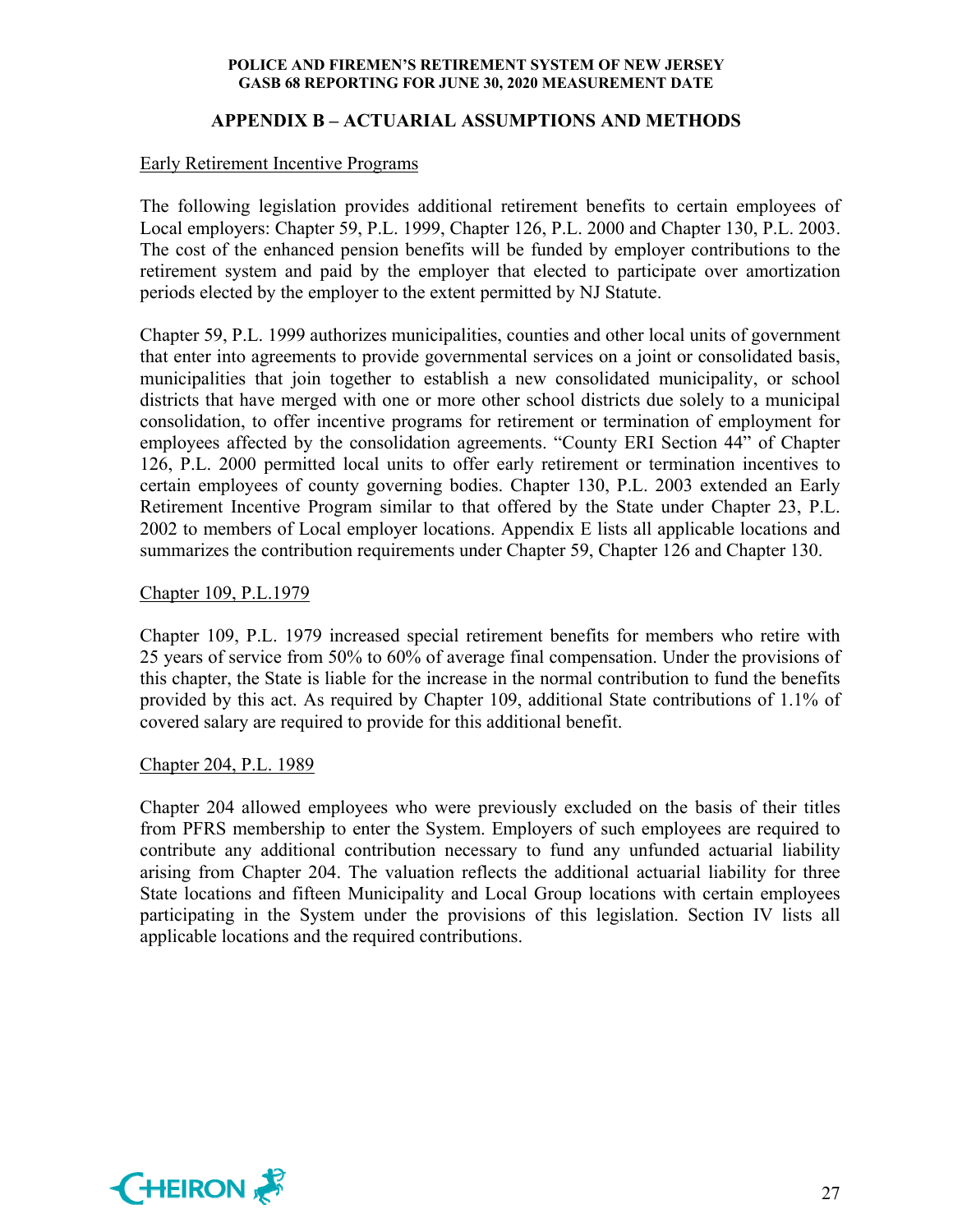## APPENDIX B – ACTUARIAL ASSUMPTIONS AND METHODS

Early Retirement Incentive Programs

The following legislation provides additional retirement benefits to certain employees of Local employers: Chapter 59, P.L. 1999, Chapter 126, P.L. 2000 and Chapter 130, P.L. 2003. The cost of the enhanced pension benefits will be funded by employer contributions to the retirement system and paid by the employer that elected to participate over amortization periods elected by the employer to the extent permitted by NJ Statute.

Chapter 59, P.L. 1999 authorizes municipalities, counties and other local units of government that enter into agreements to provide governmental services on a joint or consolidated basis, municipalities that join together to establish a new consolidated municipality, or school districts that have merged with one or more other school districts due solely to a municipal consolidation, to offer incentive programs for retirement or termination of employment for employees affected by the consolidation agreements. "County ERI Section 44" of Chapter 126, P.L. 2000 permitted local units to offer early retirement or termination incentives to certain employees of county governing bodies. Chapter 130, P.L. 2003 extended an Early Retirement Incentive Program similar to that offered by the State under Chapter 23, P.L. 2002 to members of Local employer locations. Appendix E lists all applicable locations and summarizes the contribution requirements under Chapter 59, Chapter 126 and Chapter 130.

Chapter 109, P.L.1979

Chapter 109, P.L. 1979 increased special retirement benefits for members who retire with 25 years of service from 50% to 60% of average final compensation. Under the provisions of this chapter, the State is liable for the increase in the normal contribution to fund the benefits provided by this act. As required by Chapter 109, additional State contributions of 1.1% of covered salary are required to provide for this additional benefit.

Chapter 204, P.L. 1989

Chapter 204 allowed employees who were previously excluded on the basis of their titles from PFRS membership to enter the System. Employers of such employees are required to contribute any additional contribution necessary to fund any unfunded actuarial liability arising from Chapter 204. The valuation reflects the additional actuarial liability for three State locations and fifteen Municipality and Local Group locations with certain employees participating in the System under the provisions of this legislation. Section IV lists all applicable locations and the required contributions.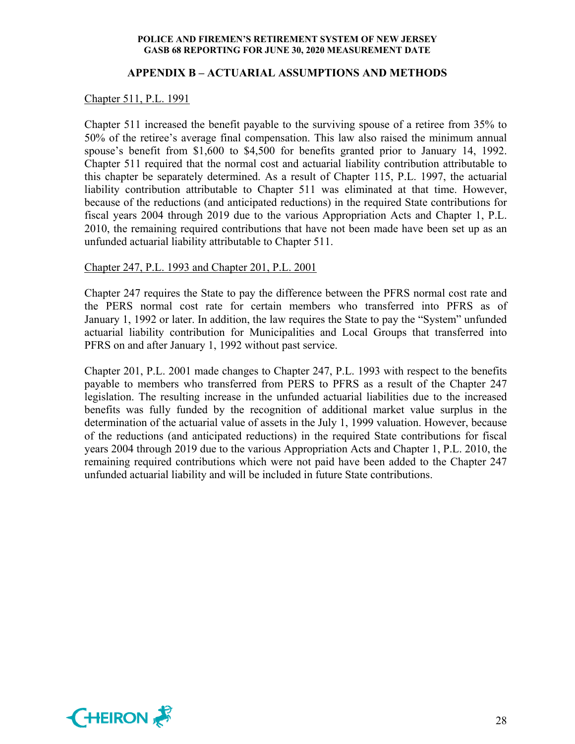## APPENDIX B – ACTUARIAL ASSUMPTIONS AND METHODS

Chapter 511, P.L. 1991

Chapter 511 increased the benefit payable to the surviving spouse of a retiree from 35% to 50% of the retiree's average final compensation. This law also raised the minimum annual spouse's benefit from $1,600 to $4,500 for benefits granted prior to January 14, 1992. Chapter 511 required that the normal cost and actuarial liability contribution attributable to this chapter be separately determined. As a result of Chapter 115, P.L. 1997, the actuarial liability contribution attributable to Chapter 511 was eliminated at that time. However, because of the reductions (and anticipated reductions) in the required State contributions for fiscal years 2004 through 2019 due to the various Appropriation Acts and Chapter 1, P.L. 2010, the remaining required contributions that have not been made have been set up as an unfunded actuarial liability attributable to Chapter 511.

Chapter 247, P.L. 1993 and Chapter 201, P.L. 2001

Chapter 247 requires the State to pay the difference between the PFRS normal cost rate and the PERS normal cost rate for certain members who transferred into PFRS as of January 1, 1992 or later. In addition, the law requires the State to pay the "System" unfunded actuarial liability contribution for Municipalities and Local Groups that transferred into PFRS on and after January 1, 1992 without past service.

Chapter 201, P.L. 2001 made changes to Chapter 247, P.L. 1993 with respect to the benefits payable to members who transferred from PERS to PFRS as a result of the Chapter 247 legislation. The resulting increase in the unfunded actuarial liabilities due to the increased benefits was fully funded by the recognition of additional market value surplus in the determination of the actuarial value of assets in the July 1, 1999 valuation. However, because of the reductions (and anticipated reductions) in the required State contributions for fiscal years 2004 through 2019 due to the various Appropriation Acts and Chapter 1, P.L. 2010, the remaining required contributions which were not paid have been added to the Chapter 247 unfunded actuarial liability and will be included in future State contributions.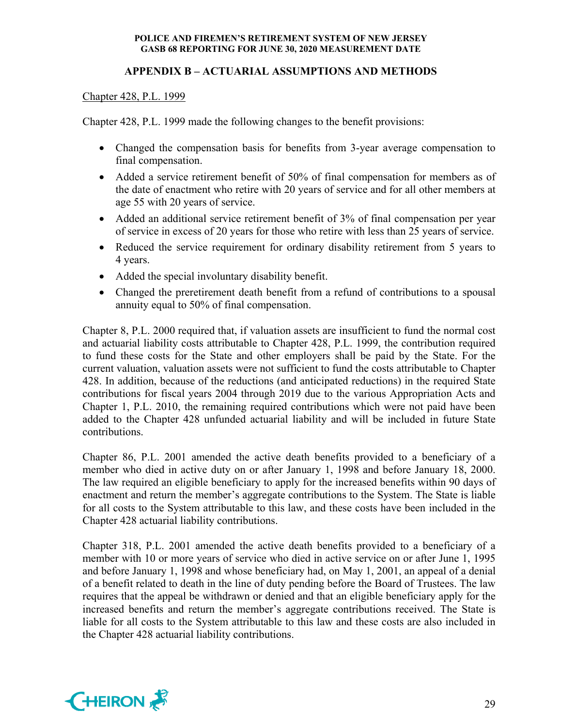## APPENDIX B – ACTUARIAL ASSUMPTIONS AND METHODS

Chapter 428, P.L. 1999

Chapter 428, P.L. 1999 made the following changes to the benefit provisions:

- Changed the compensation basis for benefits from 3-year average compensation to final compensation.
- Added a service retirement benefit of 50% of final compensation for members as of the date of enactment who retire with 20 years of service and for all other members at age 55 with 20 years of service.
- Added an additional service retirement benefit of 3% of final compensation per year of service in excess of 20 years for those who retire with less than 25 years of service.
- Reduced the service requirement for ordinary disability retirement from 5 years to 4 years.
- Added the special involuntary disability benefit.
- Changed the preretirement death benefit from a refund of contributions to a spousal annuity equal to 50% of final compensation.

Chapter 8, P.L. 2000 required that, if valuation assets are insufficient to fund the normal cost and actuarial liability costs attributable to Chapter 428, P.L. 1999, the contribution required to fund these costs for the State and other employers shall be paid by the State. For the current valuation, valuation assets were not sufficient to fund the costs attributable to Chapter 428. In addition, because of the reductions (and anticipated reductions) in the required State contributions for fiscal years 2004 through 2019 due to the various Appropriation Acts and Chapter 1, P.L. 2010, the remaining required contributions which were not paid have been added to the Chapter 428 unfunded actuarial liability and will be included in future State contributions.

Chapter 86, P.L. 2001 amended the active death benefits provided to a beneficiary of a member who died in active duty on or after January 1, 1998 and before January 18, 2000. The law required an eligible beneficiary to apply for the increased benefits within 90 days of enactment and return the member's aggregate contributions to the System. The State is liable for all costs to the System attributable to this law, and these costs have been included in the Chapter 428 actuarial liability contributions.

Chapter 318, P.L. 2001 amended the active death benefits provided to a beneficiary of a member with 10 or more years of service who died in active service on or after June 1, 1995 and before January 1, 1998 and whose beneficiary had, on May 1, 2001, an appeal of a denial of a benefit related to death in the line of duty pending before the Board of Trustees. The law requires that the appeal be withdrawn or denied and that an eligible beneficiary apply for the increased benefits and return the member's aggregate contributions received. The State is liable for all costs to the System attributable to this law and these costs are also included in the Chapter 428 actuarial liability contributions.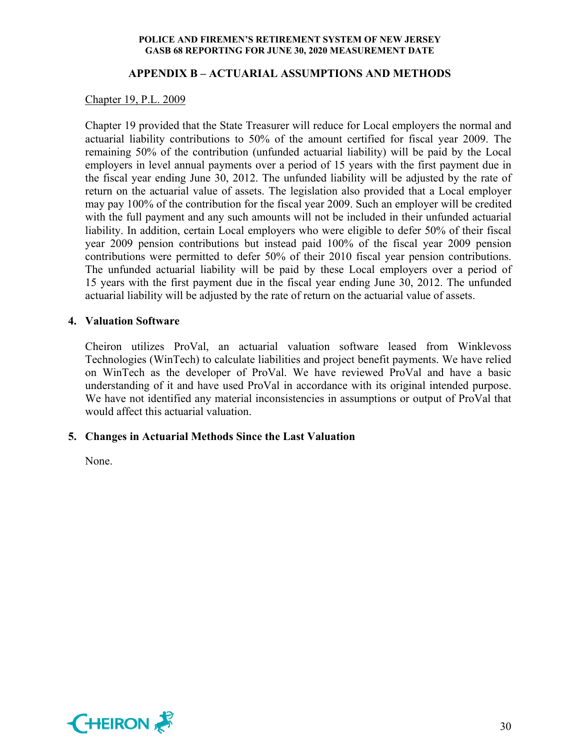## APPENDIX B – ACTUARIAL ASSUMPTIONS AND METHODS

<u>Chapter 19, P.L. 2009</u>

Chapter 19 provided that the State Treasurer will reduce for Local employers the normal and actuarial liability contributions to 50% of the amount certified for fiscal year 2009. The remaining 50% of the contribution (unfunded actuarial liability) will be paid by the Local employers in level annual payments over a period of 15 years with the first payment due in the fiscal year ending June 30, 2012. The unfunded liability will be adjusted by the rate of return on the actuarial value of assets. The legislation also provided that a Local employer may pay 100% of the contribution for the fiscal year 2009. Such an employer will be credited with the full payment and any such amounts will not be included in their unfunded actuarial liability. In addition, certain Local employers who were eligible to defer 50% of their fiscal year 2009 pension contributions but instead paid 100% of the fiscal year 2009 pension contributions were permitted to defer 50% of their 2010 fiscal year pension contributions. The unfunded actuarial liability will be paid by these Local employers over a period of 15 years with the first payment due in the fiscal year ending June 30, 2012. The unfunded actuarial liability will be adjusted by the rate of return on the actuarial value of assets.

**4. Valuation Software**

Cheiron utilizes ProVal, an actuarial valuation software leased from Winklevoss Technologies (WinTech) to calculate liabilities and project benefit payments. We have relied on WinTech as the developer of ProVal. We have reviewed ProVal and have a basic understanding of it and have used ProVal in accordance with its original intended purpose. We have not identified any material inconsistencies in assumptions or output of ProVal that would affect this actuarial valuation.

**5. Changes in Actuarial Methods Since the Last Valuation**

None.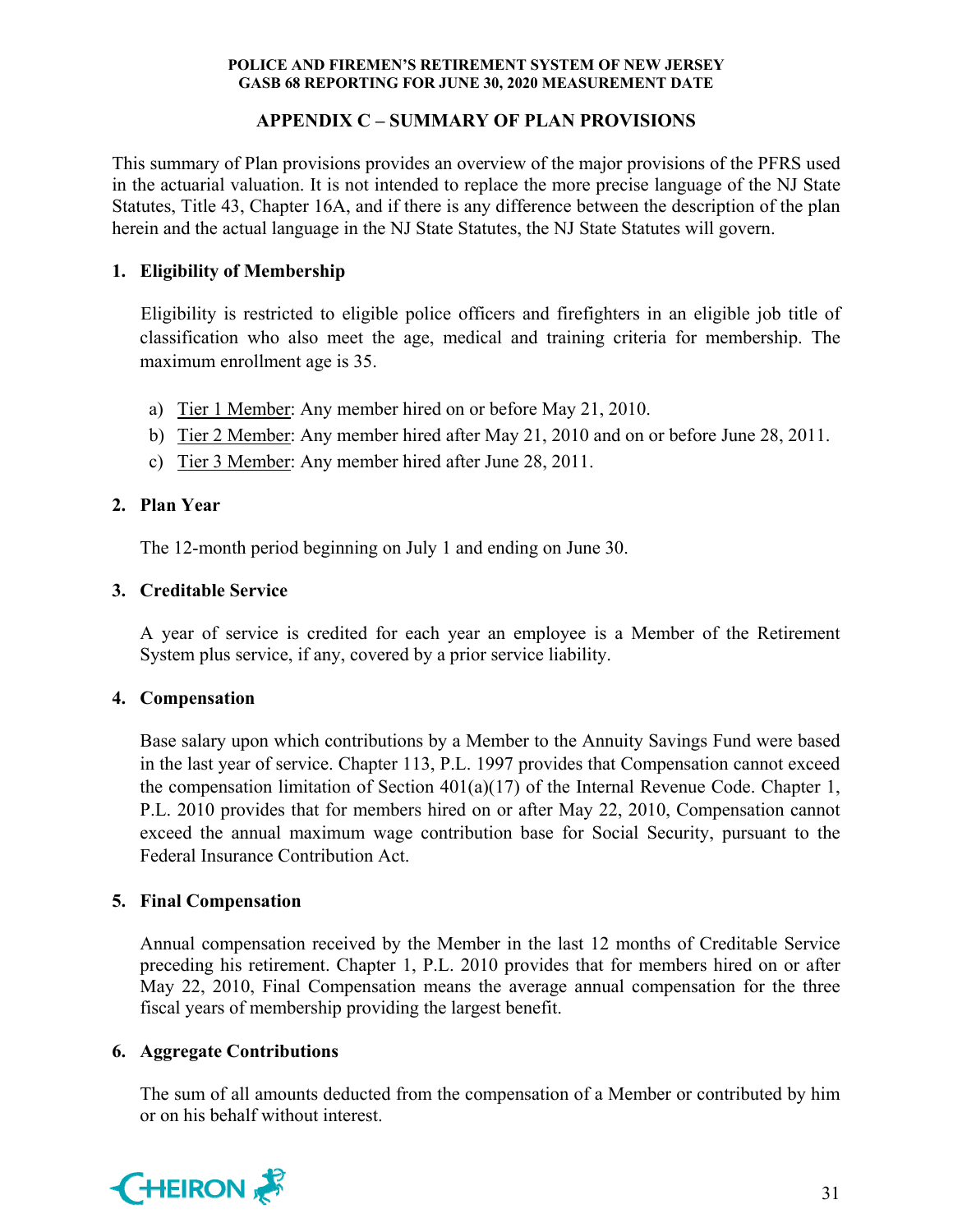## APPENDIX C – SUMMARY OF PLAN PROVISIONS

This summary of Plan provisions provides an overview of the major provisions of the PFRS used in the actuarial valuation. It is not intended to replace the more precise language of the NJ State Statutes, Title 43, Chapter 16A, and if there is any difference between the description of the plan herein and the actual language in the NJ State Statutes, the NJ State Statutes will govern.

### 1. Eligibility of Membership

Eligibility is restricted to eligible police officers and firefighters in an eligible job title of classification who also meet the age, medical and training criteria for membership. The maximum enrollment age is 35.

a) Tier 1 Member: Any member hired on or before May 21, 2010.
b) Tier 2 Member: Any member hired after May 21, 2010 and on or before June 28, 2011.
c) Tier 3 Member: Any member hired after June 28, 2011.

### 2. Plan Year

The 12-month period beginning on July 1 and ending on June 30.

### 3. Creditable Service

A year of service is credited for each year an employee is a Member of the Retirement System plus service, if any, covered by a prior service liability.

### 4. Compensation

Base salary upon which contributions by a Member to the Annuity Savings Fund were based in the last year of service. Chapter 113, P.L. 1997 provides that Compensation cannot exceed the compensation limitation of Section 401(a)(17) of the Internal Revenue Code. Chapter 1, P.L. 2010 provides that for members hired on or after May 22, 2010, Compensation cannot exceed the annual maximum wage contribution base for Social Security, pursuant to the Federal Insurance Contribution Act.

### 5. Final Compensation

Annual compensation received by the Member in the last 12 months of Creditable Service preceding his retirement. Chapter 1, P.L. 2010 provides that for members hired on or after May 22, 2010, Final Compensation means the average annual compensation for the three fiscal years of membership providing the largest benefit.

### 6. Aggregate Contributions

The sum of all amounts deducted from the compensation of a Member or contributed by him or on his behalf without interest.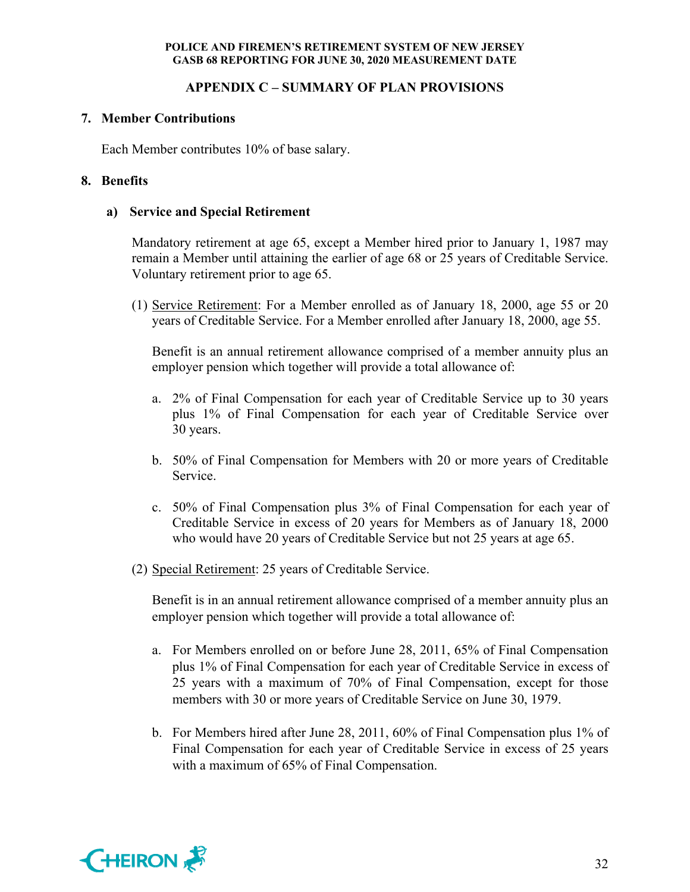## APPENDIX C – SUMMARY OF PLAN PROVISIONS

### 7. Member Contributions

Each Member contributes 10% of base salary.

### 8. Benefits

#### a) Service and Special Retirement

Mandatory retirement at age 65, except a Member hired prior to January 1, 1987 may remain a Member until attaining the earlier of age 68 or 25 years of Creditable Service. Voluntary retirement prior to age 65.

(1) Service Retirement: For a Member enrolled as of January 18, 2000, age 55 or 20 years of Creditable Service. For a Member enrolled after January 18, 2000, age 55.

Benefit is an annual retirement allowance comprised of a member annuity plus an employer pension which together will provide a total allowance of:

a. 2% of Final Compensation for each year of Creditable Service up to 30 years plus 1% of Final Compensation for each year of Creditable Service over 30 years.

b. 50% of Final Compensation for Members with 20 or more years of Creditable Service.

c. 50% of Final Compensation plus 3% of Final Compensation for each year of Creditable Service in excess of 20 years for Members as of January 18, 2000 who would have 20 years of Creditable Service but not 25 years at age 65.

(2) Special Retirement: 25 years of Creditable Service.

Benefit is in an annual retirement allowance comprised of a member annuity plus an employer pension which together will provide a total allowance of:

a. For Members enrolled on or before June 28, 2011, 65% of Final Compensation plus 1% of Final Compensation for each year of Creditable Service in excess of 25 years with a maximum of 70% of Final Compensation, except for those members with 30 or more years of Creditable Service on June 30, 1979.

b. For Members hired after June 28, 2011, 60% of Final Compensation plus 1% of Final Compensation for each year of Creditable Service in excess of 25 years with a maximum of 65% of Final Compensation.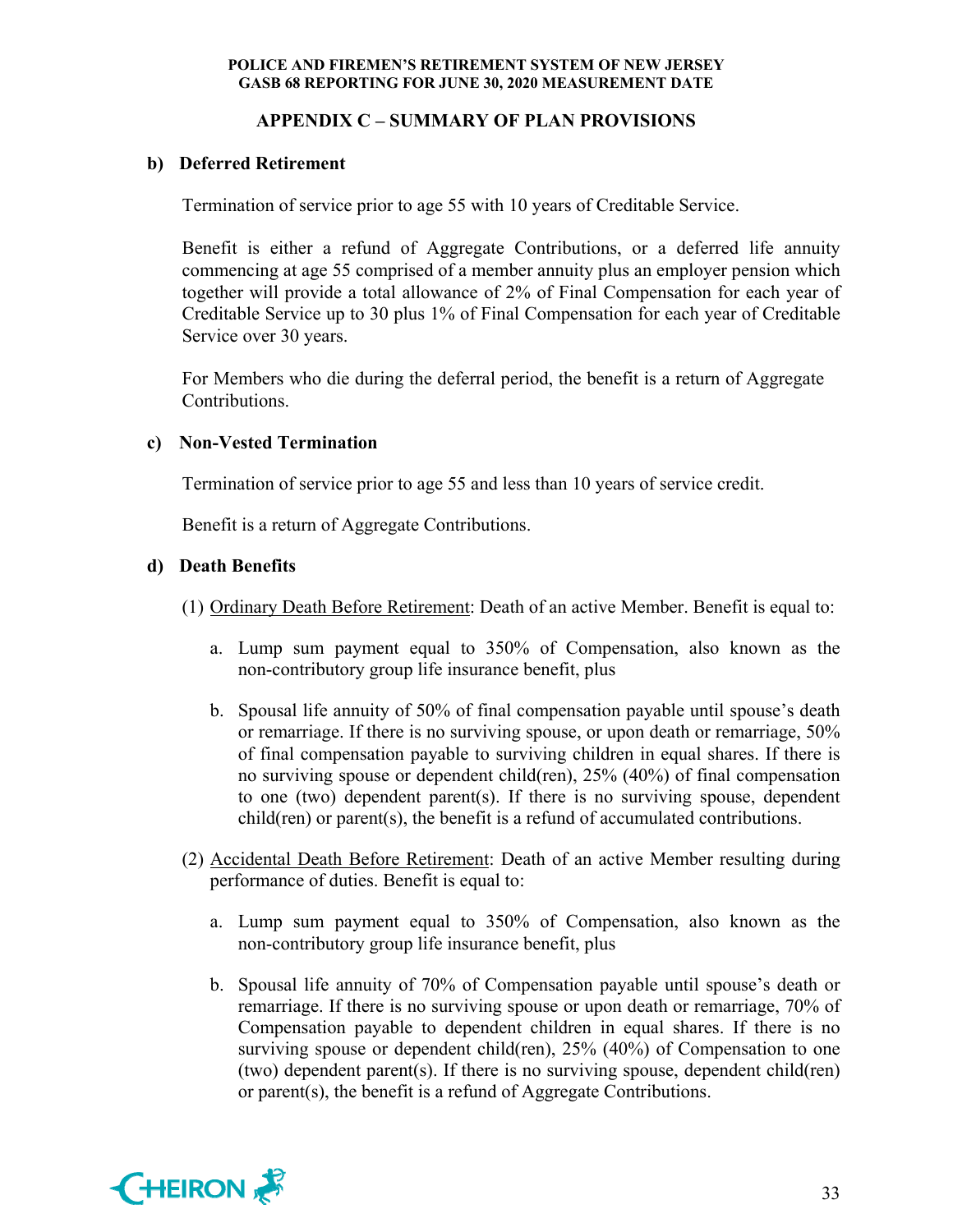## APPENDIX C – SUMMARY OF PLAN PROVISIONS

**b) Deferred Retirement**

Termination of service prior to age 55 with 10 years of Creditable Service.

Benefit is either a refund of Aggregate Contributions, or a deferred life annuity commencing at age 55 comprised of a member annuity plus an employer pension which together will provide a total allowance of 2% of Final Compensation for each year of Creditable Service up to 30 plus 1% of Final Compensation for each year of Creditable Service over 30 years.

For Members who die during the deferral period, the benefit is a return of Aggregate Contributions.

**c) Non-Vested Termination**

Termination of service prior to age 55 and less than 10 years of service credit.

Benefit is a return of Aggregate Contributions.

**d) Death Benefits**

(1) Ordinary Death Before Retirement: Death of an active Member. Benefit is equal to:

a. Lump sum payment equal to 350% of Compensation, also known as the non-contributory group life insurance benefit, plus

b. Spousal life annuity of 50% of final compensation payable until spouse's death or remarriage. If there is no surviving spouse, or upon death or remarriage, 50% of final compensation payable to surviving children in equal shares. If there is no surviving spouse or dependent child(ren), 25% (40%) of final compensation to one (two) dependent parent(s). If there is no surviving spouse, dependent child(ren) or parent(s), the benefit is a refund of accumulated contributions.

(2) Accidental Death Before Retirement: Death of an active Member resulting during performance of duties. Benefit is equal to:

a. Lump sum payment equal to 350% of Compensation, also known as the non-contributory group life insurance benefit, plus

b. Spousal life annuity of 70% of Compensation payable until spouse's death or remarriage. If there is no surviving spouse or upon death or remarriage, 70% of Compensation payable to dependent children in equal shares. If there is no surviving spouse or dependent child(ren), 25% (40%) of Compensation to one (two) dependent parent(s). If there is no surviving spouse, dependent child(ren) or parent(s), the benefit is a refund of Aggregate Contributions.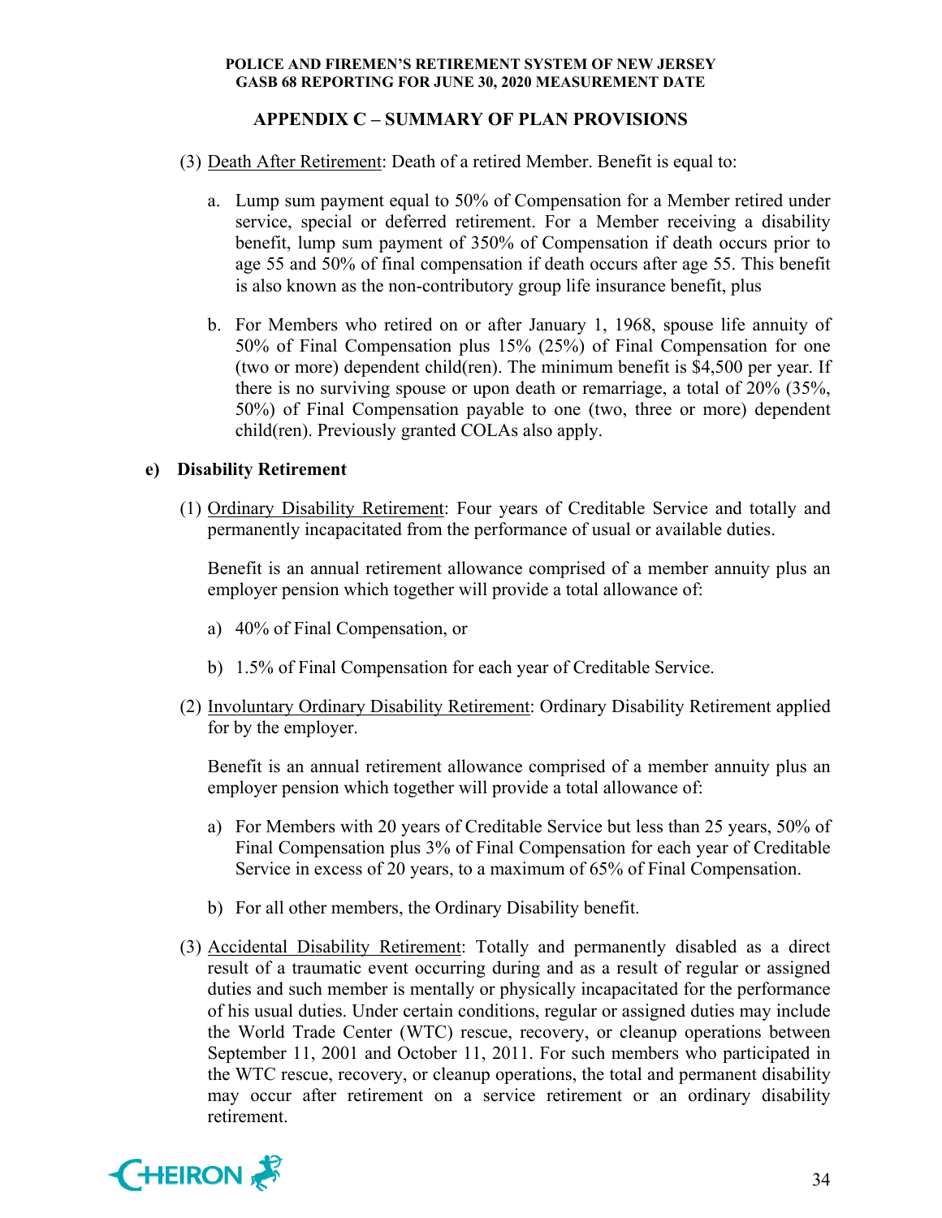## APPENDIX C – SUMMARY OF PLAN PROVISIONS

(3) Death After Retirement: Death of a retired Member. Benefit is equal to:

  a. Lump sum payment equal to 50% of Compensation for a Member retired under service, special or deferred retirement. For a Member receiving a disability benefit, lump sum payment of 350% of Compensation if death occurs prior to age 55 and 50% of final compensation if death occurs after age 55. This benefit is also known as the non-contributory group life insurance benefit, plus

  b. For Members who retired on or after January 1, 1968, spouse life annuity of 50% of Final Compensation plus 15% (25%) of Final Compensation for one (two or more) dependent child(ren). The minimum benefit is $4,500 per year. If there is no surviving spouse or upon death or remarriage, a total of 20% (35%, 50%) of Final Compensation payable to one (two, three or more) dependent child(ren). Previously granted COLAs also apply.

### e) Disability Retirement

(1) Ordinary Disability Retirement: Four years of Creditable Service and totally and permanently incapacitated from the performance of usual or available duties.

  Benefit is an annual retirement allowance comprised of a member annuity plus an employer pension which together will provide a total allowance of:

  a) 40% of Final Compensation, or

  b) 1.5% of Final Compensation for each year of Creditable Service.

(2) Involuntary Ordinary Disability Retirement: Ordinary Disability Retirement applied for by the employer.

  Benefit is an annual retirement allowance comprised of a member annuity plus an employer pension which together will provide a total allowance of:

  a) For Members with 20 years of Creditable Service but less than 25 years, 50% of Final Compensation plus 3% of Final Compensation for each year of Creditable Service in excess of 20 years, to a maximum of 65% of Final Compensation.

  b) For all other members, the Ordinary Disability benefit.

(3) Accidental Disability Retirement: Totally and permanently disabled as a direct result of a traumatic event occurring during and as a result of regular or assigned duties and such member is mentally or physically incapacitated for the performance of his usual duties. Under certain conditions, regular or assigned duties may include the World Trade Center (WTC) rescue, recovery, or cleanup operations between September 11, 2001 and October 11, 2011. For such members who participated in the WTC rescue, recovery, or cleanup operations, the total and permanent disability may occur after retirement on a service retirement or an ordinary disability retirement.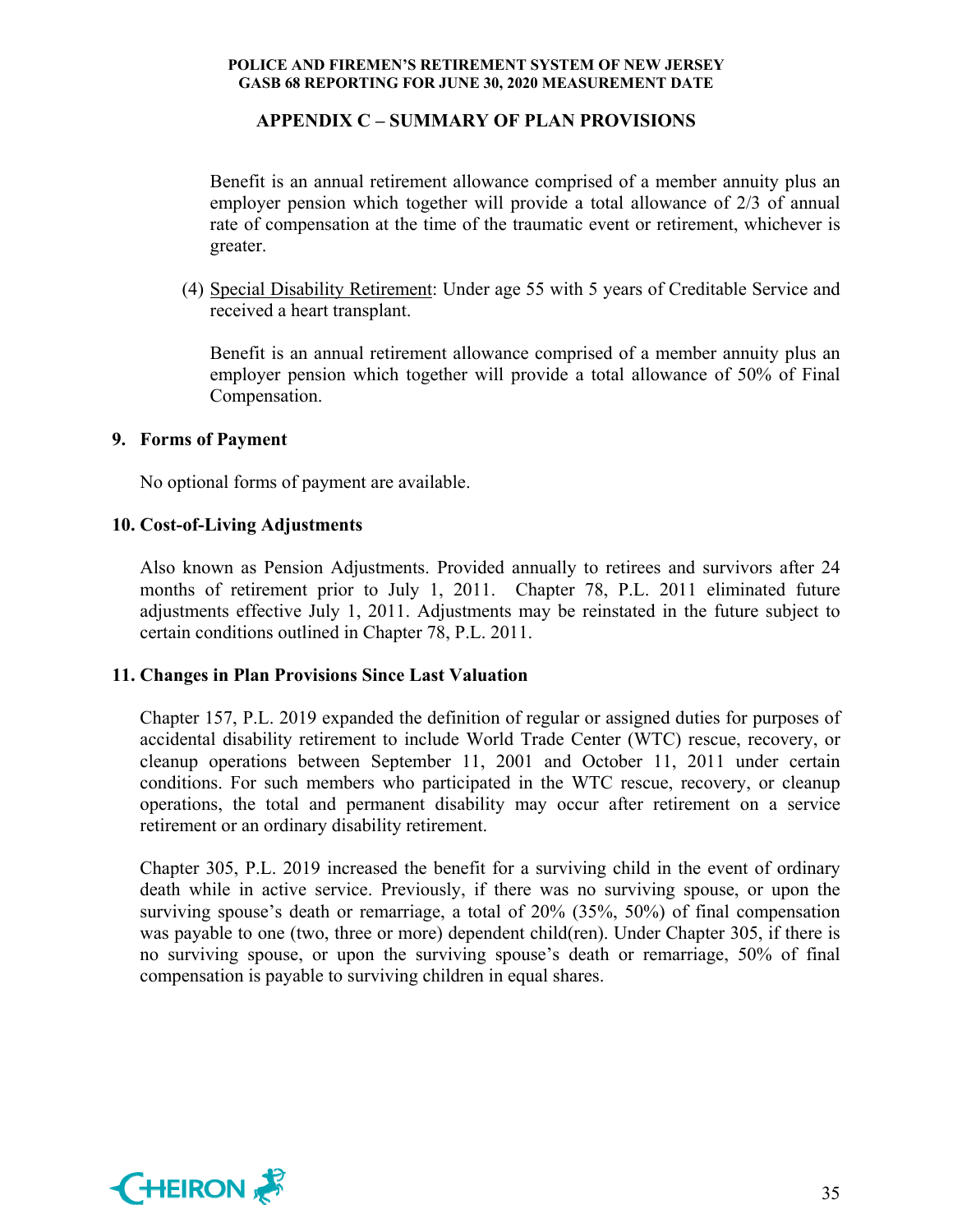Benefit is an annual retirement allowance comprised of a member annuity plus an employer pension which together will provide a total allowance of 2/3 of annual rate of compensation at the time of the traumatic event or retirement, whichever is greater.

(4) Special Disability Retirement: Under age 55 with 5 years of Creditable Service and received a heart transplant.

Benefit is an annual retirement allowance comprised of a member annuity plus an employer pension which together will provide a total allowance of 50% of Final Compensation.

## 9. Forms of Payment

No optional forms of payment are available.

## 10. Cost-of-Living Adjustments

Also known as Pension Adjustments. Provided annually to retirees and survivors after 24 months of retirement prior to July 1, 2011. Chapter 78, P.L. 2011 eliminated future adjustments effective July 1, 2011. Adjustments may be reinstated in the future subject to certain conditions outlined in Chapter 78, P.L. 2011.

## 11. Changes in Plan Provisions Since Last Valuation

Chapter 157, P.L. 2019 expanded the definition of regular or assigned duties for purposes of accidental disability retirement to include World Trade Center (WTC) rescue, recovery, or cleanup operations between September 11, 2001 and October 11, 2011 under certain conditions. For such members who participated in the WTC rescue, recovery, or cleanup operations, the total and permanent disability may occur after retirement on a service retirement or an ordinary disability retirement.

Chapter 305, P.L. 2019 increased the benefit for a surviving child in the event of ordinary death while in active service. Previously, if there was no surviving spouse, or upon the surviving spouse's death or remarriage, a total of 20% (35%, 50%) of final compensation was payable to one (two, three or more) dependent child(ren). Under Chapter 305, if there is no surviving spouse, or upon the surviving spouse's death or remarriage, 50% of final compensation is payable to surviving children in equal shares.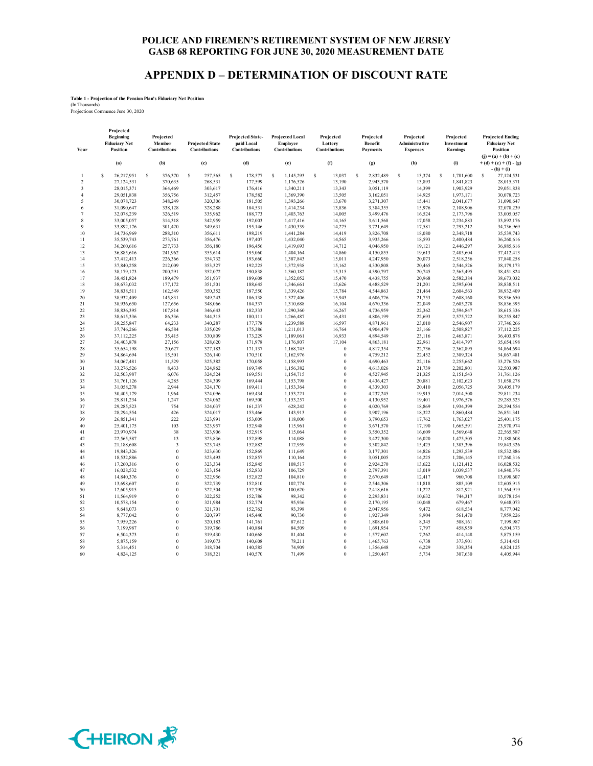# POLICE AND FIREMEN'S RETIREMENT SYSTEM OF NEW JERSEY
# GASB 68 REPORTING FOR JUNE 30, 2020 MEASUREMENT DATE

## APPENDIX D – DETERMINATION OF DISCOUNT RATE

**Table 1 - Projection of the Pension Plan's Fiduciary Net Position**
(In Thousands)
Projections Commence June 30, 2020

| Year | Projected Beginning Fiduciary Net Position | Projected Member Contributions | Projected State Contributions | Projected State-paid Local Contributions | Projected Local Employer Contributions | Projected Lottery Contributions | Projected Benefit Payments | Projected Administrative Expenses | Projected Investment Earnings | Projected Ending Fiduciary Net Position |
|---|---|---|---|---|---|---|---|---|---|---|
| | (a) | (b) | (c) | (d) | (e) | (f) | (g) | (h) | (i) | (j) = (a) + (b) + (c) + (d) + (e) + (f) - (g) - (h) + (i) |
| 1 | $ 26,217,951 | $ 376,370 | $ 257,565 | $ 178,577 | $ 1,145,293 | $ 13,037 | $ 2,832,489 | $ 13,374 | $ 1,781,600 | $ 27,124,531 |
| 2 | 27,124,531 | 370,635 | 268,531 | 177,599 | 1,176,526 | 13,190 | 2,943,570 | 13,893 | 1,841,823 | 28,015,371 |
| 3 | 28,015,371 | 364,469 | 303,617 | 176,416 | 1,340,211 | 13,343 | 3,051,119 | 14,399 | 1,903,929 | 29,051,838 |
| 4 | 29,051,838 | 356,756 | 312,457 | 178,582 | 1,369,390 | 13,505 | 3,162,051 | 14,925 | 1,973,171 | 30,078,723 |
| 5 | 30,078,723 | 348,249 | 320,306 | 181,505 | 1,393,266 | 13,670 | 3,271,307 | 15,441 | 2,041,677 | 31,090,647 |
| 6 | 31,090,647 | 338,128 | 328,288 | 184,531 | 1,414,234 | 13,836 | 3,384,355 | 15,976 | 2,108,906 | 32,078,239 |
| 7 | 32,078,239 | 326,519 | 335,962 | 188,773 | 1,403,763 | 14,005 | 3,499,476 | 16,524 | 2,173,796 | 33,005,057 |
| 8 | 33,005,057 | 314,318 | 342,959 | 192,003 | 1,417,416 | 14,165 | 3,611,568 | 17,058 | 2,234,883 | 33,892,176 |
| 9 | 33,892,176 | 301,420 | 349,631 | 195,146 | 1,430,339 | 14,275 | 3,721,649 | 17,581 | 2,293,212 | 34,736,969 |
| 10 | 34,736,969 | 288,310 | 356,611 | 198,219 | 1,441,284 | 14,419 | 3,826,708 | 18,080 | 2,348,718 | 35,539,743 |
| 11 | 35,539,743 | 273,761 | 356,476 | 197,407 | 1,432,040 | 14,565 | 3,935,266 | 18,593 | 2,400,484 | 36,260,616 |
| 12 | 36,260,616 | 257,733 | 356,180 | 196,456 | 1,419,693 | 14,712 | 4,046,950 | 19,121 | 2,446,297 | 36,885,616 |
| 13 | 36,885,616 | 241,962 | 355,614 | 195,060 | 1,404,164 | 14,860 | 4,150,855 | 19,613 | 2,485,604 | 37,412,413 |
| 14 | 37,412,413 | 226,366 | 354,732 | 193,660 | 1,387,843 | 15,011 | 4,247,950 | 20,073 | 2,518,256 | 37,840,258 |
| 15 | 37,840,258 | 212,009 | 353,327 | 192,225 | 1,372,938 | 15,162 | 4,330,808 | 20,465 | 2,544,526 | 38,179,173 |
| 16 | 38,179,173 | 200,291 | 352,072 | 190,838 | 1,360,182 | 15,315 | 4,390,797 | 20,745 | 2,565,495 | 38,451,824 |
| 17 | 38,451,824 | 189,479 | 351,937 | 189,608 | 1,352,052 | 15,470 | 4,438,755 | 20,968 | 2,582,384 | 38,673,032 |
| 18 | 38,673,032 | 177,172 | 351,501 | 188,645 | 1,346,661 | 15,626 | 4,488,529 | 21,201 | 2,595,604 | 38,838,511 |
| 19 | 38,838,511 | 162,549 | 350,352 | 187,550 | 1,339,426 | 15,784 | 4,544,863 | 21,464 | 2,604,563 | 38,932,409 |
| 20 | 38,932,409 | 145,831 | 349,243 | 186,138 | 1,327,406 | 15,943 | 4,606,726 | 21,753 | 2,608,160 | 38,936,650 |
| 21 | 38,936,650 | 127,656 | 348,066 | 184,337 | 1,310,688 | 16,104 | 4,670,336 | 22,049 | 2,605,278 | 38,836,395 |
| 22 | 38,836,395 | 107,814 | 346,643 | 182,333 | 1,290,360 | 16,267 | 4,736,959 | 22,362 | 2,594,847 | 38,615,336 |
| 23 | 38,615,336 | 86,336 | 344,315 | 180,111 | 1,266,487 | 16,431 | 4,806,199 | 22,693 | 2,575,722 | 38,255,847 |
| 24 | 38,255,847 | 64,233 | 340,287 | 177,778 | 1,239,588 | 16,597 | 4,871,961 | 23,010 | 2,546,907 | 37,746,266 |
| 25 | 37,746,266 | 46,584 | 335,029 | 175,386 | 1,211,013 | 16,764 | 4,904,479 | 23,166 | 2,508,827 | 37,112,225 |
| 26 | 37,112,225 | 35,415 | 330,809 | 173,229 | 1,189,061 | 16,933 | 4,894,549 | 23,116 | 2,463,871 | 36,403,878 |
| 27 | 36,403,878 | 27,156 | 328,620 | 171,978 | 1,176,807 | 17,104 | 4,863,181 | 22,961 | 2,414,797 | 35,654,198 |
| 28 | 35,654,198 | 20,627 | 327,183 | 171,137 | 1,168,745 | 0 | 4,817,354 | 22,736 | 2,362,895 | 34,864,694 |
| 29 | 34,864,694 | 15,501 | 326,140 | 170,510 | 1,162,976 | 0 | 4,759,212 | 22,452 | 2,309,324 | 34,067,481 |
| 30 | 34,067,481 | 11,529 | 325,382 | 170,058 | 1,158,993 | 0 | 4,690,463 | 22,116 | 2,255,662 | 33,276,526 |
| 31 | 33,276,526 | 8,433 | 324,862 | 169,749 | 1,156,382 | 0 | 4,613,026 | 21,739 | 2,202,801 | 32,503,987 |
| 32 | 32,503,987 | 6,076 | 324,524 | 169,551 | 1,154,715 | 0 | 4,527,945 | 21,325 | 2,151,543 | 31,761,126 |
| 33 | 31,761,126 | 4,285 | 324,309 | 169,444 | 1,153,798 | 0 | 4,436,427 | 20,881 | 2,102,623 | 31,058,278 |
| 34 | 31,058,278 | 2,944 | 324,170 | 169,411 | 1,153,364 | 0 | 4,339,303 | 20,410 | 2,056,725 | 30,405,179 |
| 35 | 30,405,179 | 1,964 | 324,096 | 169,434 | 1,153,221 | 0 | 4,237,245 | 19,915 | 2,014,500 | 29,811,234 |
| 36 | 29,811,234 | 1,247 | 324,062 | 169,500 | 1,153,257 | 0 | 4,130,952 | 19,401 | 1,976,576 | 29,285,523 |
| 37 | 29,285,523 | 754 | 324,037 | 161,237 | 628,242 | 0 | 4,020,769 | 18,869 | 1,934,399 | 28,294,554 |
| 38 | 28,294,554 | 426 | 324,017 | 153,466 | 143,913 | 0 | 3,907,196 | 18,322 | 1,860,484 | 26,851,341 |
| 39 | 26,851,341 | 222 | 323,991 | 153,009 | 118,000 | 0 | 3,790,653 | 17,762 | 1,763,027 | 25,401,175 |
| 40 | 25,401,175 | 103 | 323,957 | 152,948 | 115,961 | 0 | 3,671,570 | 17,190 | 1,665,591 | 23,970,974 |
| 41 | 23,970,974 | 38 | 323,906 | 152,919 | 115,064 | 0 | 3,550,352 | 16,609 | 1,569,648 | 22,565,587 |
| 42 | 22,565,587 | 13 | 323,836 | 152,898 | 114,088 | 0 | 3,427,300 | 16,020 | 1,475,505 | 21,188,608 |
| 43 | 21,188,608 | 3 | 323,745 | 152,882 | 112,959 | 0 | 3,302,842 | 15,425 | 1,383,396 | 19,843,326 |
| 44 | 19,843,326 | 0 | 323,630 | 152,869 | 111,649 | 0 | 3,177,301 | 14,826 | 1,293,539 | 18,532,886 |
| 45 | 18,532,886 | 0 | 323,493 | 152,857 | 110,164 | 0 | 3,051,005 | 14,225 | 1,206,145 | 17,260,316 |
| 46 | 17,260,316 | 0 | 323,334 | 152,845 | 108,517 | 0 | 2,924,270 | 13,622 | 1,121,412 | 16,028,532 |
| 47 | 16,028,532 | 0 | 323,154 | 152,833 | 106,729 | 0 | 2,797,391 | 13,019 | 1,039,537 | 14,840,376 |
| 48 | 14,840,376 | 0 | 322,956 | 152,822 | 104,810 | 0 | 2,670,649 | 12,417 | 960,708 | 13,698,607 |
| 49 | 13,698,607 | 0 | 322,739 | 152,810 | 102,774 | 0 | 2,544,306 | 11,818 | 885,109 | 12,605,915 |
| 50 | 12,605,915 | 0 | 322,504 | 152,798 | 100,620 | 0 | 2,418,616 | 11,222 | 812,921 | 11,564,919 |
| 51 | 11,564,919 | 0 | 322,252 | 152,786 | 98,342 | 0 | 2,293,831 | 10,632 | 744,317 | 10,578,154 |
| 52 | 10,578,154 | 0 | 321,984 | 152,774 | 95,936 | 0 | 2,170,195 | 10,048 | 679,467 | 9,648,073 |
| 53 | 9,648,073 | 0 | 321,701 | 152,762 | 93,398 | 0 | 2,047,956 | 9,472 | 618,534 | 8,777,042 |
| 54 | 8,777,042 | 0 | 320,797 | 145,440 | 90,730 | 0 | 1,927,349 | 8,904 | 561,470 | 7,959,226 |
| 55 | 7,959,226 | 0 | 320,183 | 141,761 | 87,612 | 0 | 1,808,610 | 8,345 | 508,161 | 7,199,987 |
| 56 | 7,199,987 | 0 | 319,786 | 140,884 | 84,509 | 0 | 1,691,954 | 7,797 | 458,959 | 6,504,373 |
| 57 | 6,504,373 | 0 | 319,430 | 140,668 | 81,404 | 0 | 1,577,602 | 7,262 | 414,148 | 5,875,159 |
| 58 | 5,875,159 | 0 | 319,073 | 140,608 | 78,211 | 0 | 1,465,763 | 6,738 | 373,901 | 5,314,451 |
| 59 | 5,314,451 | 0 | 318,704 | 140,585 | 74,909 | 0 | 1,356,648 | 6,229 | 338,354 | 4,824,125 |
| 60 | 4,824,125 | 0 | 318,321 | 140,570 | 71,499 | 0 | 1,250,467 | 5,734 | 307,630 | 4,405,944 |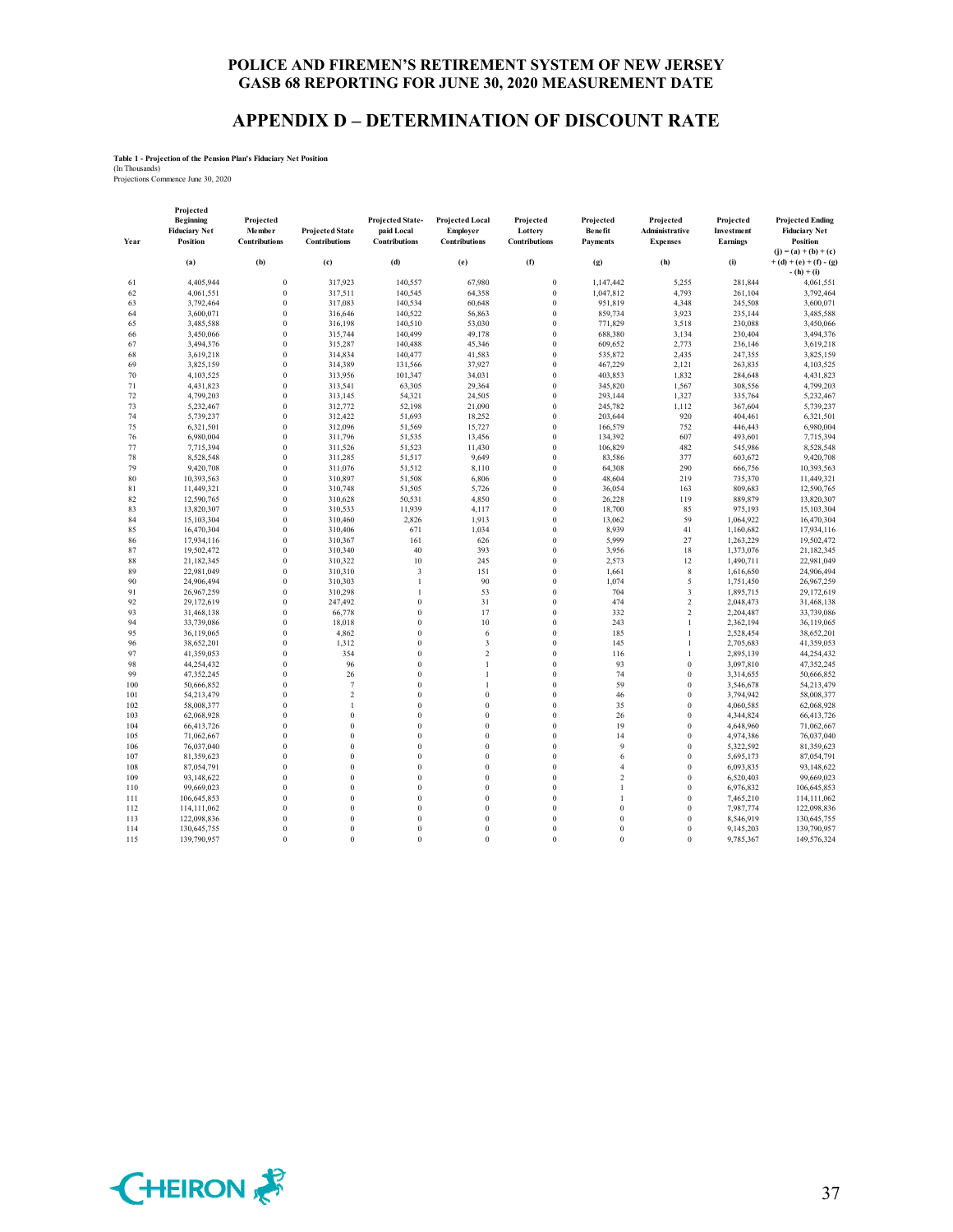# POLICE AND FIREMEN'S RETIREMENT SYSTEM OF NEW JERSEY
# GASB 68 REPORTING FOR JUNE 30, 2020 MEASUREMENT DATE

## APPENDIX D – DETERMINATION OF DISCOUNT RATE

**Table 1 - Projection of the Pension Plan's Fiduciary Net Position**
(In Thousands)
Projections Commence June 30, 2020

| Year | Projected Beginning Fiduciary Net Position | Projected Member Contributions | Projected State Contributions | Projected State-paid Local Contributions | Projected Local Employer Contributions | Projected Lottery Contributions | Projected Benefit Payments | Projected Administrative Expenses | Projected Investment Earnings | Projected Ending Fiduciary Net Position |
|---|---|---|---|---|---|---|---|---|---|---|
| | (a) | (b) | (c) | (d) | (e) | (f) | (g) | (h) | (i) | (j) = (a) + (b) + (c) + (d) + (e) + (f) - (g) - (h) + (i) |
| 61 | 4,405,944 | 0 | 317,923 | 140,557 | 67,980 | 0 | 1,147,442 | 5,255 | 281,844 | 4,061,551 |
| 62 | 4,061,551 | 0 | 317,511 | 140,545 | 64,358 | 0 | 1,047,812 | 4,793 | 261,104 | 3,792,464 |
| 63 | 3,792,464 | 0 | 317,083 | 140,534 | 60,648 | 0 | 951,819 | 4,348 | 245,508 | 3,600,071 |
| 64 | 3,600,071 | 0 | 316,646 | 140,522 | 56,863 | 0 | 859,734 | 3,923 | 235,144 | 3,485,588 |
| 65 | 3,485,588 | 0 | 316,198 | 140,510 | 53,030 | 0 | 771,829 | 3,518 | 230,088 | 3,450,066 |
| 66 | 3,450,066 | 0 | 315,744 | 140,499 | 49,178 | 0 | 688,380 | 3,134 | 230,404 | 3,494,376 |
| 67 | 3,494,376 | 0 | 315,287 | 140,488 | 45,346 | 0 | 609,652 | 2,773 | 236,146 | 3,619,218 |
| 68 | 3,619,218 | 0 | 314,834 | 140,477 | 41,583 | 0 | 535,872 | 2,435 | 247,355 | 3,825,159 |
| 69 | 3,825,159 | 0 | 314,389 | 131,566 | 37,927 | 0 | 467,229 | 2,121 | 263,835 | 4,103,525 |
| 70 | 4,103,525 | 0 | 313,956 | 101,347 | 34,031 | 0 | 403,853 | 1,832 | 284,648 | 4,431,823 |
| 71 | 4,431,823 | 0 | 313,541 | 63,305 | 29,364 | 0 | 345,820 | 1,567 | 308,556 | 4,799,203 |
| 72 | 4,799,203 | 0 | 313,145 | 54,321 | 24,505 | 0 | 293,144 | 1,327 | 335,764 | 5,232,467 |
| 73 | 5,232,467 | 0 | 312,772 | 52,198 | 21,090 | 0 | 245,782 | 1,112 | 367,604 | 5,739,237 |
| 74 | 5,739,237 | 0 | 312,422 | 51,693 | 18,252 | 0 | 203,644 | 920 | 404,461 | 6,321,501 |
| 75 | 6,321,501 | 0 | 312,096 | 51,569 | 15,727 | 0 | 166,579 | 752 | 446,443 | 6,980,004 |
| 76 | 6,980,004 | 0 | 311,796 | 51,535 | 13,456 | 0 | 134,392 | 607 | 493,601 | 7,715,394 |
| 77 | 7,715,394 | 0 | 311,526 | 51,523 | 11,430 | 0 | 106,829 | 482 | 545,986 | 8,528,548 |
| 78 | 8,528,548 | 0 | 311,285 | 51,517 | 9,649 | 0 | 83,586 | 377 | 603,672 | 9,420,708 |
| 79 | 9,420,708 | 0 | 311,076 | 51,512 | 8,110 | 0 | 64,308 | 290 | 666,756 | 10,393,563 |
| 80 | 10,393,563 | 0 | 310,897 | 51,508 | 6,806 | 0 | 48,604 | 219 | 735,370 | 11,449,321 |
| 81 | 11,449,321 | 0 | 310,748 | 51,505 | 5,726 | 0 | 36,054 | 163 | 809,683 | 12,590,765 |
| 82 | 12,590,765 | 0 | 310,628 | 50,531 | 4,850 | 0 | 26,228 | 119 | 889,879 | 13,820,307 |
| 83 | 13,820,307 | 0 | 310,533 | 11,939 | 4,117 | 0 | 18,700 | 85 | 975,193 | 15,103,304 |
| 84 | 15,103,304 | 0 | 310,460 | 2,826 | 1,913 | 0 | 13,062 | 59 | 1,064,922 | 16,470,304 |
| 85 | 16,470,304 | 0 | 310,406 | 671 | 1,034 | 0 | 8,939 | 41 | 1,160,682 | 17,934,116 |
| 86 | 17,934,116 | 0 | 310,367 | 161 | 626 | 0 | 5,999 | 27 | 1,263,229 | 19,502,472 |
| 87 | 19,502,472 | 0 | 310,340 | 40 | 393 | 0 | 3,956 | 18 | 1,373,076 | 21,182,345 |
| 88 | 21,182,345 | 0 | 310,322 | 10 | 245 | 0 | 2,573 | 12 | 1,490,711 | 22,981,049 |
| 89 | 22,981,049 | 0 | 310,310 | 3 | 151 | 0 | 1,661 | 8 | 1,616,650 | 24,906,494 |
| 90 | 24,906,494 | 0 | 310,303 | 1 | 90 | 0 | 1,074 | 5 | 1,751,450 | 26,967,259 |
| 91 | 26,967,259 | 0 | 310,298 | 1 | 53 | 0 | 704 | 3 | 1,895,715 | 29,172,619 |
| 92 | 29,172,619 | 0 | 247,492 | 0 | 31 | 0 | 474 | 2 | 2,048,473 | 31,468,138 |
| 93 | 31,468,138 | 0 | 66,778 | 0 | 17 | 0 | 332 | 2 | 2,204,487 | 33,739,086 |
| 94 | 33,739,086 | 0 | 18,018 | 0 | 10 | 0 | 243 | 1 | 2,362,194 | 36,119,065 |
| 95 | 36,119,065 | 0 | 4,862 | 0 | 6 | 0 | 185 | 1 | 2,528,454 | 38,652,201 |
| 96 | 38,652,201 | 0 | 1,312 | 0 | 3 | 0 | 145 | 1 | 2,705,683 | 41,359,053 |
| 97 | 41,359,053 | 0 | 354 | 0 | 2 | 0 | 116 | 1 | 2,895,139 | 44,254,432 |
| 98 | 44,254,432 | 0 | 96 | 0 | 1 | 0 | 93 | 0 | 3,097,810 | 47,352,245 |
| 99 | 47,352,245 | 0 | 26 | 0 | 1 | 0 | 74 | 0 | 3,314,655 | 50,666,852 |
| 100 | 50,666,852 | 0 | 7 | 0 | 1 | 0 | 59 | 0 | 3,546,678 | 54,213,479 |
| 101 | 54,213,479 | 0 | 2 | 0 | 0 | 0 | 46 | 0 | 3,794,942 | 58,008,377 |
| 102 | 58,008,377 | 0 | 1 | 0 | 0 | 0 | 35 | 0 | 4,060,585 | 62,068,928 |
| 103 | 62,068,928 | 0 | 0 | 0 | 0 | 0 | 26 | 0 | 4,344,824 | 66,413,726 |
| 104 | 66,413,726 | 0 | 0 | 0 | 0 | 0 | 19 | 0 | 4,648,960 | 71,062,667 |
| 105 | 71,062,667 | 0 | 0 | 0 | 0 | 0 | 14 | 0 | 4,974,386 | 76,037,040 |
| 106 | 76,037,040 | 0 | 0 | 0 | 0 | 0 | 9 | 0 | 5,322,592 | 81,359,623 |
| 107 | 81,359,623 | 0 | 0 | 0 | 0 | 0 | 6 | 0 | 5,695,173 | 87,054,791 |
| 108 | 87,054,791 | 0 | 0 | 0 | 0 | 0 | 4 | 0 | 6,093,835 | 93,148,622 |
| 109 | 93,148,622 | 0 | 0 | 0 | 0 | 0 | 2 | 0 | 6,520,403 | 99,669,023 |
| 110 | 99,669,023 | 0 | 0 | 0 | 0 | 0 | 1 | 0 | 6,976,832 | 106,645,853 |
| 111 | 106,645,853 | 0 | 0 | 0 | 0 | 0 | 1 | 0 | 7,465,210 | 114,111,062 |
| 112 | 114,111,062 | 0 | 0 | 0 | 0 | 0 | 0 | 0 | 7,987,774 | 122,098,836 |
| 113 | 122,098,836 | 0 | 0 | 0 | 0 | 0 | 0 | 0 | 8,546,919 | 130,645,755 |
| 114 | 130,645,755 | 0 | 0 | 0 | 0 | 0 | 0 | 0 | 9,145,203 | 139,790,957 |
| 115 | 139,790,957 | 0 | 0 | 0 | 0 | 0 | 0 | 0 | 9,785,367 | 149,576,324 |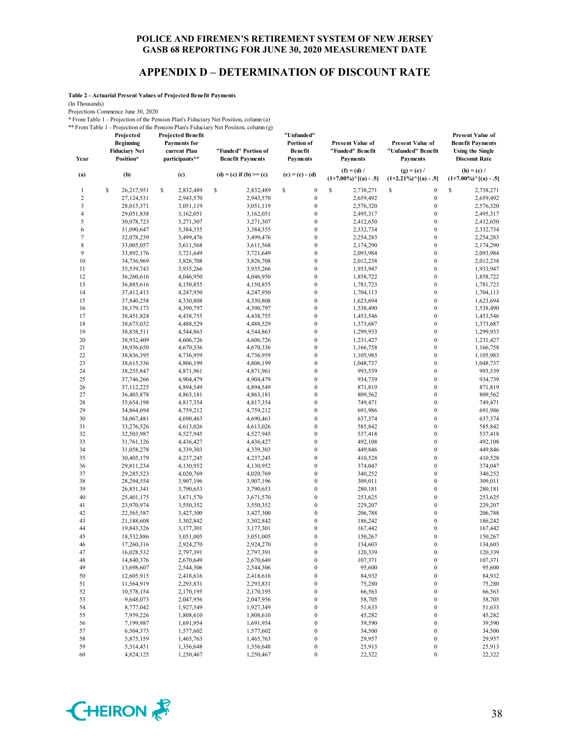# POLICE AND FIREMEN'S RETIREMENT SYSTEM OF NEW JERSEY
## GASB 68 REPORTING FOR JUNE 30, 2020 MEASUREMENT DATE

## APPENDIX D – DETERMINATION OF DISCOUNT RATE

**Table 2 - Actuarial Present Values of Projected Benefit Payments**

(In Thousands)

Projections Commence June 30, 2020

\* From Table 1 - Projection of the Pension Plan's Fiduciary Net Position, column (a)

\*\* From Table 1 - Projection of the Pension Plan's Fiduciary Net Position, column (g)

| Year | Projected Beginning Fiduciary Net Position* | Projected Benefit Payments for current Plan participants** | "Funded" Portion of Benefit Payments | "Unfunded" Portion of Benefit Payments | Present Value of "Funded" Benefit Payments | Present Value of "Unfunded" Benefit Payments | Present Value of Benefit Payments Using the Single Discount Rate |
|---|---|---|---|---|---|---|---|
| (a) | (b) | (c) | (d) = (c) if (b) >= (c) | (e) = (c) - (d) | (f) = (d) / (1+7.00%)^[(a) - .5] | (g) = (e) / (1+2.21%)^[(a) - .5] | (h) = (c) / (1+7.00%)^[(a) - .5] |
| 1 | $ 26,217,951 | $ 2,832,489 | $ 2,832,489 | $ 0 | $ 2,738,271 | $ 0 | $ 2,738,271 |
| 2 | 27,124,531 | 2,943,570 | 2,943,570 | 0 | 2,659,492 | 0 | 2,659,492 |
| 3 | 28,015,371 | 3,051,119 | 3,051,119 | 0 | 2,576,320 | 0 | 2,576,320 |
| 4 | 29,051,838 | 3,162,051 | 3,162,051 | 0 | 2,495,317 | 0 | 2,495,317 |
| 5 | 30,078,723 | 3,271,307 | 3,271,307 | 0 | 2,412,650 | 0 | 2,412,650 |
| 6 | 31,090,647 | 3,384,355 | 3,384,355 | 0 | 2,332,734 | 0 | 2,332,734 |
| 7 | 32,078,239 | 3,499,476 | 3,499,476 | 0 | 2,254,283 | 0 | 2,254,283 |
| 8 | 33,005,057 | 3,611,568 | 3,611,568 | 0 | 2,174,290 | 0 | 2,174,290 |
| 9 | 33,892,176 | 3,721,649 | 3,721,649 | 0 | 2,093,984 | 0 | 2,093,984 |
| 10 | 34,736,969 | 3,826,708 | 3,826,708 | 0 | 2,012,238 | 0 | 2,012,238 |
| 11 | 35,539,743 | 3,935,266 | 3,935,266 | 0 | 1,933,947 | 0 | 1,933,947 |
| 12 | 36,260,616 | 4,046,950 | 4,046,950 | 0 | 1,858,722 | 0 | 1,858,722 |
| 13 | 36,885,616 | 4,150,855 | 4,150,855 | 0 | 1,781,723 | 0 | 1,781,723 |
| 14 | 37,412,413 | 4,247,950 | 4,247,950 | 0 | 1,704,113 | 0 | 1,704,113 |
| 15 | 37,840,258 | 4,330,808 | 4,330,808 | 0 | 1,623,694 | 0 | 1,623,694 |
| 16 | 38,179,173 | 4,390,797 | 4,390,797 | 0 | 1,538,490 | 0 | 1,538,490 |
| 17 | 38,451,824 | 4,438,755 | 4,438,755 | 0 | 1,453,546 | 0 | 1,453,546 |
| 18 | 38,673,032 | 4,488,529 | 4,488,529 | 0 | 1,373,687 | 0 | 1,373,687 |
| 19 | 38,838,511 | 4,544,863 | 4,544,863 | 0 | 1,299,933 | 0 | 1,299,933 |
| 20 | 38,932,409 | 4,606,726 | 4,606,726 | 0 | 1,231,427 | 0 | 1,231,427 |
| 21 | 38,936,650 | 4,670,336 | 4,670,336 | 0 | 1,166,758 | 0 | 1,166,758 |
| 22 | 38,836,395 | 4,736,959 | 4,736,959 | 0 | 1,105,983 | 0 | 1,105,983 |
| 23 | 38,615,336 | 4,806,199 | 4,806,199 | 0 | 1,048,737 | 0 | 1,048,737 |
| 24 | 38,255,847 | 4,871,961 | 4,871,961 | 0 | 993,539 | 0 | 993,539 |
| 25 | 37,746,266 | 4,904,479 | 4,904,479 | 0 | 934,739 | 0 | 934,739 |
| 26 | 37,112,225 | 4,894,549 | 4,894,549 | 0 | 871,819 | 0 | 871,819 |
| 27 | 36,403,878 | 4,863,181 | 4,863,181 | 0 | 809,562 | 0 | 809,562 |
| 28 | 35,654,198 | 4,817,354 | 4,817,354 | 0 | 749,471 | 0 | 749,471 |
| 29 | 34,864,694 | 4,759,212 | 4,759,212 | 0 | 691,986 | 0 | 691,986 |
| 30 | 34,067,481 | 4,690,463 | 4,690,463 | 0 | 637,374 | 0 | 637,374 |
| 31 | 33,276,526 | 4,613,026 | 4,613,026 | 0 | 585,842 | 0 | 585,842 |
| 32 | 32,503,987 | 4,527,945 | 4,527,945 | 0 | 537,418 | 0 | 537,418 |
| 33 | 31,761,126 | 4,436,427 | 4,436,427 | 0 | 492,108 | 0 | 492,108 |
| 34 | 31,058,278 | 4,339,303 | 4,339,303 | 0 | 449,846 | 0 | 449,846 |
| 35 | 30,405,179 | 4,237,245 | 4,237,245 | 0 | 410,528 | 0 | 410,528 |
| 36 | 29,811,234 | 4,130,952 | 4,130,952 | 0 | 374,047 | 0 | 374,047 |
| 37 | 29,285,523 | 4,020,769 | 4,020,769 | 0 | 340,252 | 0 | 340,252 |
| 38 | 28,294,554 | 3,907,196 | 3,907,196 | 0 | 309,011 | 0 | 309,011 |
| 39 | 26,851,341 | 3,790,653 | 3,790,653 | 0 | 280,181 | 0 | 280,181 |
| 40 | 25,401,175 | 3,671,570 | 3,671,570 | 0 | 253,625 | 0 | 253,625 |
| 41 | 23,970,974 | 3,550,352 | 3,550,352 | 0 | 229,207 | 0 | 229,207 |
| 42 | 22,565,587 | 3,427,300 | 3,427,300 | 0 | 206,788 | 0 | 206,788 |
| 43 | 21,188,608 | 3,302,842 | 3,302,842 | 0 | 186,242 | 0 | 186,242 |
| 44 | 19,843,326 | 3,177,301 | 3,177,301 | 0 | 167,442 | 0 | 167,442 |
| 45 | 18,532,886 | 3,051,005 | 3,051,005 | 0 | 150,267 | 0 | 150,267 |
| 46 | 17,260,316 | 2,924,270 | 2,924,270 | 0 | 134,603 | 0 | 134,603 |
| 47 | 16,028,532 | 2,797,391 | 2,797,391 | 0 | 120,339 | 0 | 120,339 |
| 48 | 14,840,376 | 2,670,649 | 2,670,649 | 0 | 107,371 | 0 | 107,371 |
| 49 | 13,698,607 | 2,544,306 | 2,544,306 | 0 | 95,600 | 0 | 95,600 |
| 50 | 12,605,915 | 2,418,616 | 2,418,616 | 0 | 84,932 | 0 | 84,932 |
| 51 | 11,564,919 | 2,293,831 | 2,293,831 | 0 | 75,280 | 0 | 75,280 |
| 52 | 10,578,154 | 2,170,195 | 2,170,195 | 0 | 66,563 | 0 | 66,563 |
| 53 | 9,648,073 | 2,047,956 | 2,047,956 | 0 | 58,705 | 0 | 58,705 |
| 54 | 8,777,042 | 1,927,349 | 1,927,349 | 0 | 51,633 | 0 | 51,633 |
| 55 | 7,959,226 | 1,808,610 | 1,808,610 | 0 | 45,282 | 0 | 45,282 |
| 56 | 7,199,987 | 1,691,954 | 1,691,954 | 0 | 39,590 | 0 | 39,590 |
| 57 | 6,504,373 | 1,577,602 | 1,577,602 | 0 | 34,500 | 0 | 34,500 |
| 58 | 5,875,159 | 1,465,763 | 1,465,763 | 0 | 29,957 | 0 | 29,957 |
| 59 | 5,314,451 | 1,356,648 | 1,356,648 | 0 | 25,913 | 0 | 25,913 |
| 60 | 4,824,125 | 1,250,467 | 1,250,467 | 0 | 22,322 | 0 | 22,322 |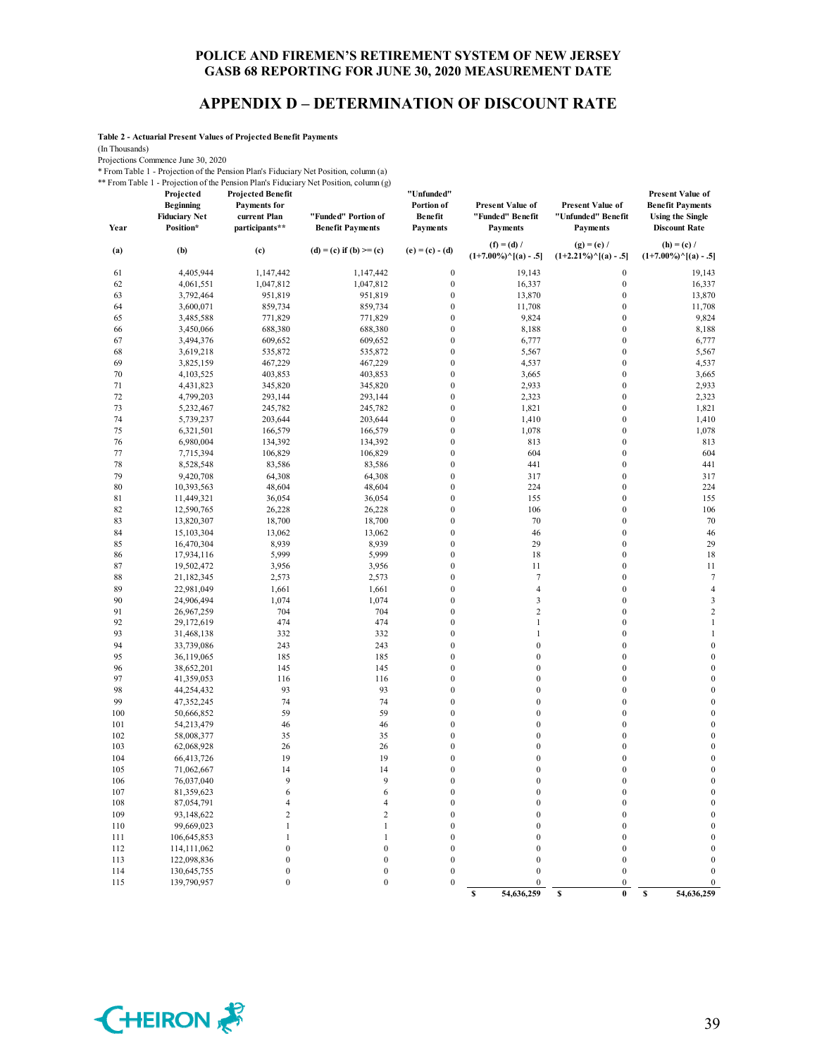# POLICE AND FIREMEN'S RETIREMENT SYSTEM OF NEW JERSEY
# GASB 68 REPORTING FOR JUNE 30, 2020 MEASUREMENT DATE

## APPENDIX D – DETERMINATION OF DISCOUNT RATE

**Table 2 - Actuarial Present Values of Projected Benefit Payments**

(In Thousands)

Projections Commence June 30, 2020

\* From Table 1 - Projection of the Pension Plan's Fiduciary Net Position, column (a)

\*\* From Table 1 - Projection of the Pension Plan's Fiduciary Net Position, column (g)

| Year | Projected Beginning Fiduciary Net Position* | Projected Benefit Payments for current Plan participants** | "Funded" Portion of Benefit Payments | "Unfunded" Portion of Benefit Payments | Present Value of "Funded" Benefit Payments | Present Value of "Unfunded" Benefit Payments | Present Value of Benefit Payments Using the Single Discount Rate |
|---|---|---|---|---|---|---|---|
| (a) | (b) | (c) | (d) = (c) if (b) >= (c) | (e) = (c) - (d) | (f) = (d) / (1+7.00%)^[(a) - .5] | (g) = (e) / (1+2.21%)^[(a) - .5] | (h) = (c) / (1+7.00%)^[(a) - .5] |
| 61 | 4,405,944 | 1,147,442 | 1,147,442 | 0 | 19,143 | 0 | 19,143 |
| 62 | 4,061,551 | 1,047,812 | 1,047,812 | 0 | 16,337 | 0 | 16,337 |
| 63 | 3,792,464 | 951,819 | 951,819 | 0 | 13,870 | 0 | 13,870 |
| 64 | 3,600,071 | 859,734 | 859,734 | 0 | 11,708 | 0 | 11,708 |
| 65 | 3,485,588 | 771,829 | 771,829 | 0 | 9,824 | 0 | 9,824 |
| 66 | 3,450,066 | 688,380 | 688,380 | 0 | 8,188 | 0 | 8,188 |
| 67 | 3,494,376 | 609,652 | 609,652 | 0 | 6,777 | 0 | 6,777 |
| 68 | 3,619,218 | 535,872 | 535,872 | 0 | 5,567 | 0 | 5,567 |
| 69 | 3,825,159 | 467,229 | 467,229 | 0 | 4,537 | 0 | 4,537 |
| 70 | 4,103,525 | 403,853 | 403,853 | 0 | 3,665 | 0 | 3,665 |
| 71 | 4,431,823 | 345,820 | 345,820 | 0 | 2,933 | 0 | 2,933 |
| 72 | 4,799,203 | 293,144 | 293,144 | 0 | 2,323 | 0 | 2,323 |
| 73 | 5,232,467 | 245,782 | 245,782 | 0 | 1,821 | 0 | 1,821 |
| 74 | 5,739,237 | 203,644 | 203,644 | 0 | 1,410 | 0 | 1,410 |
| 75 | 6,321,501 | 166,579 | 166,579 | 0 | 1,078 | 0 | 1,078 |
| 76 | 6,980,004 | 134,392 | 134,392 | 0 | 813 | 0 | 813 |
| 77 | 7,715,394 | 106,829 | 106,829 | 0 | 604 | 0 | 604 |
| 78 | 8,528,548 | 83,586 | 83,586 | 0 | 441 | 0 | 441 |
| 79 | 9,420,708 | 64,308 | 64,308 | 0 | 317 | 0 | 317 |
| 80 | 10,393,563 | 48,604 | 48,604 | 0 | 224 | 0 | 224 |
| 81 | 11,449,321 | 36,054 | 36,054 | 0 | 155 | 0 | 155 |
| 82 | 12,590,765 | 26,228 | 26,228 | 0 | 106 | 0 | 106 |
| 83 | 13,820,307 | 18,700 | 18,700 | 0 | 70 | 0 | 70 |
| 84 | 15,103,304 | 13,062 | 13,062 | 0 | 46 | 0 | 46 |
| 85 | 16,470,304 | 8,939 | 8,939 | 0 | 29 | 0 | 29 |
| 86 | 17,934,116 | 5,999 | 5,999 | 0 | 18 | 0 | 18 |
| 87 | 19,502,472 | 3,956 | 3,956 | 0 | 11 | 0 | 11 |
| 88 | 21,182,345 | 2,573 | 2,573 | 0 | 7 | 0 | 7 |
| 89 | 22,981,049 | 1,661 | 1,661 | 0 | 4 | 0 | 4 |
| 90 | 24,906,494 | 1,074 | 1,074 | 0 | 3 | 0 | 3 |
| 91 | 26,967,259 | 704 | 704 | 0 | 2 | 0 | 2 |
| 92 | 29,172,619 | 474 | 474 | 0 | 1 | 0 | 1 |
| 93 | 31,468,138 | 332 | 332 | 0 | 1 | 0 | 1 |
| 94 | 33,739,086 | 243 | 243 | 0 | 0 | 0 | 0 |
| 95 | 36,119,065 | 185 | 185 | 0 | 0 | 0 | 0 |
| 96 | 38,652,201 | 145 | 145 | 0 | 0 | 0 | 0 |
| 97 | 41,359,053 | 116 | 116 | 0 | 0 | 0 | 0 |
| 98 | 44,254,432 | 93 | 93 | 0 | 0 | 0 | 0 |
| 99 | 47,352,245 | 74 | 74 | 0 | 0 | 0 | 0 |
| 100 | 50,666,852 | 59 | 59 | 0 | 0 | 0 | 0 |
| 101 | 54,213,479 | 46 | 46 | 0 | 0 | 0 | 0 |
| 102 | 58,008,377 | 35 | 35 | 0 | 0 | 0 | 0 |
| 103 | 62,068,928 | 26 | 26 | 0 | 0 | 0 | 0 |
| 104 | 66,413,726 | 19 | 19 | 0 | 0 | 0 | 0 |
| 105 | 71,062,667 | 14 | 14 | 0 | 0 | 0 | 0 |
| 106 | 76,037,040 | 9 | 9 | 0 | 0 | 0 | 0 |
| 107 | 81,359,623 | 6 | 6 | 0 | 0 | 0 | 0 |
| 108 | 87,054,791 | 4 | 4 | 0 | 0 | 0 | 0 |
| 109 | 93,148,622 | 2 | 2 | 0 | 0 | 0 | 0 |
| 110 | 99,669,023 | 1 | 1 | 0 | 0 | 0 | 0 |
| 111 | 106,645,853 | 1 | 1 | 0 | 0 | 0 | 0 |
| 112 | 114,111,062 | 0 | 0 | 0 | 0 | 0 | 0 |
| 113 | 122,098,836 | 0 | 0 | 0 | 0 | 0 | 0 |
| 114 | 130,645,755 | 0 | 0 | 0 | 0 | 0 | 0 |
| 115 | 139,790,957 | 0 | 0 | 0 | 0 | 0 | 0 |
| | | | | | $ 54,636,259 | $ 0 | $ 54,636,259 |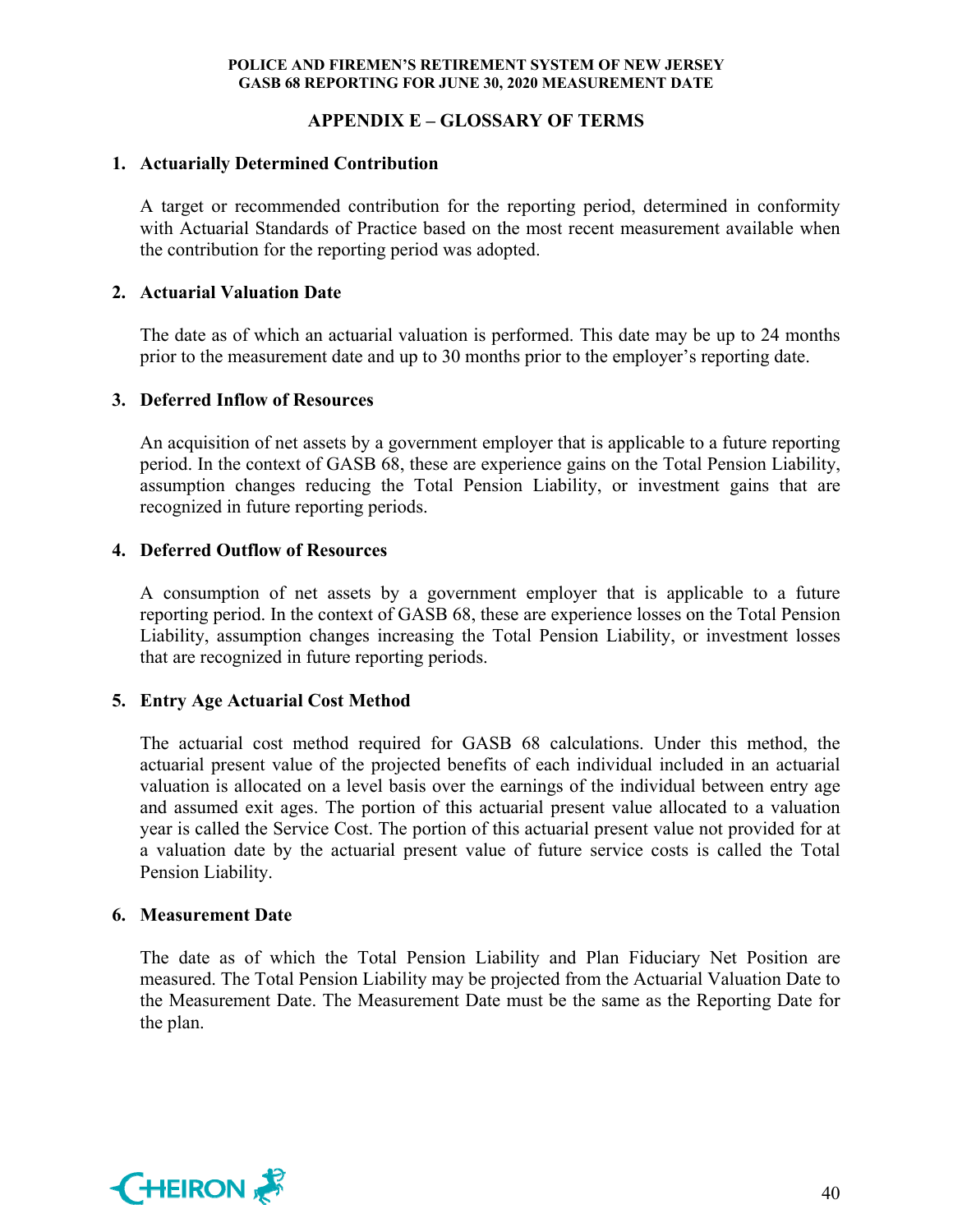## APPENDIX E – GLOSSARY OF TERMS

1. **Actuarially Determined Contribution**

   A target or recommended contribution for the reporting period, determined in conformity with Actuarial Standards of Practice based on the most recent measurement available when the contribution for the reporting period was adopted.

2. **Actuarial Valuation Date**

   The date as of which an actuarial valuation is performed. This date may be up to 24 months prior to the measurement date and up to 30 months prior to the employer's reporting date.

3. **Deferred Inflow of Resources**

   An acquisition of net assets by a government employer that is applicable to a future reporting period. In the context of GASB 68, these are experience gains on the Total Pension Liability, assumption changes reducing the Total Pension Liability, or investment gains that are recognized in future reporting periods.

4. **Deferred Outflow of Resources**

   A consumption of net assets by a government employer that is applicable to a future reporting period. In the context of GASB 68, these are experience losses on the Total Pension Liability, assumption changes increasing the Total Pension Liability, or investment losses that are recognized in future reporting periods.

5. **Entry Age Actuarial Cost Method**

   The actuarial cost method required for GASB 68 calculations. Under this method, the actuarial present value of the projected benefits of each individual included in an actuarial valuation is allocated on a level basis over the earnings of the individual between entry age and assumed exit ages. The portion of this actuarial present value allocated to a valuation year is called the Service Cost. The portion of this actuarial present value not provided for at a valuation date by the actuarial present value of future service costs is called the Total Pension Liability.

6. **Measurement Date**

   The date as of which the Total Pension Liability and Plan Fiduciary Net Position are measured. The Total Pension Liability may be projected from the Actuarial Valuation Date to the Measurement Date. The Measurement Date must be the same as the Reporting Date for the plan.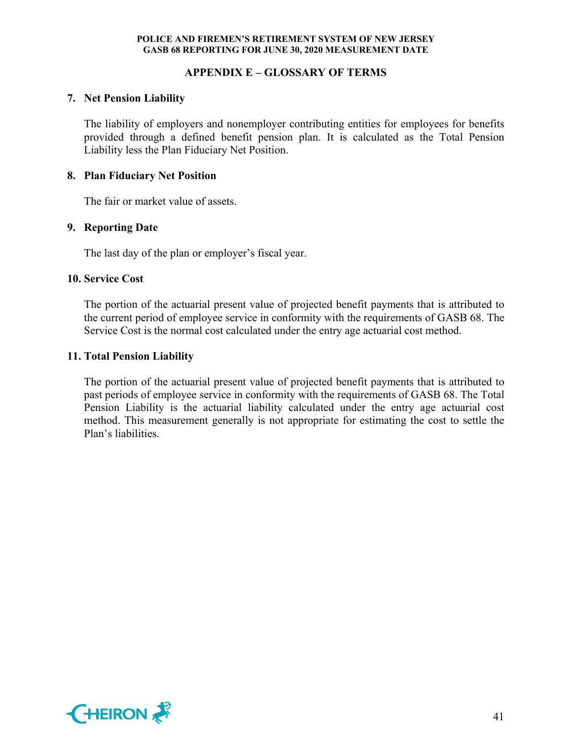## APPENDIX E – GLOSSARY OF TERMS

**7. Net Pension Liability**

The liability of employers and nonemployer contributing entities for employees for benefits provided through a defined benefit pension plan. It is calculated as the Total Pension Liability less the Plan Fiduciary Net Position.

**8. Plan Fiduciary Net Position**

The fair or market value of assets.

**9. Reporting Date**

The last day of the plan or employer's fiscal year.

**10. Service Cost**

The portion of the actuarial present value of projected benefit payments that is attributed to the current period of employee service in conformity with the requirements of GASB 68. The Service Cost is the normal cost calculated under the entry age actuarial cost method.

**11. Total Pension Liability**

The portion of the actuarial present value of projected benefit payments that is attributed to past periods of employee service in conformity with the requirements of GASB 68. The Total Pension Liability is the actuarial liability calculated under the entry age actuarial cost method. This measurement generally is not appropriate for estimating the cost to settle the Plan's liabilities.